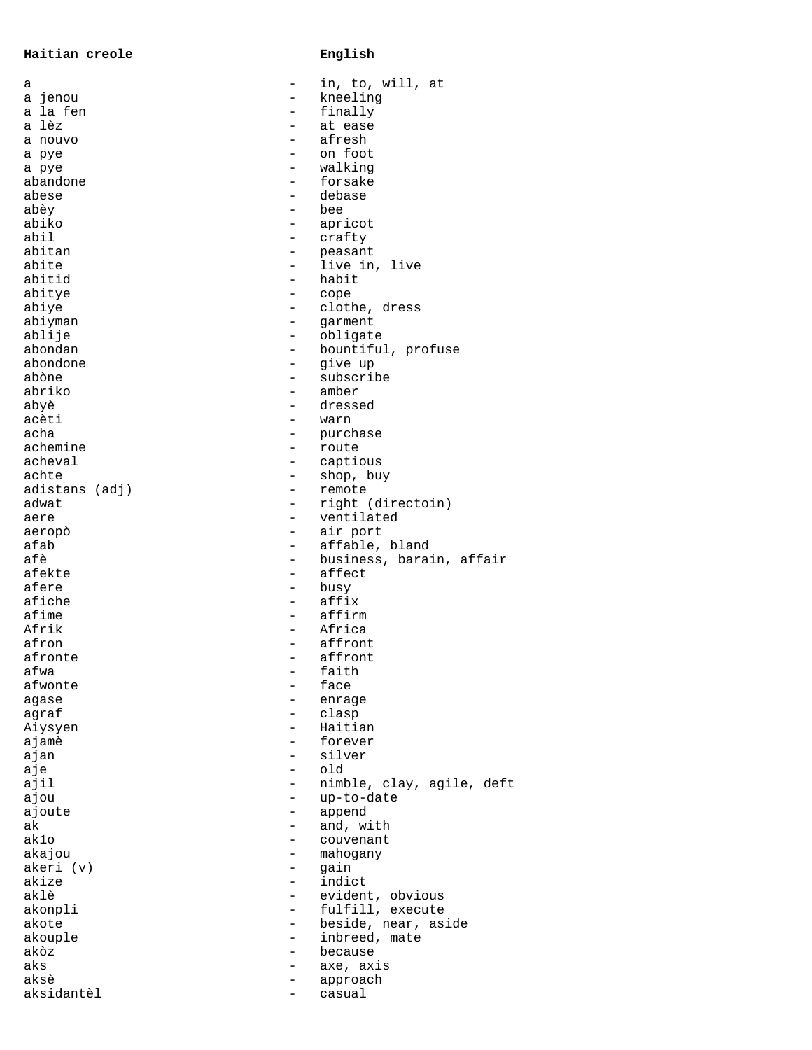| Haitian creole | | English |
|---|---|---|
| a | - | in, to, will, at |
| a jenou | - | kneeling |
| a la fen | - | finally |
| a lèz | - | at ease |
| a nouvo | - | afresh |
| a pye | - | on foot |
| a pye | - | walking |
| abandone | - | forsake |
| abese | - | debase |
| abèy | - | bee |
| abiko | - | apricot |
| abil | - | crafty |
| abitan | - | peasant |
| abite | - | live in, live |
| abitid | - | habit |
| abitye | - | cope |
| abiye | - | clothe, dress |
| abiyman | - | garment |
| ablije | - | obligate |
| abondan | - | bountiful, profuse |
| abondone | - | give up |
| abòne | - | subscribe |
| abriko | - | amber |
| abyè | - | dressed |
| acèti | - | warn |
| acha | - | purchase |
| achemine | - | route |
| acheval | - | captious |
| achte | - | shop, buy |
| adistans (adj) | - | remote |
| adwat | - | right (directoin) |
| aere | - | ventilated |
| aeropò | - | air port |
| afab | - | affable, bland |
| afè | - | business, barain, affair |
| afekte | - | affect |
| afere | - | busy |
| afiche | - | affix |
| afime | - | affirm |
| Afrik | - | Africa |
| afron | - | affront |
| afronte | - | affront |
| afwa | - | faith |
| afwonte | - | face |
| agase | - | enrage |
| agraf | - | clasp |
| Aiysyen | - | Haitian |
| ajamè | - | forever |
| ajan | - | silver |
| aje | - | old |
| ajil | - | nimble, clay, agile, deft |
| ajou | - | up-to-date |
| ajoute | - | append |
| ak | - | and, with |
| ak1o | - | couvenant |
| akajou | - | mahogany |
| akeri (v) | - | gain |
| akize | - | indict |
| aklè | - | evident, obvious |
| akonpli | - | fulfill, execute |
| akote | - | beside, near, aside |
| akouple | - | inbreed, mate |
| akòz | - | because |
| aks | - | axe, axis |
| aksè | - | approach |
| aksidantèl | - | casual |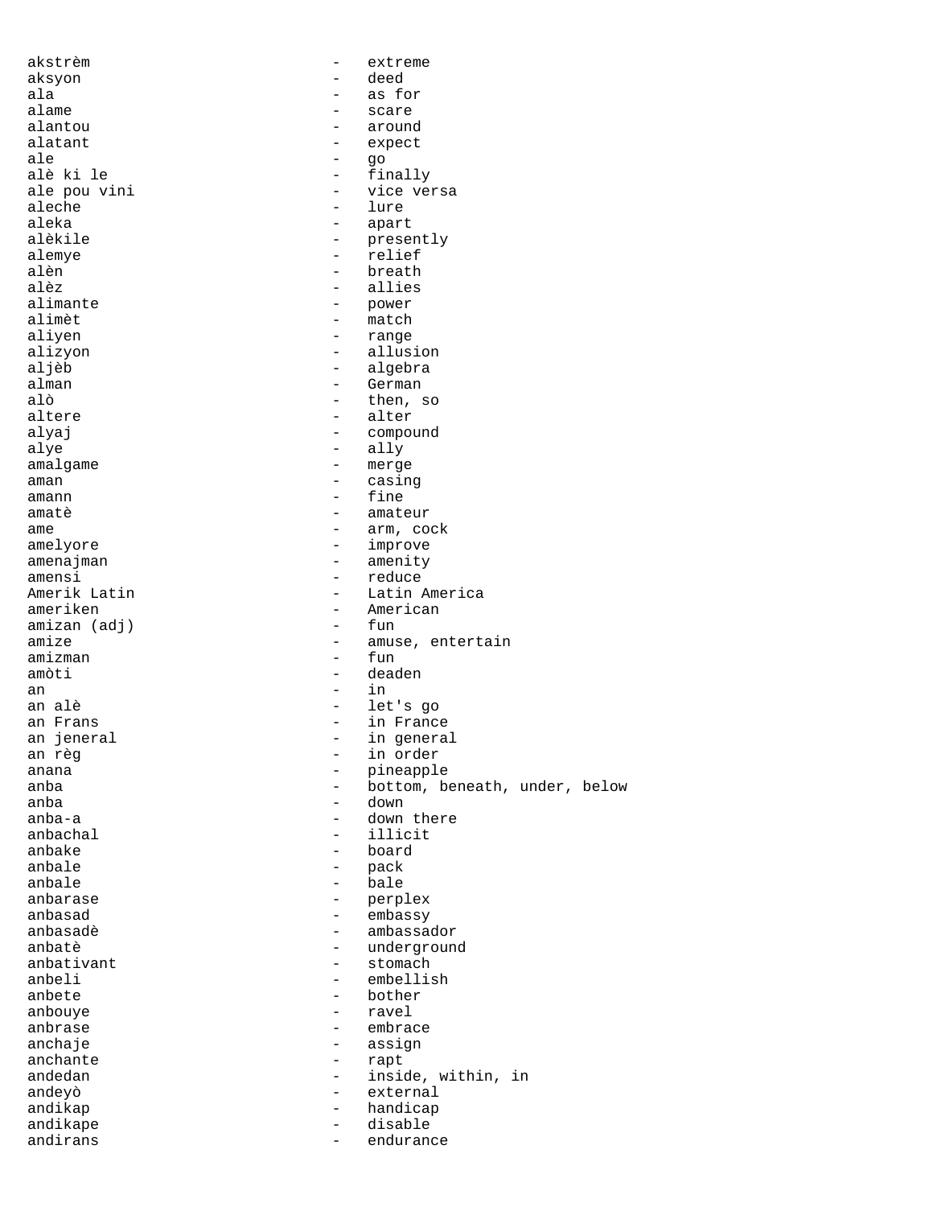akstrèm - extreme
aksyon - deed
ala - as for
alame - scare
alantou - around
alatant - expect
ale - go
alè ki le - finally
ale pou vini - vice versa
aleche - lure
aleka - apart
alèkile - presently
alemye - relief
alèn - breath
alèz - allies
alimante - power
alimèt - match
aliyen - range
alizyon - allusion
aljèb - algebra
alman - German
alò - then, so
altere - alter
alyaj - compound
alye - ally
amalgame - merge
aman - casing
amann - fine
amatè - amateur
ame - arm, cock
amelyore - improve
amenajman - amenity
amensi - reduce
Amerik Latin - Latin America
ameriken - American
amizan (adj) - fun
amize - amuse, entertain
amizman - fun
amòti - deaden
an - in
an alè - let's go
an Frans - in France
an jeneral - in general
an règ - in order
anana - pineapple
anba - bottom, beneath, under, below
anba - down
anba-a - down there
anbachal - illicit
anbake - board
anbale - pack
anbale - bale
anbarase - perplex
anbasad - embassy
anbasadè - ambassador
anbatè - underground
anbativant - stomach
anbeli - embellish
anbete - bother
anbouye - ravel
anbrase - embrace
anchaje - assign
anchante - rapt
andedan - inside, within, in
andeyò - external
andikap - handicap
andikape - disable
andirans - endurance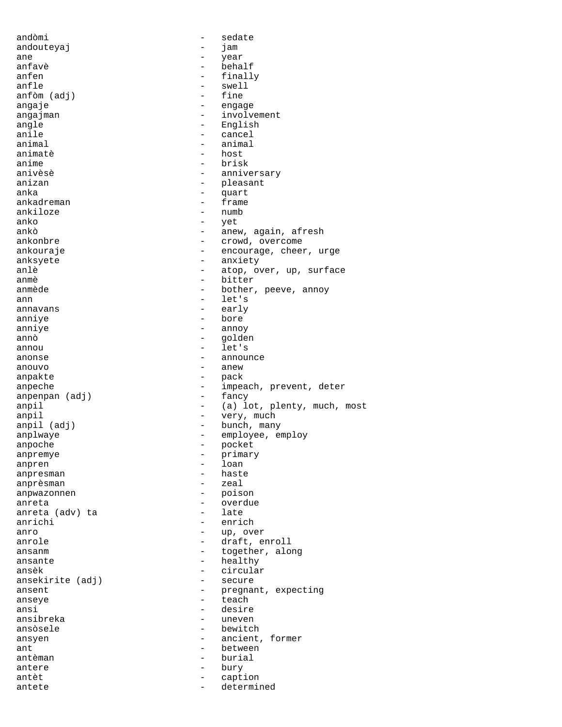andòmi - sedate
andouteyaj - jam
ane - year
anfavè - behalf
anfen - finally
anfle - swell
anfòm (adj) - fine
angaje - engage
angajman - involvement
angle - English
anile - cancel
animal - animal
animatè - host
anime - brisk
anivèsè - anniversary
anizan - pleasant
anka - quart
ankadreman - frame
ankiloze - numb
anko - yet
ankò - anew, again, afresh
ankonbre - crowd, overcome
ankouraje - encourage, cheer, urge
anksyete - anxiety
anlè - atop, over, up, surface
anmè - bitter
anmède - bother, peeve, annoy
ann - let's
annavans - early
anniye - bore
anniye - annoy
annò - golden
annou - let's
anonse - announce
anouvo - anew
anpakte - pack
anpeche - impeach, prevent, deter
anpenpan (adj) - fancy
anpil - (a) lot, plenty, much, most
anpil - very, much
anpil (adj) - bunch, many
anplwaye - employee, employ
anpoche - pocket
anpremye - primary
anpren - loan
anpresman - haste
anprèsman - zeal
anpwazonnen - poison
anreta - overdue
anreta (adv) ta - late
anrichi - enrich
anro - up, over
anrole - draft, enroll
ansanm - together, along
ansante - healthy
ansèk - circular
ansekirite (adj) - secure
ansent - pregnant, expecting
anseye - teach
ansi - desire
ansibreka - uneven
ansòsele - bewitch
ansyen - ancient, former
ant - between
antèman - burial
antere - bury
antèt - caption
antete - determined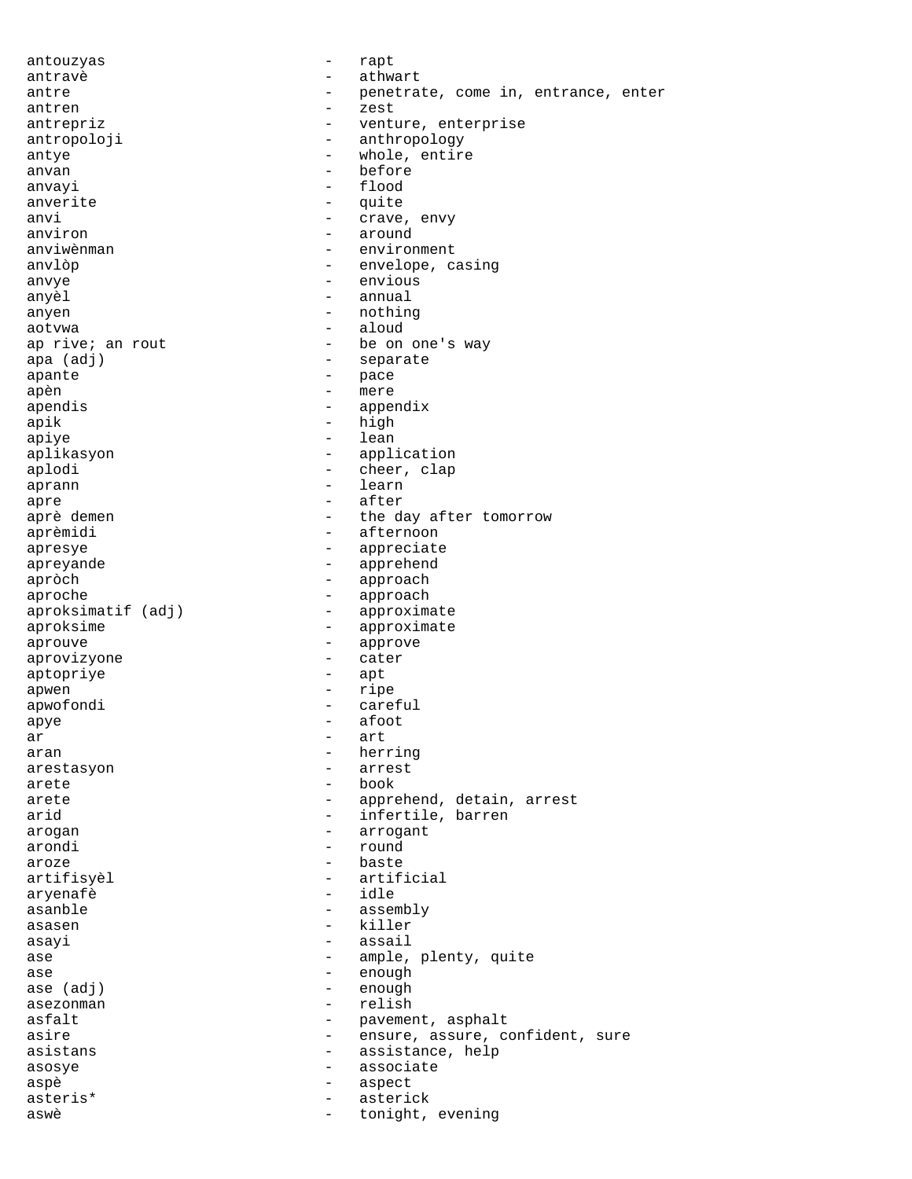antouzyas - rapt
antravè - athwart
antre - penetrate, come in, entrance, enter
antren - zest
antrepriz - venture, enterprise
antropoloji - anthropology
antye - whole, entire
anvan - before
anvayi - flood
anverite - quite
anvi - crave, envy
anviron - around
anviwènman - environment
anvlòp - envelope, casing
anvye - envious
anyèl - annual
anyen - nothing
aotvwa - aloud
ap rive; an rout - be on one's way
apa (adj) - separate
apante - pace
apèn - mere
apendis - appendix
apik - high
apiye - lean
aplikasyon - application
aplodi - cheer, clap
aprann - learn
apre - after
aprè demen - the day after tomorrow
aprèmidi - afternoon
apresye - appreciate
apreyande - apprehend
apròch - approach
aproche - approach
aproksimatif (adj) - approximate
aproksime - approximate
aprouve - approve
aprovizyone - cater
aptopriye - apt
apwen - ripe
apwofondi - careful
apye - afoot
ar - art
aran - herring
arestasyon - arrest
arete - book
arete - apprehend, detain, arrest
arid - infertile, barren
arogan - arrogant
arondi - round
aroze - baste
artifisyèl - artificial
aryenafè - idle
asanble - assembly
asasen - killer
asayi - assail
ase - ample, plenty, quite
ase - enough
ase (adj) - enough
asezonman - relish
asfalt - pavement, asphalt
asire - ensure, assure, confident, sure
asistans - assistance, help
asosye - associate
aspè - aspect
asteris* - asterick
aswè - tonight, evening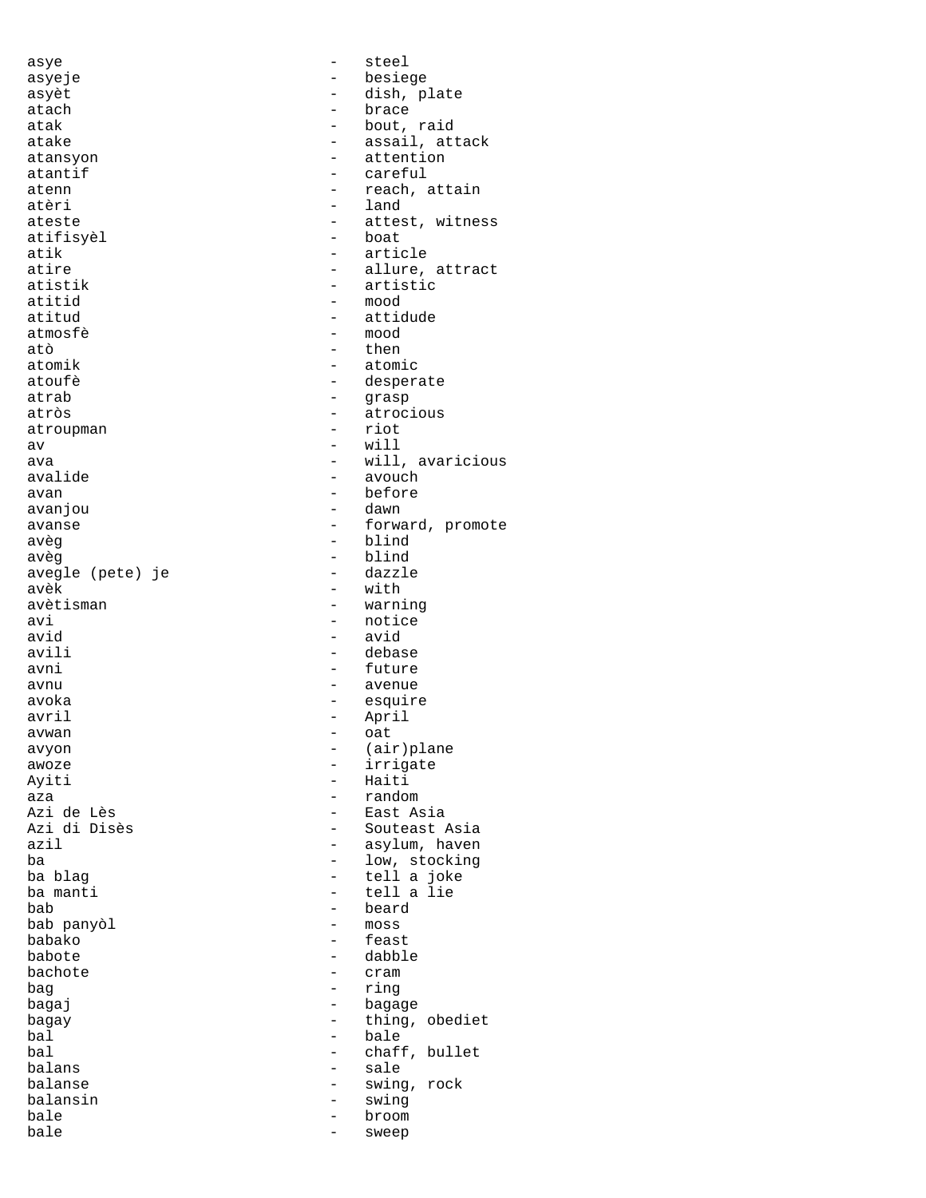asye - steel
asyeje - besiege
asyèt - dish, plate
atach - brace
atak - bout, raid
atake - assail, attack
atansyon - attention
atantif - careful
atenn - reach, attain
atèri - land
ateste - attest, witness
atifisyèl - boat
atik - article
atire - allure, attract
atistik - artistic
atitid - mood
atitud - attidude
atmosfè - mood
atò - then
atomik - atomic
atoufè - desperate
atrab - grasp
atròs - atrocious
atroupman - riot
av - will
ava - will, avaricious
avalide - avouch
avan - before
avanjou - dawn
avanse - forward, promote
avèg - blind
avèg - blind
avegle (pete) je - dazzle
avèk - with
avètisman - warning
avi - notice
avid - avid
avili - debase
avni - future
avnu - avenue
avoka - esquire
avril - April
avwan - oat
avyon - (air)plane
awoze - irrigate
Ayiti - Haiti
aza - random
Azi de Lès - East Asia
Azi di Disès - Souteast Asia
azil - asylum, haven
ba - low, stocking
ba blag - tell a joke
ba manti - tell a lie
bab - beard
bab panyòl - moss
babako - feast
babote - dabble
bachote - cram
bag - ring
bagaj - bagage
bagay - thing, obediet
bal - bale
bal - chaff, bullet
balans - sale
balanse - swing, rock
balansin - swing
bale - broom
bale - sweep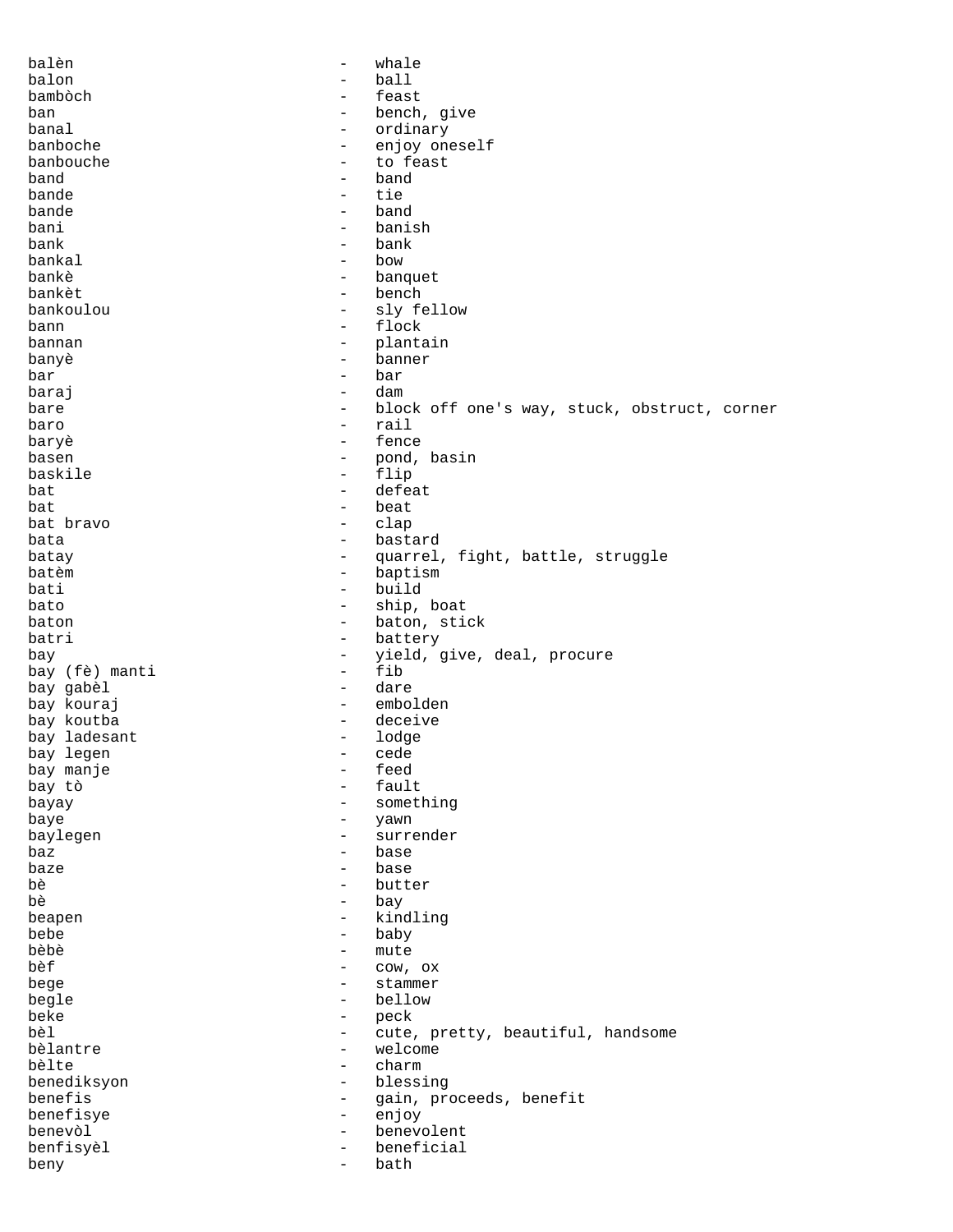balèn - whale
balon - ball
bambòch - feast
ban - bench, give
banal - ordinary
banboche - enjoy oneself
banbouche - to feast
band - band
bande - tie
bande - band
bani - banish
bank - bank
bankal - bow
bankè - banquet
bankèt - bench
bankoulou - sly fellow
bann - flock
bannan - plantain
banyè - banner
bar - bar
baraj - dam
bare - block off one's way, stuck, obstruct, corner
baro - rail
baryè - fence
basen - pond, basin
baskile - flip
bat - defeat
bat - beat
bat bravo - clap
bata - bastard
batay - quarrel, fight, battle, struggle
batèm - baptism
bati - build
bato - ship, boat
baton - baton, stick
batri - battery
bay - yield, give, deal, procure
bay (fè) manti - fib
bay gabèl - dare
bay kouraj - embolden
bay koutba - deceive
bay ladesant - lodge
bay legen - cede
bay manje - feed
bay tò - fault
bayay - something
baye - yawn
baylegen - surrender
baz - base
baze - base
bè - butter
bè - bay
beapen - kindling
bebe - baby
bèbè - mute
bèf - cow, ox
bege - stammer
begle - bellow
beke - peck
bèl - cute, pretty, beautiful, handsome
bèlantre - welcome
bèlte - charm
benediksyon - blessing
benefis - gain, proceeds, benefit
benefisye - enjoy
benevòl - benevolent
benfisyèl - beneficial
beny - bath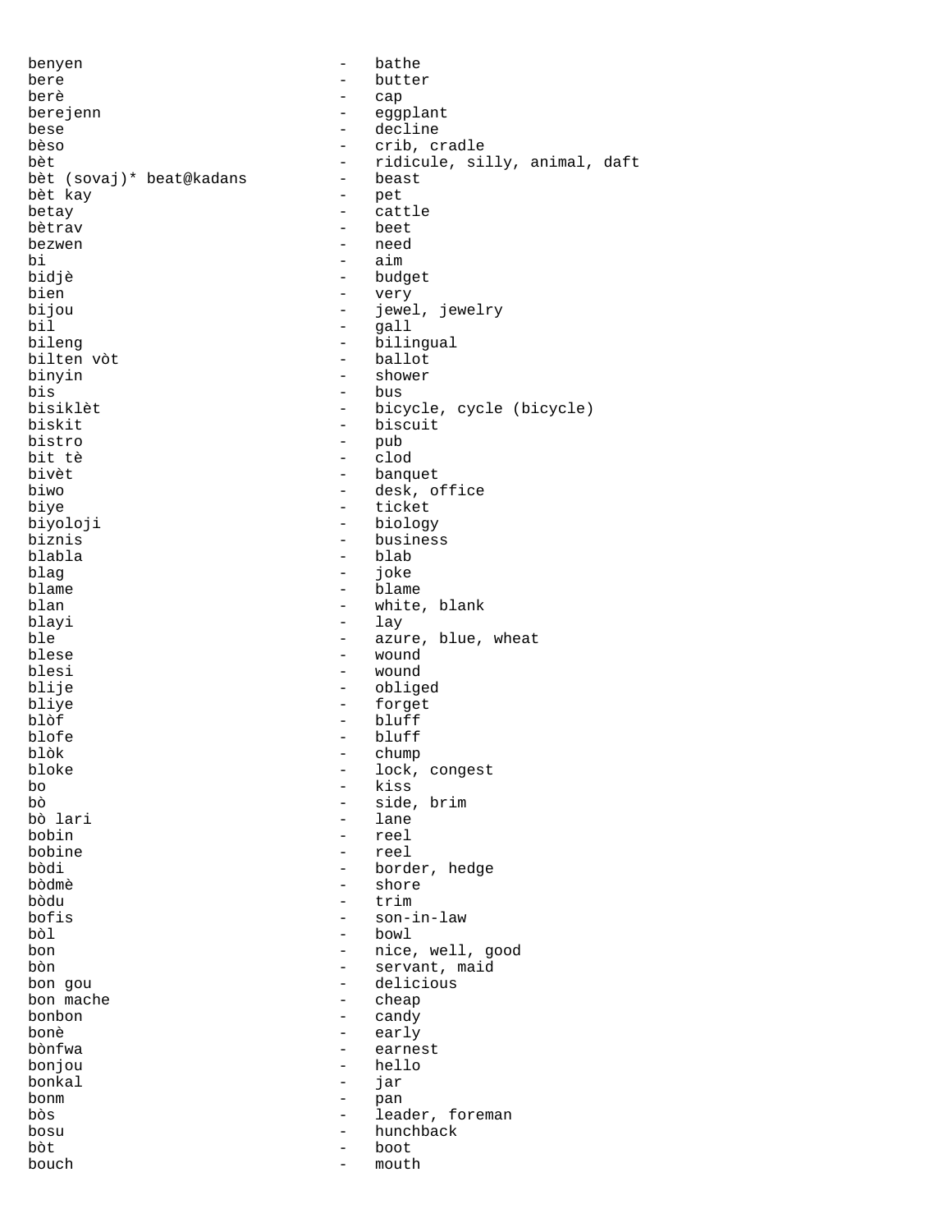benyen - bathe
bere - butter
berè - cap
berejenn - eggplant
bese - decline
bèso - crib, cradle
bèt - ridicule, silly, animal, daft
bèt (sovaj)* beat@kadans - beast
bèt kay - pet
betay - cattle
bètrav - beet
bezwen - need
bi - aim
bidjè - budget
bien - very
bijou - jewel, jewelry
bil - gall
bileng - bilingual
bilten vòt - ballot
binyin - shower
bis - bus
bisiklèt - bicycle, cycle (bicycle)
biskit - biscuit
bistro - pub
bit tè - clod
bivèt - banquet
biwo - desk, office
biye - ticket
biyoloji - biology
biznis - business
blabla - blab
blag - joke
blame - blame
blan - white, blank
blayi - lay
ble - azure, blue, wheat
blese - wound
blesi - wound
blije - obliged
bliye - forget
blòf - bluff
blofe - bluff
blòk - chump
bloke - lock, congest
bo - kiss
bò - side, brim
bò lari - lane
bobin - reel
bobine - reel
bòdi - border, hedge
bòdmè - shore
bòdu - trim
bofis - son-in-law
bòl - bowl
bon - nice, well, good
bòn - servant, maid
bon gou - delicious
bon mache - cheap
bonbon - candy
bonè - early
bònfwa - earnest
bonjou - hello
bonkal - jar
bonm - pan
bòs - leader, foreman
bosu - hunchback
bòt - boot
bouch - mouth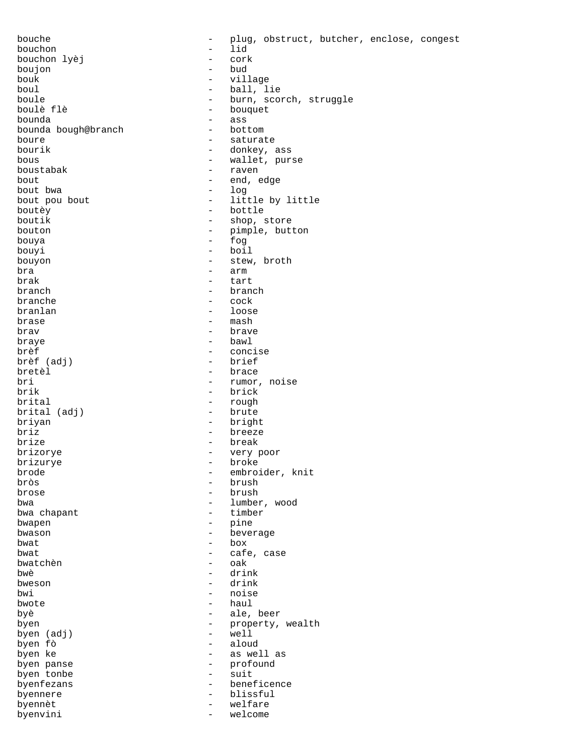bouche - plug, obstruct, butcher, enclose, congest
bouchon - lid
bouchon lyèj - cork
boujon - bud
bouk - village
boul - ball, lie
boule - burn, scorch, struggle
boulè flè - bouquet
bounda - ass
bounda bough@branch - bottom
boure - saturate
bourik - donkey, ass
bous - wallet, purse
boustabak - raven
bout - end, edge
bout bwa - log
bout pou bout - little by little
boutèy - bottle
boutik - shop, store
bouton - pimple, button
bouya - fog
bouyi - boil
bouyon - stew, broth
bra - arm
brak - tart
branch - branch
branche - cock
branlan - loose
brase - mash
brav - brave
braye - bawl
brèf - concise
brèf (adj) - brief
bretèl - brace
bri - rumor, noise
brik - brick
brital - rough
brital (adj) - brute
briyan - bright
briz - breeze
brize - break
brizorye - very poor
brizurye - broke
brode - embroider, knit
bròs - brush
brose - brush
bwa - lumber, wood
bwa chapant - timber
bwapen - pine
bwason - beverage
bwat - box
bwat - cafe, case
bwatchèn - oak
bwè - drink
bweson - drink
bwi - noise
bwote - haul
byè - ale, beer
byen - property, wealth
byen (adj) - well
byen fò - aloud
byen ke - as well as
byen panse - profound
byen tonbe - suit
byenfezans - beneficence
byennere - blissful
byennèt - welfare
byenvini - welcome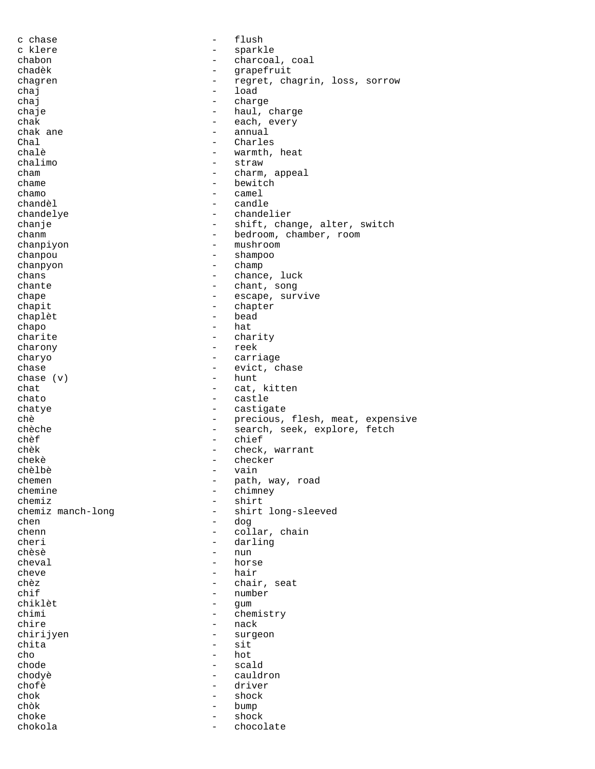c chase - flush
c klere - sparkle
chabon - charcoal, coal
chadèk - grapefruit
chagren - regret, chagrin, loss, sorrow
chaj - load
chaj - charge
chaje - haul, charge
chak - each, every
chak ane - annual
Chal - Charles
chalè - warmth, heat
chalimo - straw
cham - charm, appeal
chame - bewitch
chamo - camel
chandèl - candle
chandelye - chandelier
chanje - shift, change, alter, switch
chanm - bedroom, chamber, room
chanpiyon - mushroom
chanpou - shampoo
chanpyon - champ
chans - chance, luck
chante - chant, song
chape - escape, survive
chapit - chapter
chaplèt - bead
chapo - hat
charite - charity
charony - reek
charyo - carriage
chase - evict, chase
chase (v) - hunt
chat - cat, kitten
chato - castle
chatye - castigate
chè - precious, flesh, meat, expensive
chèche - search, seek, explore, fetch
chèf - chief
chèk - check, warrant
chekè - checker
chèlbè - vain
chemen - path, way, road
chemine - chimney
chemiz - shirt
chemiz manch-long - shirt long-sleeved
chen - dog
chenn - collar, chain
cheri - darling
chèsè - nun
cheval - horse
cheve - hair
chèz - chair, seat
chif - number
chiklèt - gum
chimi - chemistry
chire - nack
chirijyen - surgeon
chita - sit
cho - hot
chode - scald
chodyè - cauldron
chofè - driver
chok - shock
chòk - bump
choke - shock
chokola - chocolate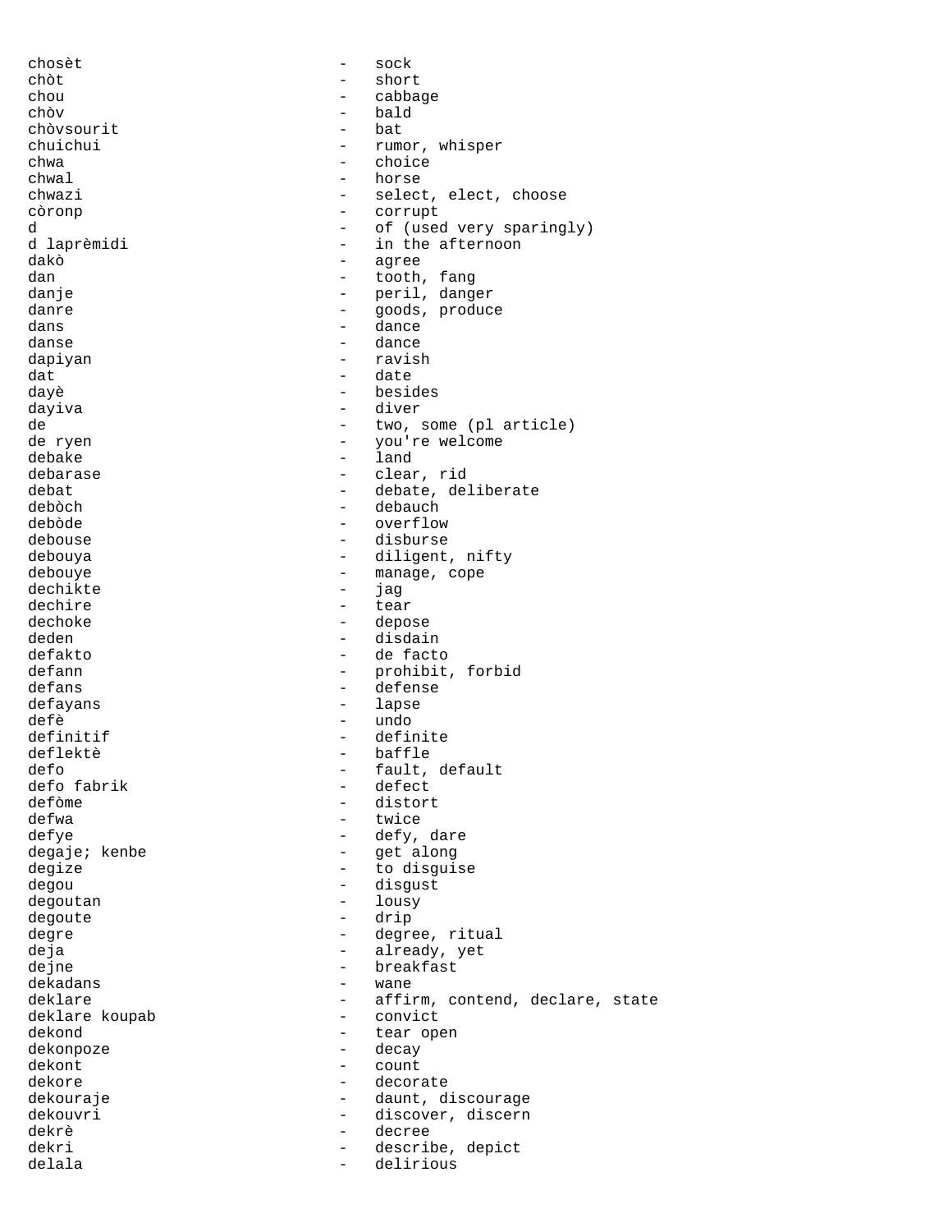chosèt - sock
chòt - short
chou - cabbage
chòv - bald
chòvsourit - bat
chuichui - rumor, whisper
chwa - choice
chwal - horse
chwazi - select, elect, choose
còronp - corrupt
d - of (used very sparingly)
d laprèmidi - in the afternoon
dakò - agree
dan - tooth, fang
danje - peril, danger
danre - goods, produce
dans - dance
danse - dance
dapiyan - ravish
dat - date
dayè - besides
dayiva - diver
de - two, some (pl article)
de ryen - you're welcome
debake - land
debarase - clear, rid
debat - debate, deliberate
debòch - debauch
debòde - overflow
debouse - disburse
debouya - diligent, nifty
debouye - manage, cope
dechikte - jag
dechire - tear
dechoke - depose
deden - disdain
defakto - de facto
defann - prohibit, forbid
defans - defense
defayans - lapse
defè - undo
definitif - definite
deflektè - baffle
defo - fault, default
defo fabrik - defect
defòme - distort
defwa - twice
defye - defy, dare
degaje; kenbe - get along
degize - to disguise
degou - disgust
degoutan - lousy
degoute - drip
degre - degree, ritual
deja - already, yet
dejne - breakfast
dekadans - wane
deklare - affirm, contend, declare, state
deklare koupab - convict
dekond - tear open
dekonpoze - decay
dekont - count
dekore - decorate
dekouraje - daunt, discourage
dekouvri - discover, discern
dekrè - decree
dekri - describe, depict
delala - delirious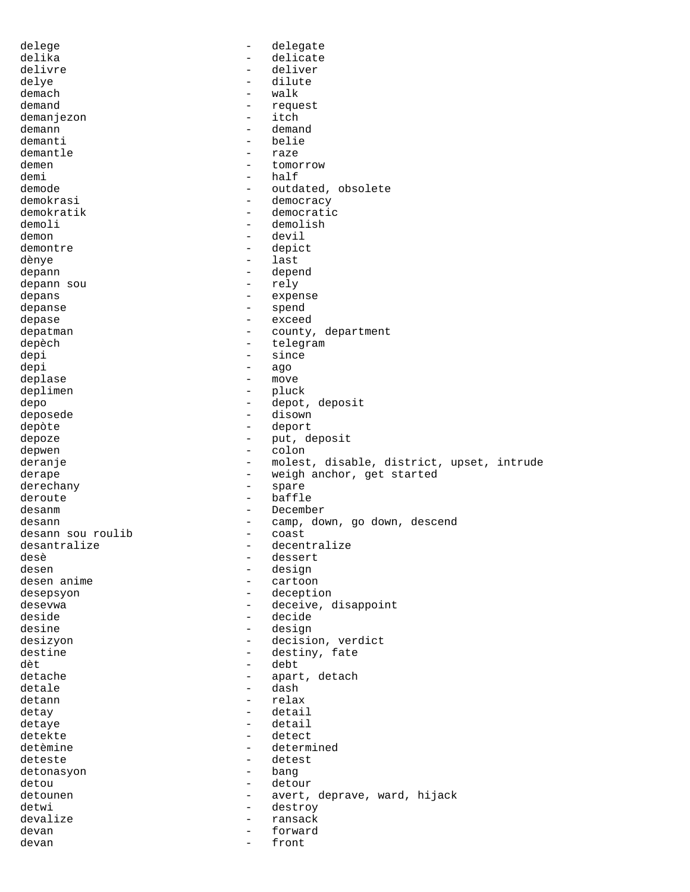delege - delegate
delika - delicate
delivre - deliver
delye - dilute
demach - walk
demand - request
demanjezon - itch
demann - demand
demanti - belie
demantle - raze
demen - tomorrow
demi - half
demode - outdated, obsolete
demokrasi - democracy
demokratik - democratic
demoli - demolish
demon - devil
demontre - depict
dènye - last
depann - depend
depann sou - rely
depans - expense
depanse - spend
depase - exceed
depatman - county, department
depèch - telegram
depi - since
depi - ago
deplase - move
deplimen - pluck
depo - depot, deposit
deposede - disown
depòte - deport
depoze - put, deposit
depwen - colon
deranje - molest, disable, district, upset, intrude
derape - weigh anchor, get started
derechany - spare
deroute - baffle
desanm - December
desann - camp, down, go down, descend
desann sou roulib - coast
desantralize - decentralize
desè - dessert
desen - design
desen anime - cartoon
desepsyon - deception
desevwa - deceive, disappoint
deside - decide
desine - design
desizyon - decision, verdict
destine - destiny, fate
dèt - debt
detache - apart, detach
detale - dash
detann - relax
detay - detail
detaye - detail
detekte - detect
detèmine - determined
deteste - detest
detonasyon - bang
detou - detour
detounen - avert, deprave, ward, hijack
detwi - destroy
devalize - ransack
devan - forward
devan - front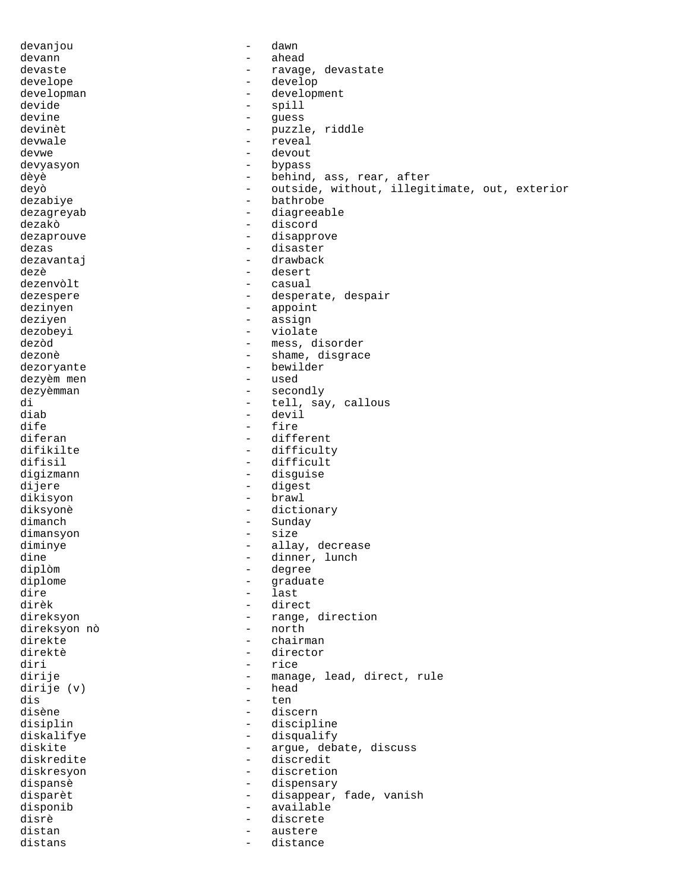devanjou - dawn
devann - ahead
devaste - ravage, devastate
develope - develop
developman - development
devide - spill
devine - guess
devinèt - puzzle, riddle
devwale - reveal
devwe - devout
devyasyon - bypass
dèyè - behind, ass, rear, after
deyò - outside, without, illegitimate, out, exterior
dezabiye - bathrobe
dezagreyab - diagreeable
dezakò - discord
dezaprouve - disapprove
dezas - disaster
dezavantaj - drawback
dezè - desert
dezenvòlt - casual
dezespere - desperate, despair
dezinyen - appoint
deziyen - assign
dezobeyi - violate
dezòd - mess, disorder
dezonè - shame, disgrace
dezoryante - bewilder
dezyèm men - used
dezyèmman - secondly
di - tell, say, callous
diab - devil
dife - fire
diferan - different
difikilte - difficulty
difisil - difficult
digizmann - disguise
dijere - digest
dikisyon - brawl
diksyonè - dictionary
dimanch - Sunday
dimansyon - size
diminye - allay, decrease
dine - dinner, lunch
diplòm - degree
diplome - graduate
dire - last
dirèk - direct
direksyon - range, direction
direksyon nò - north
direkte - chairman
direktè - director
diri - rice
dirije - manage, lead, direct, rule
dirije (v) - head
dis - ten
disène - discern
disiplin - discipline
diskalifye - disqualify
diskite - argue, debate, discuss
diskredite - discredit
diskresyon - discretion
dispansè - dispensary
disparèt - disappear, fade, vanish
disponib - available
disrè - discrete
distan - austere
distans - distance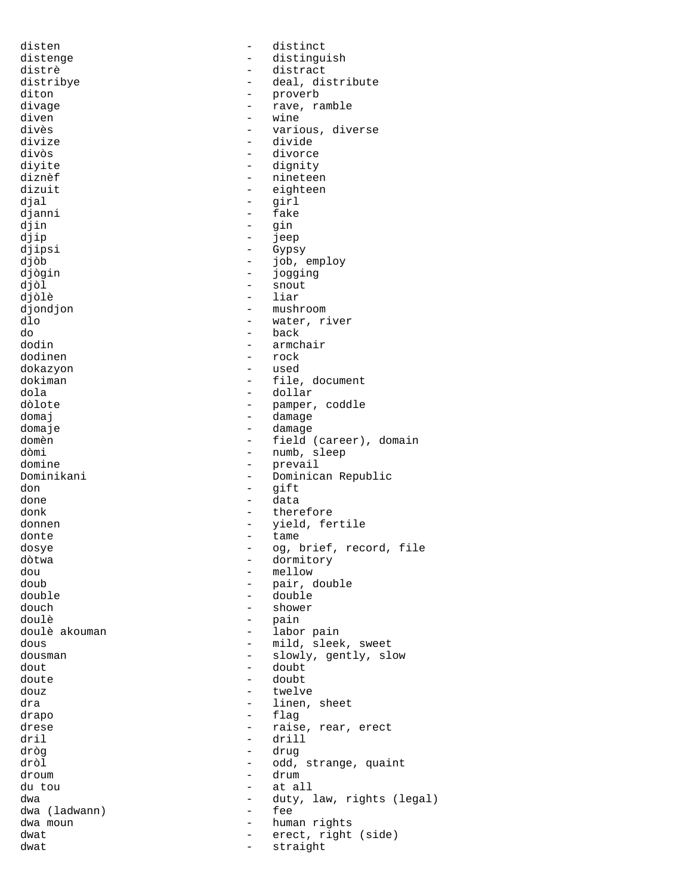disten - distinct
distenge - distinguish
distrè - distract
distribye - deal, distribute
diton - proverb
divage - rave, ramble
diven - wine
divès - various, diverse
divize - divide
divòs - divorce
diyite - dignity
diznèf - nineteen
dizuit - eighteen
djal - girl
djanni - fake
djin - gin
djip - jeep
djipsi - Gypsy
djòb - job, employ
djògin - jogging
djòl - snout
djòlè - liar
djondjon - mushroom
dlo - water, river
do - back
dodin - armchair
dodinen - rock
dokazyon - used
dokiman - file, document
dola - dollar
dòlote - pamper, coddle
domaj - damage
domaje - damage
domèn - field (career), domain
dòmi - numb, sleep
domine - prevail
Dominikani - Dominican Republic
don - gift
done - data
donk - therefore
donnen - yield, fertile
donte - tame
dosye - og, brief, record, file
dòtwa - dormitory
dou - mellow
doub - pair, double
double - double
douch - shower
doulè - pain
doulè akouman - labor pain
dous - mild, sleek, sweet
dousman - slowly, gently, slow
dout - doubt
doute - doubt
douz - twelve
dra - linen, sheet
drapo - flag
drese - raise, rear, erect
dril - drill
dròg - drug
dròl - odd, strange, quaint
droum - drum
du tou - at all
dwa - duty, law, rights (legal)
dwa (ladwann) - fee
dwa moun - human rights
dwat - erect, right (side)
dwat - straight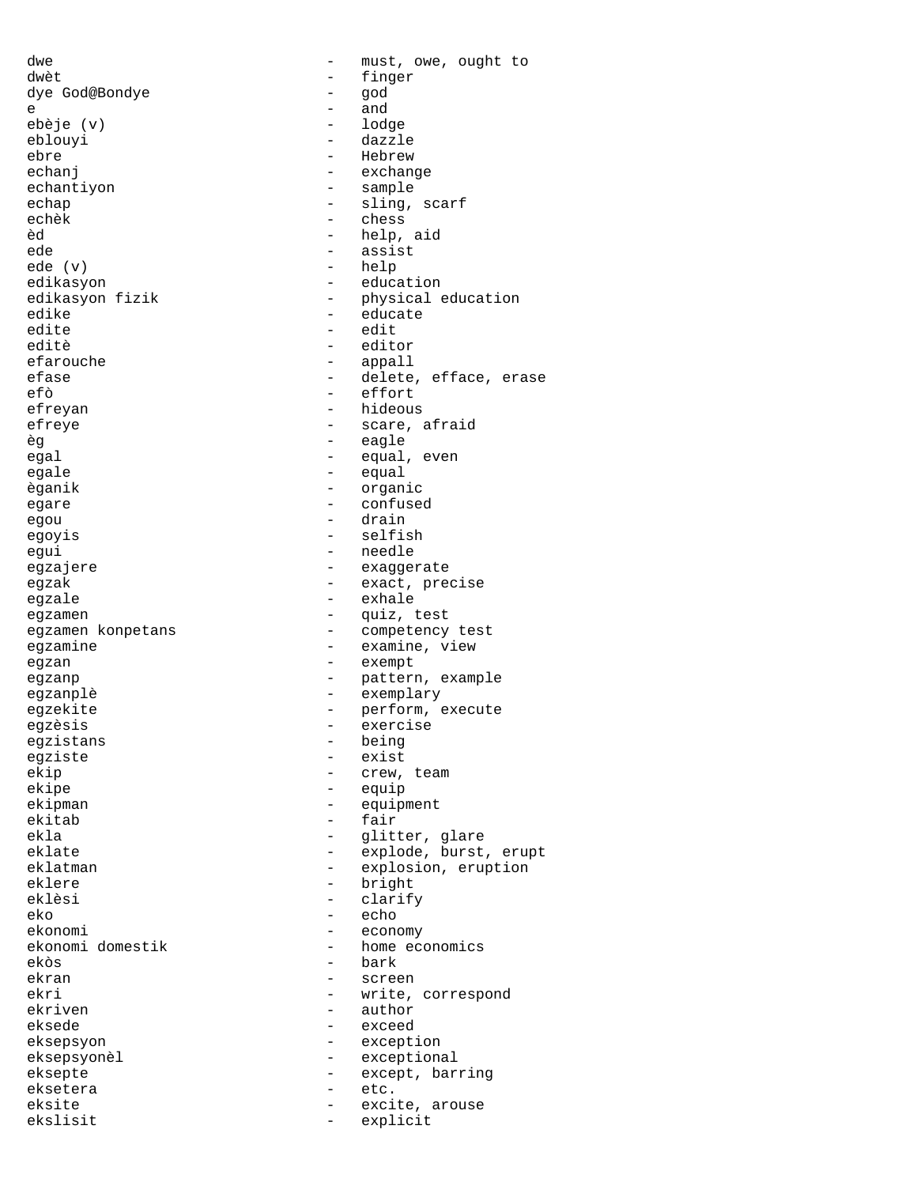dwe - must, owe, ought to
dwèt - finger
dye God@Bondye - god
e - and
ebèje (v) - lodge
eblouyi - dazzle
ebre - Hebrew
echanj - exchange
echantiyon - sample
echap - sling, scarf
echèk - chess
èd - help, aid
ede - assist
ede (v) - help
edikasyon - education
edikasyon fizik - physical education
edike - educate
edite - edit
editè - editor
efarouche - appall
efase - delete, efface, erase
efò - effort
efreyan - hideous
efreye - scare, afraid
èg - eagle
egal - equal, even
egale - equal
èganik - organic
egare - confused
egou - drain
egoyis - selfish
egui - needle
egzajere - exaggerate
egzak - exact, precise
egzale - exhale
egzamen - quiz, test
egzamen konpetans - competency test
egzamine - examine, view
egzan - exempt
egzanp - pattern, example
egzanplè - exemplary
egzekite - perform, execute
egzèsis - exercise
egzistans - being
egziste - exist
ekip - crew, team
ekipe - equip
ekipman - equipment
ekitab - fair
ekla - glitter, glare
eklate - explode, burst, erupt
eklatman - explosion, eruption
eklere - bright
eklèsi - clarify
eko - echo
ekonomi - economy
ekonomi domestik - home economics
ekòs - bark
ekran - screen
ekri - write, correspond
ekriven - author
eksede - exceed
eksepsyon - exception
eksepsyonèl - exceptional
eksepte - except, barring
eksetera - etc.
eksite - excite, arouse
ekslisit - explicit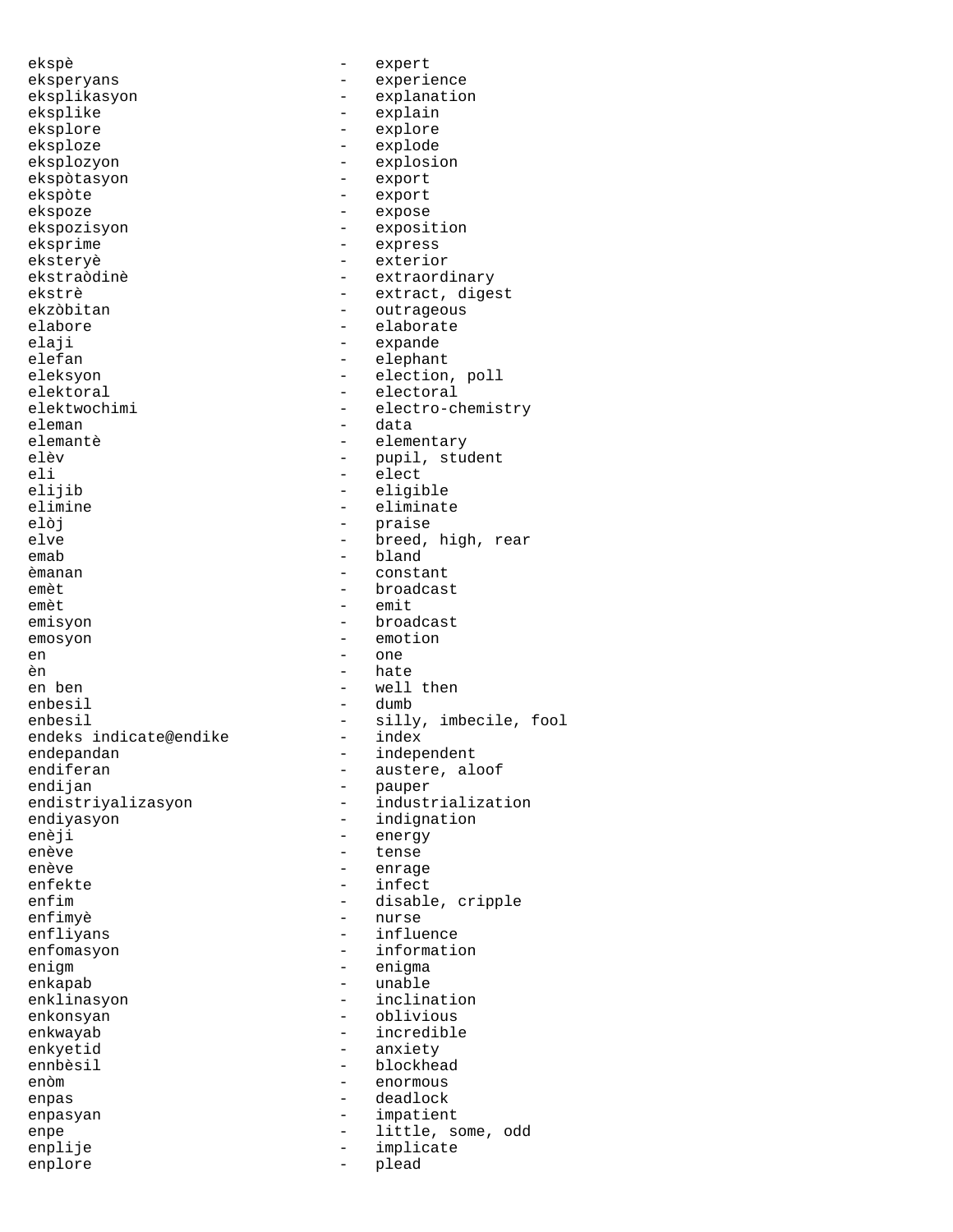ekspè - expert
eksperyans - experience
eksplikasyon - explanation
eksplike - explain
eksplore - explore
eksploze - explode
eksplozyon - explosion
ekspòtasyon - export
ekspòte - export
ekspoze - expose
ekspozisyon - exposition
eksprime - express
eksteryè - exterior
ekstraòdinè - extraordinary
ekstrè - extract, digest
ekzòbitan - outrageous
elabore - elaborate
elaji - expande
elefan - elephant
eleksyon - election, poll
elektoral - electoral
elektwochimi - electro-chemistry
eleman - data
elemantè - elementary
elèv - pupil, student
eli - elect
elijib - eligible
elimine - eliminate
elòj - praise
elve - breed, high, rear
emab - bland
èmanan - constant
emèt - broadcast
emèt - emit
emisyon - broadcast
emosyon - emotion
en - one
èn - hate
en ben - well then
enbesil - dumb
enbesil - silly, imbecile, fool
endeks indicate@endike - index
endepandan - independent
endiferan - austere, aloof
endijan - pauper
endistriyalizasyon - industrialization
endiyasyon - indignation
enèji - energy
enève - tense
enève - enrage
enfekte - infect
enfim - disable, cripple
enfimyè - nurse
enfliyans - influence
enfomasyon - information
enigm - enigma
enkapab - unable
enklinasyon - inclination
enkonsyan - oblivious
enkwayab - incredible
enkyetid - anxiety
ennbèsil - blockhead
enòm - enormous
enpas - deadlock
enpasyan - impatient
enpe - little, some, odd
enplije - implicate
enplore - plead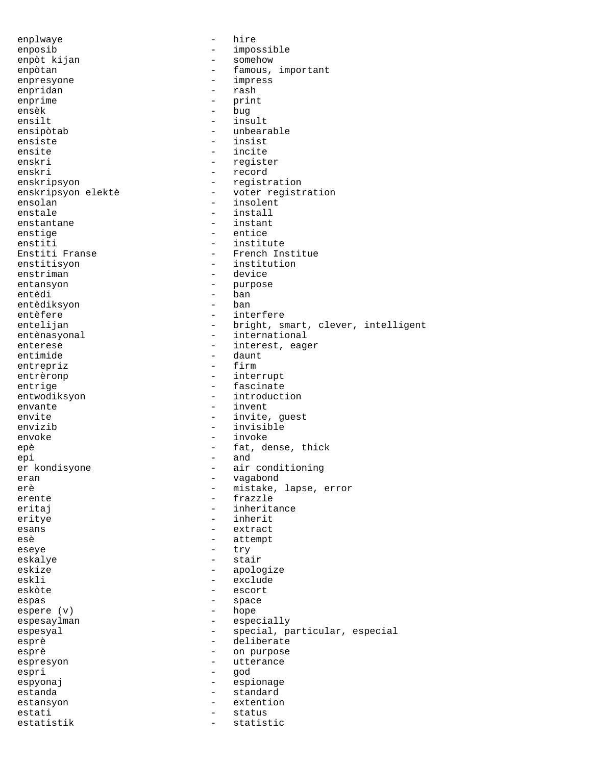enplwaye - hire
enposib - impossible
enpòt kijan - somehow
enpòtan - famous, important
enpresyone - impress
enpridan - rash
enprime - print
ensèk - bug
ensilt - insult
ensipòtab - unbearable
ensiste - insist
ensite - incite
enskri - register
enskri - record
enskripsyon - registration
enskripsyon elektè - voter registration
ensolan - insolent
enstale - install
enstantane - instant
enstige - entice
enstiti - institute
Enstiti Franse - French Institue
enstitisyon - institution
enstriman - device
entansyon - purpose
entèdi - ban
entèdiksyon - ban
entèfere - interfere
entelijan - bright, smart, clever, intelligent
entènasyonal - international
enterese - interest, eager
entimide - daunt
entrepriz - firm
entrèronp - interrupt
entrige - fascinate
entwodiksyon - introduction
envante - invent
envite - invite, guest
envizib - invisible
envoke - invoke
epè - fat, dense, thick
epi - and
er kondisyone - air conditioning
eran - vagabond
erè - mistake, lapse, error
erente - frazzle
eritaj - inheritance
eritye - inherit
esans - extract
esè - attempt
eseye - try
eskalye - stair
eskize - apologize
eskli - exclude
eskòte - escort
espas - space
espere (v) - hope
espesaylman - especially
espesyal - special, particular, especial
esprè - deliberate
esprè - on purpose
espresyon - utterance
espri - god
espyonaj - espionage
estanda - standard
estansyon - extention
estati - status
estatistik - statistic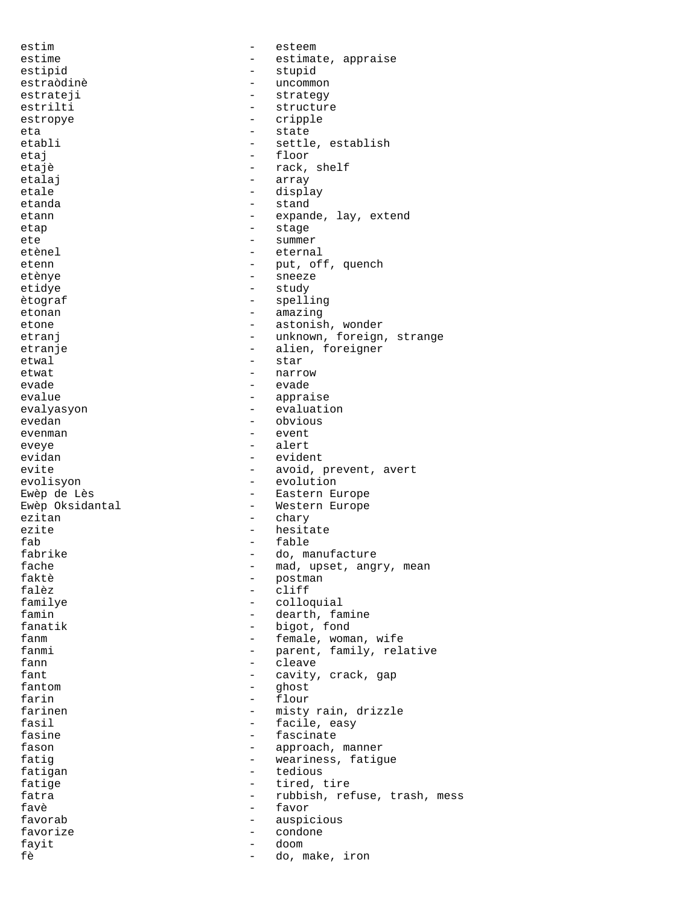estim - esteem
estime - estimate, appraise
estipid - stupid
estraòdinè - uncommon
estrateji - strategy
estrilti - structure
estropye - cripple
eta - state
etabli - settle, establish
etaj - floor
etajè - rack, shelf
etalaj - array
etale - display
etanda - stand
etann - expande, lay, extend
etap - stage
ete - summer
etènel - eternal
etenn - put, off, quench
etènye - sneeze
etidye - study
ètograf - spelling
etonan - amazing
etone - astonish, wonder
etranj - unknown, foreign, strange
etranje - alien, foreigner
etwal - star
etwat - narrow
evade - evade
evalue - appraise
evalyasyon - evaluation
evedan - obvious
evenman - event
eveye - alert
evidan - evident
evite - avoid, prevent, avert
evolisyon - evolution
Ewèp de Lès - Eastern Europe
Ewèp Oksidantal - Western Europe
ezitan - chary
ezite - hesitate
fab - fable
fabrike - do, manufacture
fache - mad, upset, angry, mean
faktè - postman
falèz - cliff
familye - colloquial
famin - dearth, famine
fanatik - bigot, fond
fanm - female, woman, wife
fanmi - parent, family, relative
fann - cleave
fant - cavity, crack, gap
fantom - ghost
farin - flour
farinen - misty rain, drizzle
fasil - facile, easy
fasine - fascinate
fason - approach, manner
fatig - weariness, fatigue
fatigan - tedious
fatige - tired, tire
fatra - rubbish, refuse, trash, mess
favè - favor
favorab - auspicious
favorize - condone
fayit - doom
fè - do, make, iron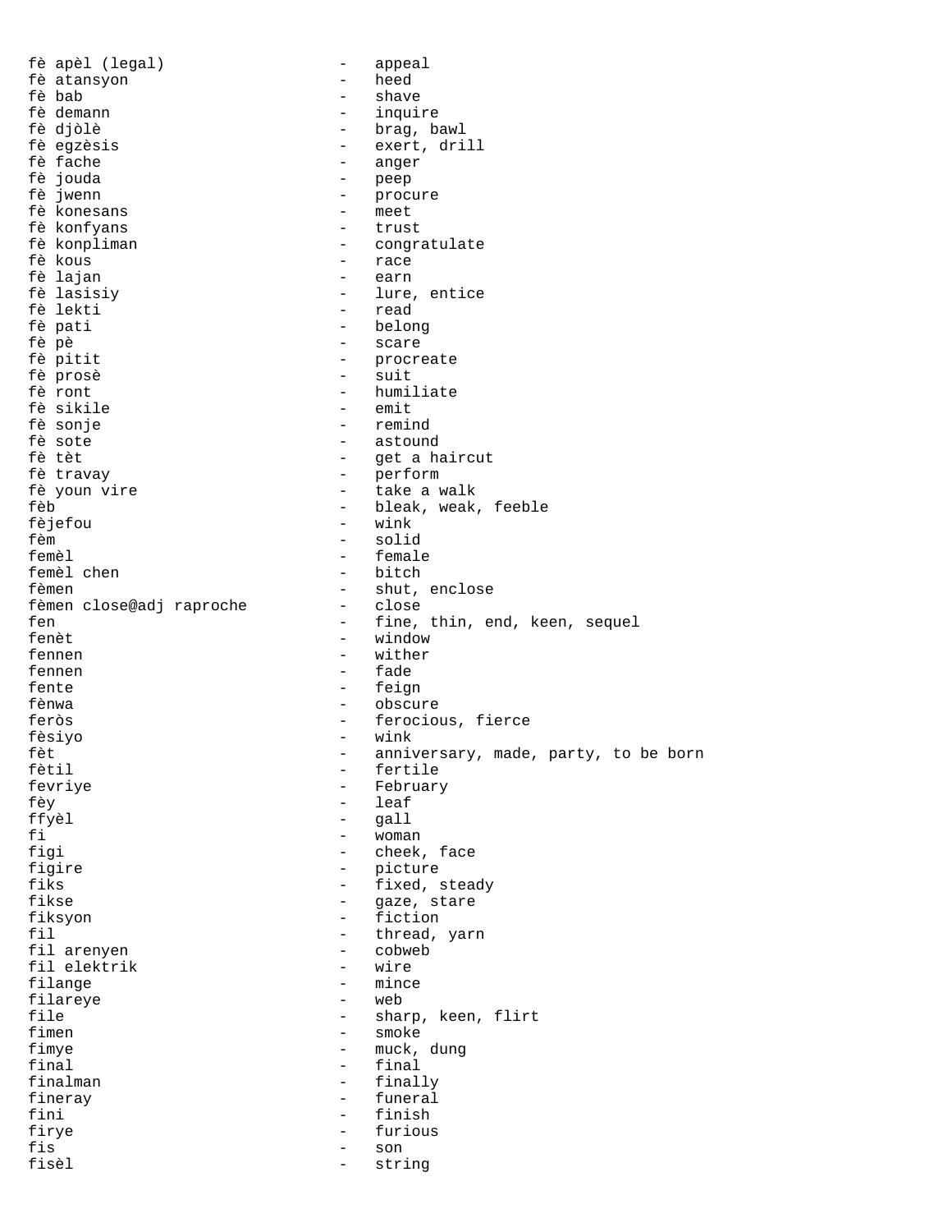```
fè apèl (legal)              -   appeal
fè atansyon                  -   heed
fè bab                       -   shave
fè demann                    -   inquire
fè djòlè                     -   brag, bawl
fè egzèsis                   -   exert, drill
fè fache                     -   anger
fè jouda                     -   peep
fè jwenn                     -   procure
fè konesans                  -   meet
fè konfyans                  -   trust
fè konpliman                 -   congratulate
fè kous                      -   race
fè lajan                     -   earn
fè lasisiy                   -   lure, entice
fè lekti                     -   read
fè pati                      -   belong
fè pè                        -   scare
fè pitit                     -   procreate
fè prosè                     -   suit
fè ront                      -   humiliate
fè sikile                    -   emit
fè sonje                     -   remind
fè sote                      -   astound
fè tèt                       -   get a haircut
fè travay                    -   perform
fè youn vire                 -   take a walk
fèb                          -   bleak, weak, feeble
fèjefou                      -   wink
fèm                          -   solid
femèl                        -   female
femèl chen                   -   bitch
fèmen                        -   shut, enclose
fèmen close@adj raproche     -   close
fen                          -   fine, thin, end, keen, sequel
fenèt                        -   window
fennen                       -   wither
fennen                       -   fade
fente                        -   feign
fènwa                        -   obscure
feròs                        -   ferocious, fierce
fèsiyo                       -   wink
fèt                          -   anniversary, made, party, to be born
fètil                        -   fertile
fevriye                      -   February
fèy                          -   leaf
ffyèl                        -   gall
fi                           -   woman
figi                         -   cheek, face
figire                       -   picture
fiks                         -   fixed, steady
fikse                        -   gaze, stare
fiksyon                      -   fiction
fil                          -   thread, yarn
fil arenyen                  -   cobweb
fil elektrik                 -   wire
filange                      -   mince
filareye                     -   web
file                         -   sharp, keen, flirt
fimen                        -   smoke
fimye                        -   muck, dung
final                        -   final
finalman                     -   finally
fineray                      -   funeral
fini                         -   finish
firye                        -   furious
fis                          -   son
fisèl                        -   string
```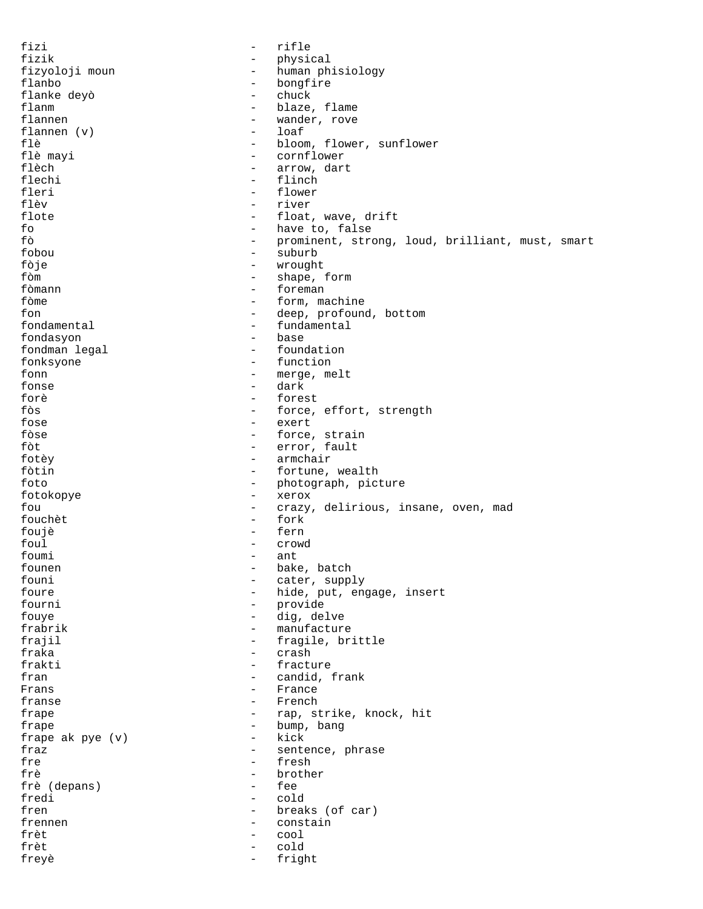fizi - rifle
fizik - physical
fizyoloji moun - human phisiology
flanbo - bongfire
flanke deyò - chuck
flanm - blaze, flame
flannen - wander, rove
flannen (v) - loaf
flè - bloom, flower, sunflower
flè mayi - cornflower
flèch - arrow, dart
flechi - flinch
fleri - flower
flèv - river
flote - float, wave, drift
fo - have to, false
fò - prominent, strong, loud, brilliant, must, smart
fobou - suburb
fòje - wrought
fòm - shape, form
fòmann - foreman
fòme - form, machine
fon - deep, profound, bottom
fondamental - fundamental
fondasyon - base
fondman legal - foundation
fonksyone - function
fonn - merge, melt
fonse - dark
forè - forest
fòs - force, effort, strength
fose - exert
fòse - force, strain
fòt - error, fault
fotèy - armchair
fòtin - fortune, wealth
foto - photograph, picture
fotokopye - xerox
fou - crazy, delirious, insane, oven, mad
fouchèt - fork
foujè - fern
foul - crowd
foumi - ant
founen - bake, batch
founi - cater, supply
foure - hide, put, engage, insert
fourni - provide
fouye - dig, delve
frabrik - manufacture
frajil - fragile, brittle
fraka - crash
frakti - fracture
fran - candid, frank
Frans - France
franse - French
frape - rap, strike, knock, hit
frape - bump, bang
frape ak pye (v) - kick
fraz - sentence, phrase
fre - fresh
frè - brother
frè (depans) - fee
fredi - cold
fren - breaks (of car)
frennen - constain
frèt - cool
frèt - cold
freyè - fright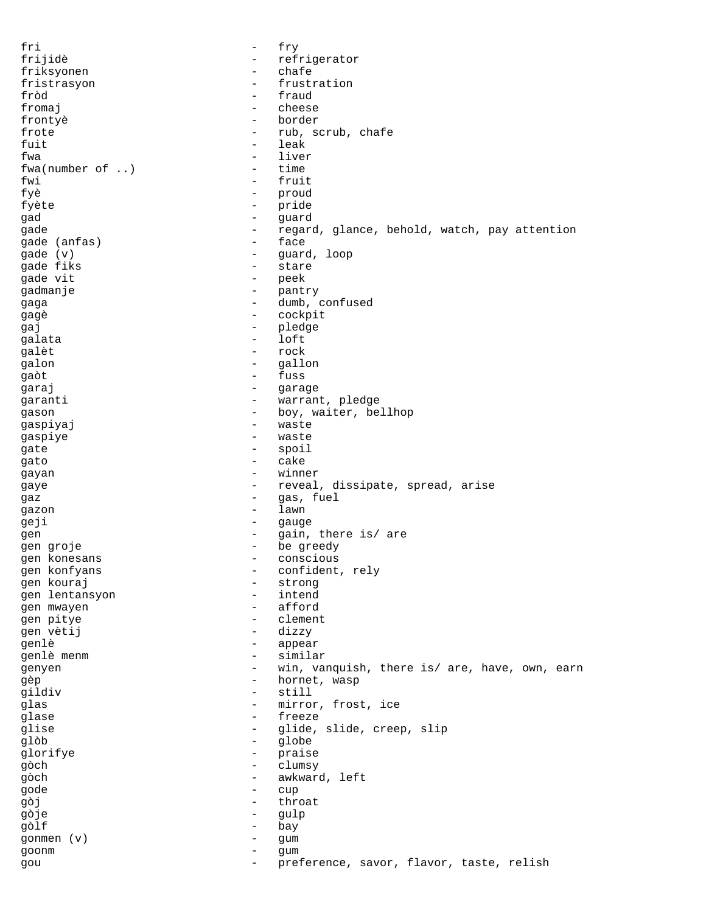fri - fry
frijidè - refrigerator
friksyonen - chafe
fristrasyon - frustration
fròd - fraud
fromaj - cheese
frontyè - border
frote - rub, scrub, chafe
fuit - leak
fwa - liver
fwa(number of ..) - time
fwi - fruit
fyè - proud
fyète - pride
gad - guard
gade - regard, glance, behold, watch, pay attention
gade (anfas) - face
gade (v) - guard, loop
gade fiks - stare
gade vit - peek
gadmanje - pantry
gaga - dumb, confused
gagè - cockpit
gaj - pledge
galata - loft
galèt - rock
galon - gallon
gaòt - fuss
garaj - garage
garanti - warrant, pledge
gason - boy, waiter, bellhop
gaspiyaj - waste
gaspiye - waste
gate - spoil
gato - cake
gayan - winner
gaye - reveal, dissipate, spread, arise
gaz - gas, fuel
gazon - lawn
geji - gauge
gen - gain, there is/ are
gen groje - be greedy
gen konesans - conscious
gen konfyans - confident, rely
gen kouraj - strong
gen lentansyon - intend
gen mwayen - afford
gen pitye - clement
gen vètij - dizzy
genlè - appear
genlè menm - similar
genyen - win, vanquish, there is/ are, have, own, earn
gèp - hornet, wasp
gildiv - still
glas - mirror, frost, ice
glase - freeze
glise - glide, slide, creep, slip
glòb - globe
glorifye - praise
gòch - clumsy
gòch - awkward, left
gode - cup
gòj - throat
gòje - gulp
gòlf - bay
gonmen (v) - gum
goonm - gum
gou - preference, savor, flavor, taste, relish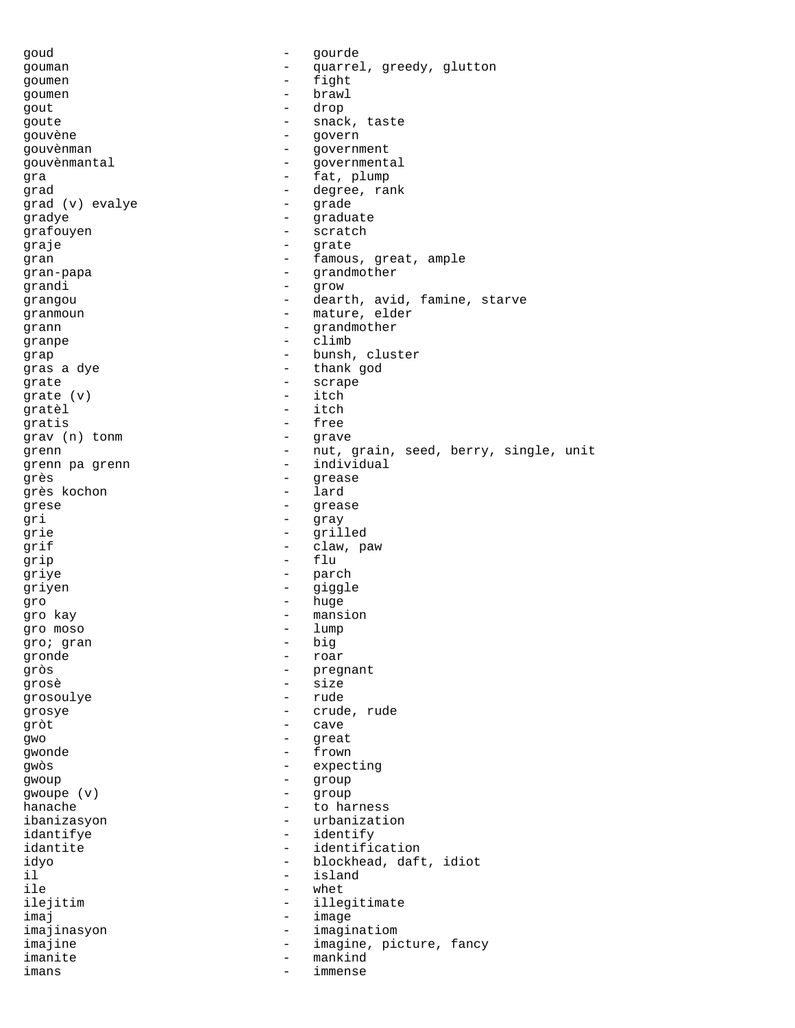goud - gourde
gouman - quarrel, greedy, glutton
goumen - fight
goumen - brawl
gout - drop
goute - snack, taste
gouvène - govern
gouvènman - government
gouvènmantal - governmental
gra - fat, plump
grad - degree, rank
grad (v) evalye - grade
gradye - graduate
grafouyen - scratch
graje - grate
gran - famous, great, ample
gran-papa - grandmother
grandi - grow
grangou - dearth, avid, famine, starve
granmoun - mature, elder
grann - grandmother
granpe - climb
grap - bunsh, cluster
gras a dye - thank god
grate - scrape
grate (v) - itch
gratèl - itch
gratis - free
grav (n) tonm - grave
grenn - nut, grain, seed, berry, single, unit
grenn pa grenn - individual
grès - grease
grès kochon - lard
grese - grease
gri - gray
grie - grilled
grif - claw, paw
grip - flu
griye - parch
griyen - giggle
gro - huge
gro kay - mansion
gro moso - lump
gro; gran - big
gronde - roar
gròs - pregnant
grosè - size
grosoulye - rude
grosye - crude, rude
gròt - cave
gwo - great
gwonde - frown
gwòs - expecting
gwoup - group
gwoupe (v) - group
hanache - to harness
ibanizasyon - urbanization
idantifye - identify
idantite - identification
idyo - blockhead, daft, idiot
il - island
ile - whet
ilejitim - illegitimate
imaj - image
imajinasyon - imaginatiom
imajine - imagine, picture, fancy
imanite - mankind
imans - immense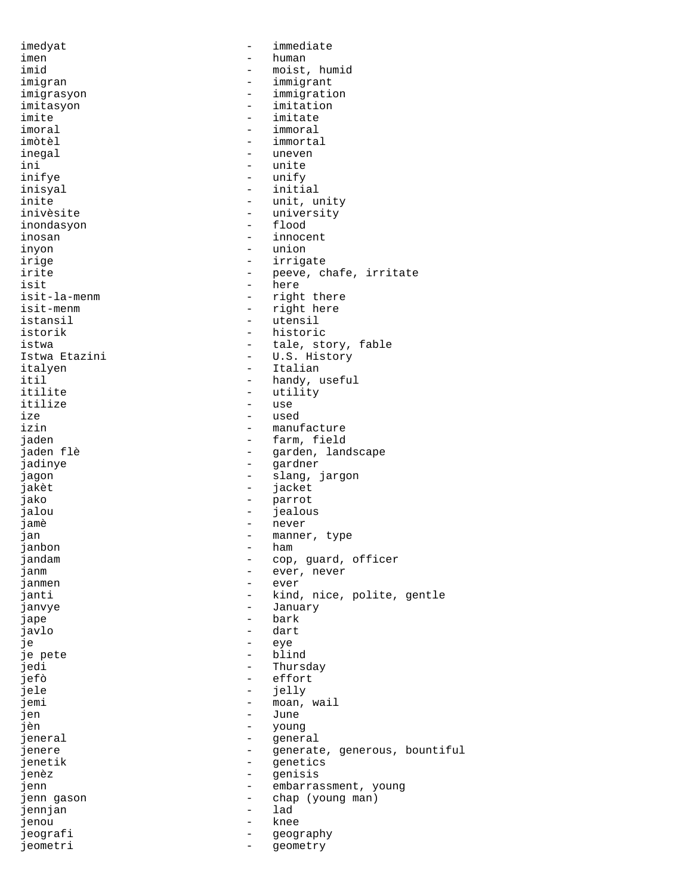imedyat - immediate
imen - human
imid - moist, humid
imigran - immigrant
imigrasyon - immigration
imitasyon - imitation
imite - imitate
imoral - immoral
imòtèl - immortal
inegal - uneven
ini - unite
inifye - unify
inisyal - initial
inite - unit, unity
inivèsite - university
inondasyon - flood
inosan - innocent
inyon - union
irige - irrigate
irite - peeve, chafe, irritate
isit - here
isit-la-menm - right there
isit-menm - right here
istansil - utensil
istorik - historic
istwa - tale, story, fable
Istwa Etazini - U.S. History
italyen - Italian
itil - handy, useful
itilite - utility
itilize - use
ize - used
izin - manufacture
jaden - farm, field
jaden flè - garden, landscape
jadinye - gardner
jagon - slang, jargon
jakèt - jacket
jako - parrot
jalou - jealous
jamè - never
jan - manner, type
janbon - ham
jandam - cop, guard, officer
janm - ever, never
janmen - ever
janti - kind, nice, polite, gentle
janvye - January
jape - bark
javlo - dart
je - eye
je pete - blind
jedi - Thursday
jefò - effort
jele - jelly
jemi - moan, wail
jen - June
jèn - young
jeneral - general
jenere - generate, generous, bountiful
jenetik - genetics
jenèz - genisis
jenn - embarrassment, young
jenn gason - chap (young man)
jennjan - lad
jenou - knee
jeografi - geography
jeometri - geometry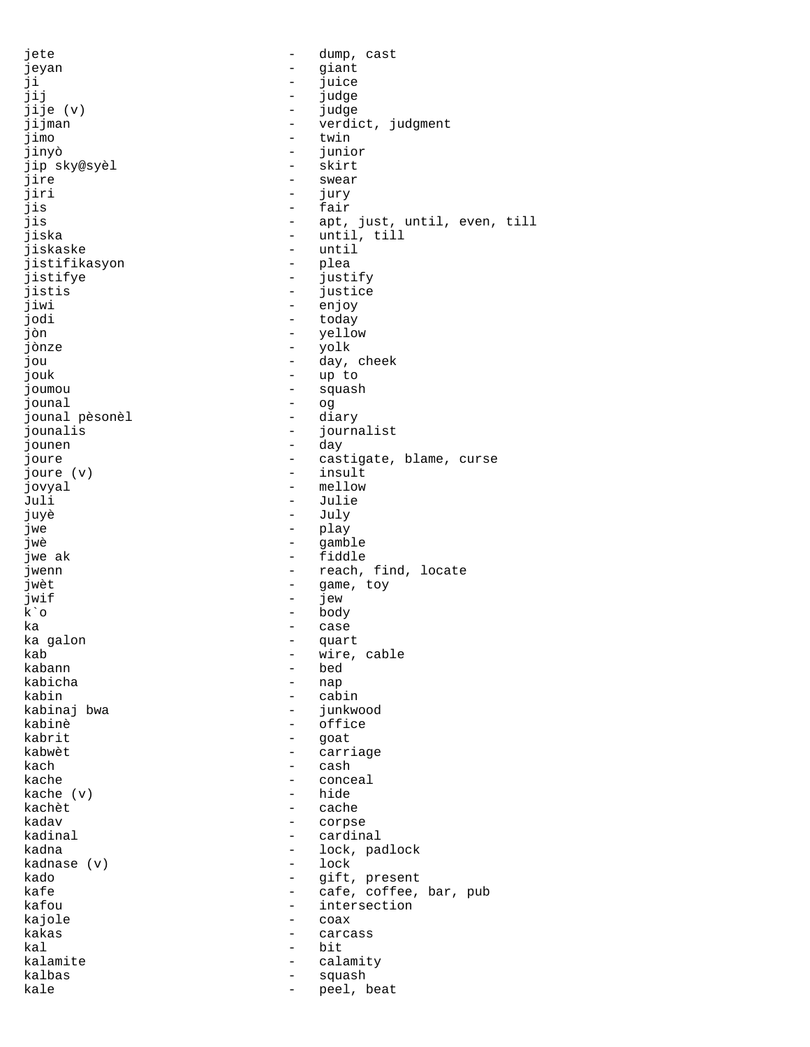jete - dump, cast
jeyan - giant
ji - juice
jij - judge
jije (v) - judge
jijman - verdict, judgment
jimo - twin
jinyò - junior
jip sky@syèl - skirt
jire - swear
jiri - jury
jis - fair
jis - apt, just, until, even, till
jiska - until, till
jiskaske - until
jistifikasyon - plea
jistifye - justify
jistis - justice
jiwi - enjoy
jodi - today
jòn - yellow
jònze - yolk
jou - day, cheek
jouk - up to
joumou - squash
jounal - og
jounal pèsonèl - diary
jounalis - journalist
jounen - day
joure - castigate, blame, curse
joure (v) - insult
jovyal - mellow
Juli - Julie
juyè - July
jwe - play
jwè - gamble
jwe ak - fiddle
jwenn - reach, find, locate
jwèt - game, toy
jwif - jew
k`o - body
ka - case
ka galon - quart
kab - wire, cable
kabann - bed
kabicha - nap
kabin - cabin
kabinaj bwa - junkwood
kabinè - office
kabrit - goat
kabwèt - carriage
kach - cash
kache - conceal
kache (v) - hide
kachèt - cache
kadav - corpse
kadinal - cardinal
kadna - lock, padlock
kadnase (v) - lock
kado - gift, present
kafe - cafe, coffee, bar, pub
kafou - intersection
kajole - coax
kakas - carcass
kal - bit
kalamite - calamity
kalbas - squash
kale - peel, beat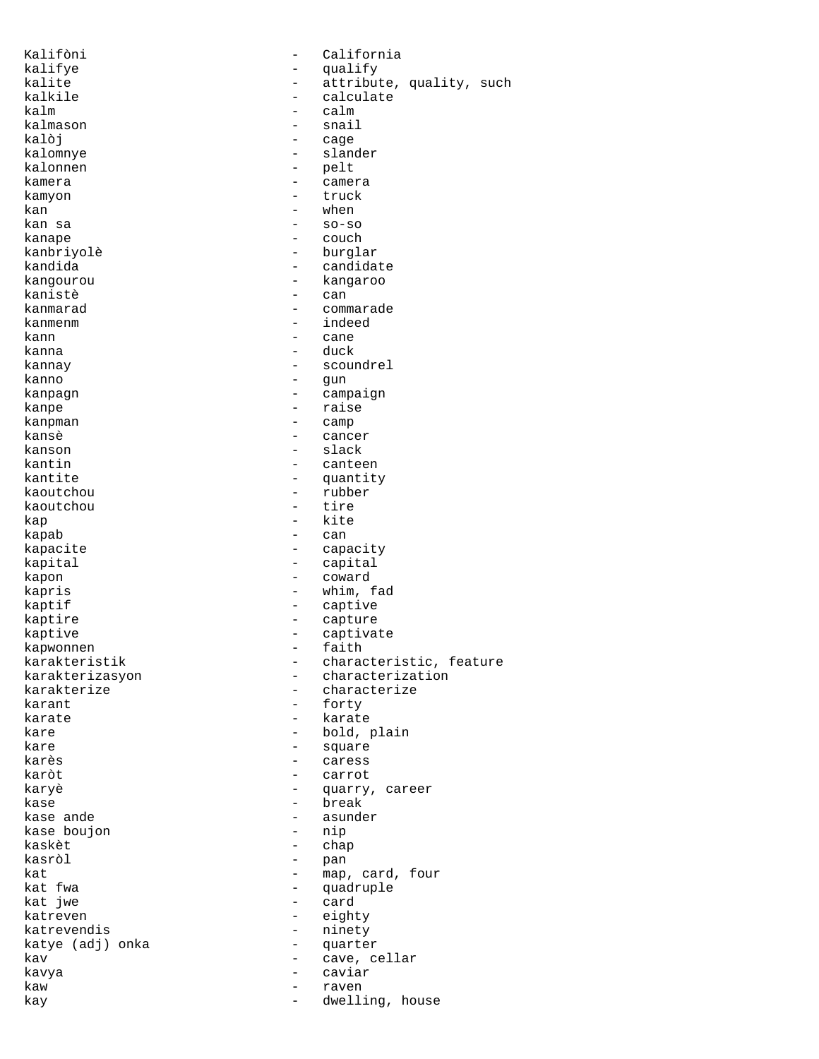Kalifòni - California
kalifye - qualify
kalite - attribute, quality, such
kalkile - calculate
kalm - calm
kalmason - snail
kalòj - cage
kalomnye - slander
kalonnen - pelt
kamera - camera
kamyon - truck
kan - when
kan sa - so-so
kanape - couch
kanbriyolè - burglar
kandida - candidate
kangourou - kangaroo
kanistè - can
kanmarad - commarade
kanmenm - indeed
kann - cane
kanna - duck
kannay - scoundrel
kanno - gun
kanpagn - campaign
kanpe - raise
kanpman - camp
kansè - cancer
kanson - slack
kantin - canteen
kantite - quantity
kaoutchou - rubber
kaoutchou - tire
kap - kite
kapab - can
kapacite - capacity
kapital - capital
kapon - coward
kapris - whim, fad
kaptif - captive
kaptire - capture
kaptive - captivate
kapwonnen - faith
karakteristik - characteristic, feature
karakterizasyon - characterization
karakterize - characterize
karant - forty
karate - karate
kare - bold, plain
kare - square
karès - caress
karòt - carrot
karyè - quarry, career
kase - break
kase ande - asunder
kase boujon - nip
kaskèt - chap
kasròl - pan
kat - map, card, four
kat fwa - quadruple
kat jwe - card
katreven - eighty
katrevendis - ninety
katye (adj) onka - quarter
kav - cave, cellar
kavya - caviar
kaw - raven
kay - dwelling, house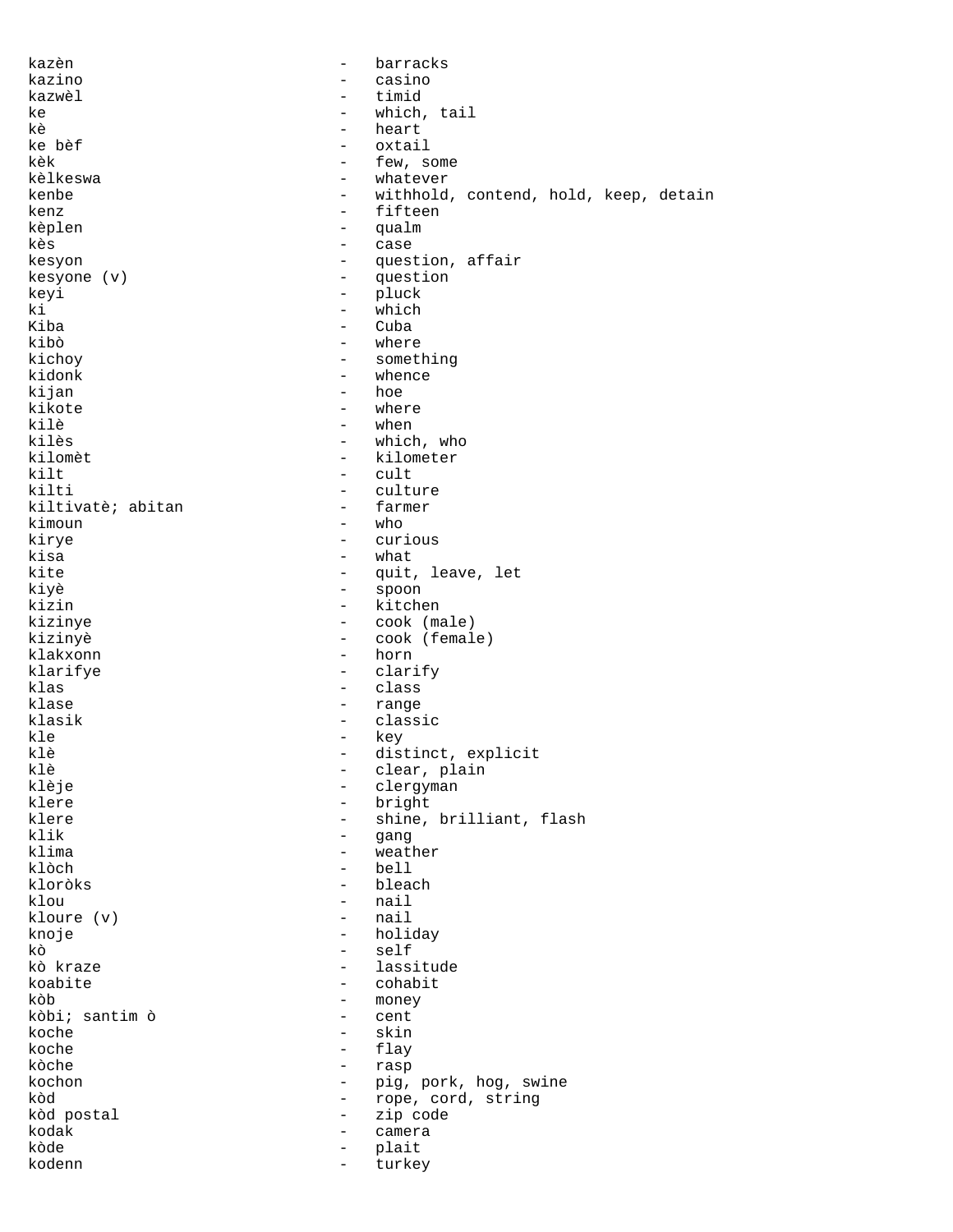kazèn - barracks
kazino - casino
kazwèl - timid
ke - which, tail
kè - heart
ke bèf - oxtail
kèk - few, some
kèlkeswa - whatever
kenbe - withhold, contend, hold, keep, detain
kenz - fifteen
kèplen - qualm
kès - case
kesyon - question, affair
kesyone (v) - question
keyi - pluck
ki - which
Kiba - Cuba
kibò - where
kichoy - something
kidonk - whence
kijan - hoe
kikote - where
kilè - when
kilès - which, who
kilomèt - kilometer
kilt - cult
kilti - culture
kiltivatè; abitan - farmer
kimoun - who
kirye - curious
kisa - what
kite - quit, leave, let
kiyè - spoon
kizin - kitchen
kizinye - cook (male)
kizinyè - cook (female)
klakxonn - horn
klarifye - clarify
klas - class
klase - range
klasik - classic
kle - key
klè - distinct, explicit
klè - clear, plain
klèje - clergyman
klere - bright
klere - shine, brilliant, flash
klik - gang
klima - weather
klòch - bell
kloròks - bleach
klou - nail
kloure (v) - nail
knoje - holiday
kò - self
kò kraze - lassitude
koabite - cohabit
kòb - money
kòbi; santim ò - cent
koche - skin
koche - flay
kòche - rasp
kochon - pig, pork, hog, swine
kòd - rope, cord, string
kòd postal - zip code
kodak - camera
kòde - plait
kodenn - turkey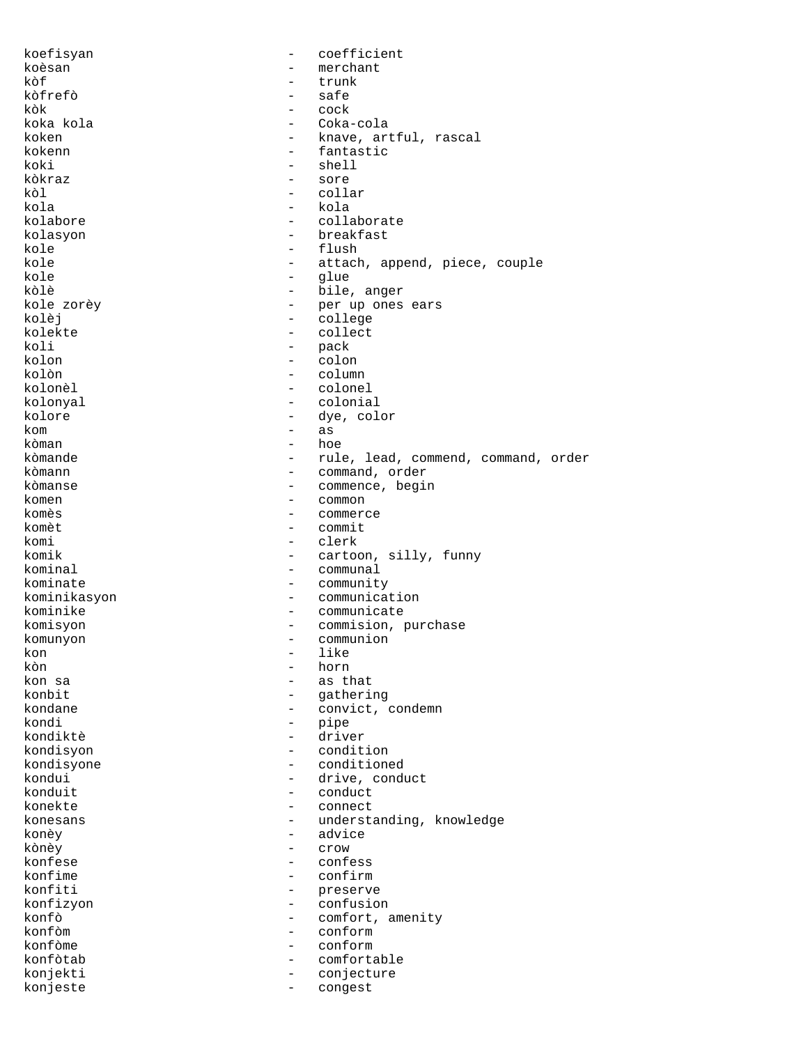koefisyan - coefficient
koèsan - merchant
kòf - trunk
kòfrefò - safe
kòk - cock
koka kola - Coka-cola
koken - knave, artful, rascal
kokenn - fantastic
koki - shell
kòkraz - sore
kòl - collar
kola - kola
kolabore - collaborate
kolasyon - breakfast
kole - flush
kole - attach, append, piece, couple
kole - glue
kòlè - bile, anger
kole zorèy - per up ones ears
kolèj - college
kolekte - collect
koli - pack
kolon - colon
kolòn - column
kolonèl - colonel
kolonyal - colonial
kolore - dye, color
kom - as
kòman - hoe
kòmande - rule, lead, commend, command, order
kòmann - command, order
kòmanse - commence, begin
komen - common
komès - commerce
komèt - commit
komi - clerk
komik - cartoon, silly, funny
kominal - communal
kominate - community
kominikasyon - communication
kominike - communicate
komisyon - commision, purchase
komunyon - communion
kon - like
kòn - horn
kon sa - as that
konbit - gathering
kondane - convict, condemn
kondi - pipe
kondiktè - driver
kondisyon - condition
kondisyone - conditioned
kondui - drive, conduct
konduit - conduct
konekte - connect
konesans - understanding, knowledge
konèy - advice
kònèy - crow
konfese - confess
konfime - confirm
konfiti - preserve
konfizyon - confusion
konfò - comfort, amenity
konfòm - conform
konfòme - conform
konfòtab - comfortable
konjekti - conjecture
konjeste - congest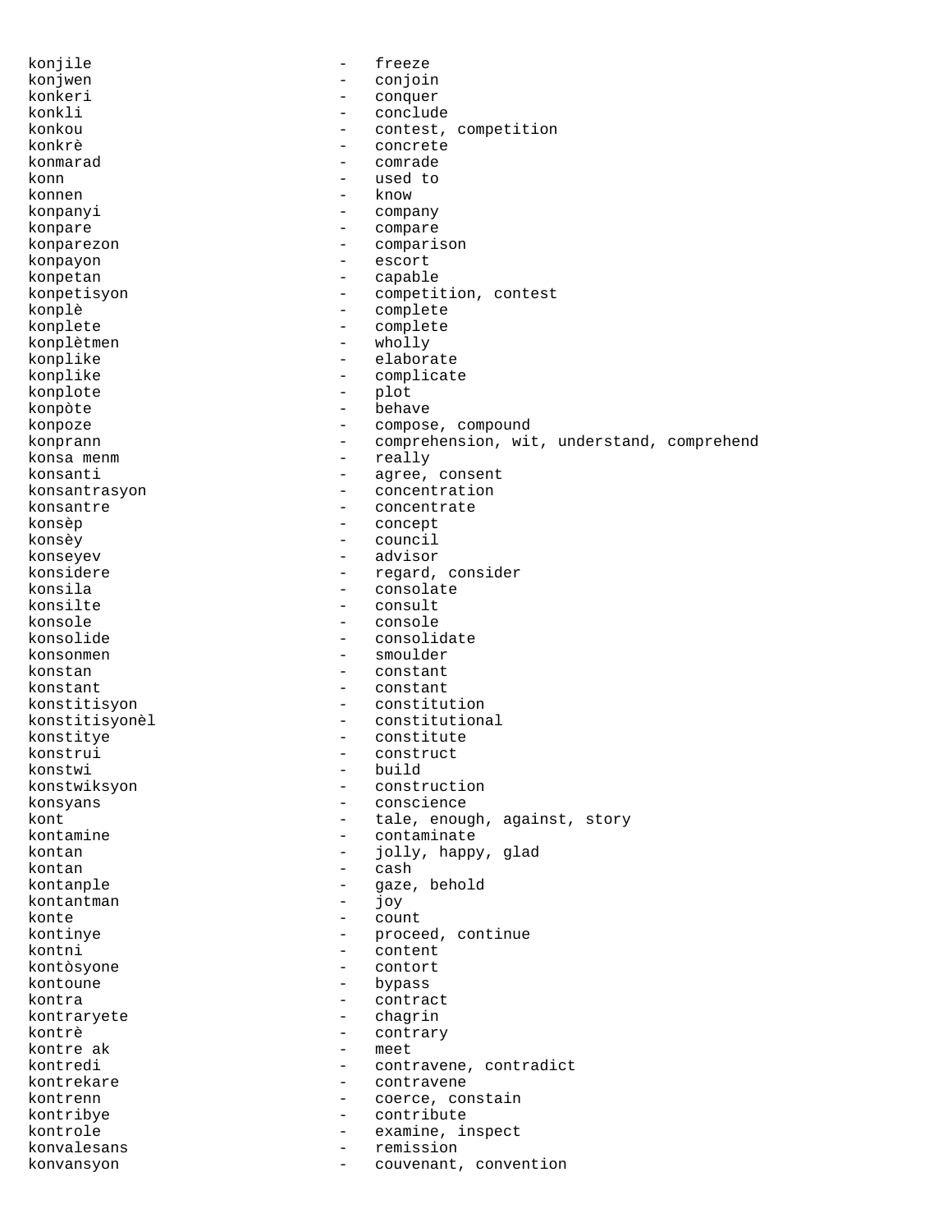konjile - freeze
konjwen - conjoin
konkeri - conquer
konkli - conclude
konkou - contest, competition
konkrè - concrete
konmarad - comrade
konn - used to
konnen - know
konpanyi - company
konpare - compare
konparezon - comparison
konpayon - escort
konpetan - capable
konpetisyon - competition, contest
konplè - complete
konplete - complete
konplètmen - wholly
konplike - elaborate
konplike - complicate
konplote - plot
konpòte - behave
konpoze - compose, compound
konprann - comprehension, wit, understand, comprehend
konsa menm - really
konsanti - agree, consent
konsantrasyon - concentration
konsantre - concentrate
konsèp - concept
konsèy - council
konseyev - advisor
konsidere - regard, consider
konsila - consolate
konsilte - consult
konsole - console
konsolide - consolidate
konsonmen - smoulder
konstan - constant
konstant - constant
konstitisyon - constitution
konstitisyonèl - constitutional
konstitye - constitute
konstrui - construct
konstwi - build
konstwiksyon - construction
konsyans - conscience
kont - tale, enough, against, story
kontamine - contaminate
kontan - jolly, happy, glad
kontan - cash
kontanple - gaze, behold
kontantman - joy
konte - count
kontinye - proceed, continue
kontni - content
kontòsyone - contort
kontoune - bypass
kontra - contract
kontraryete - chagrin
kontrè - contrary
kontre ak - meet
kontredi - contravene, contradict
kontrekare - contravene
kontrenn - coerce, constain
kontribye - contribute
kontrole - examine, inspect
konvalesans - remission
konvansyon - couvenant, convention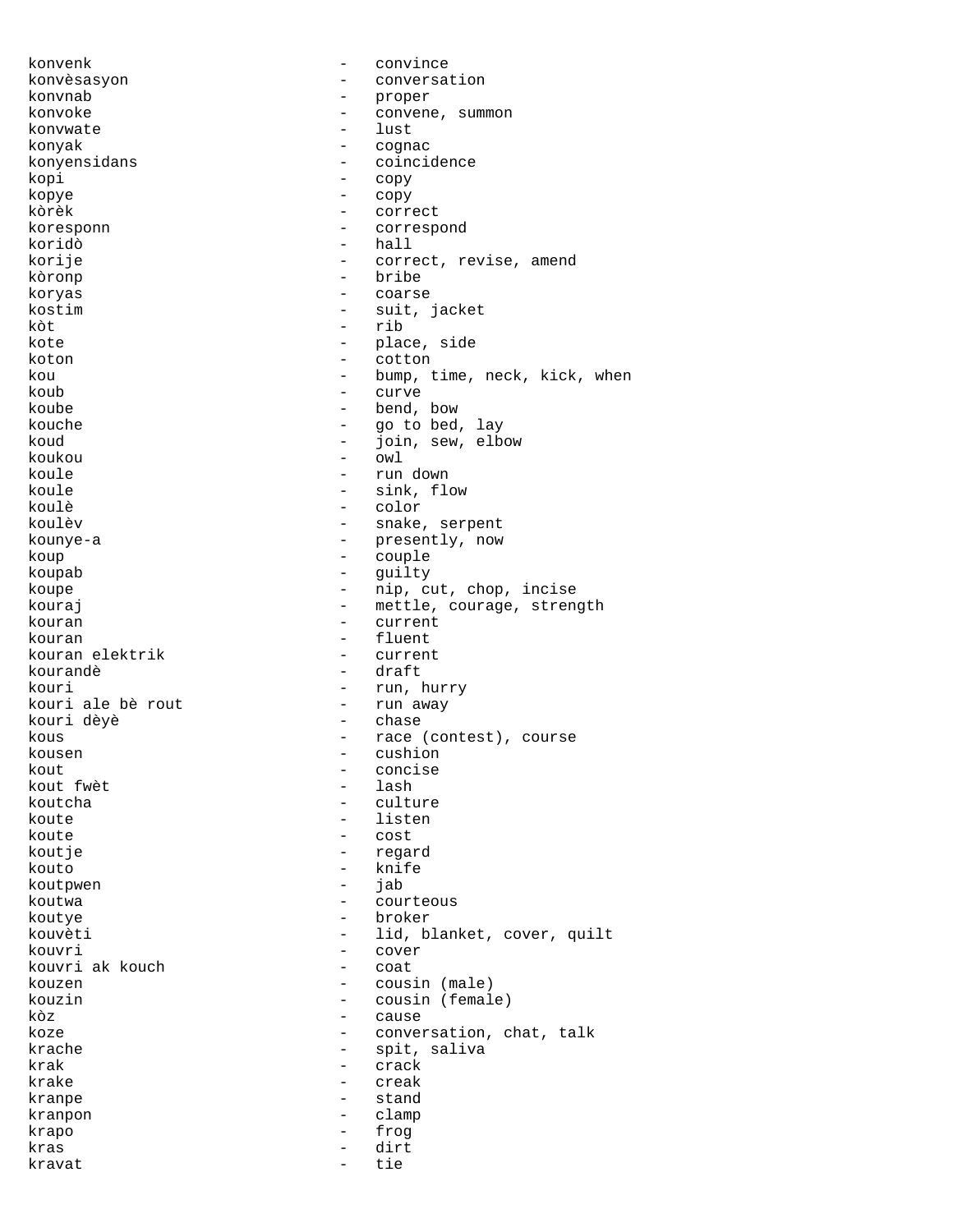konvenk - convince
konvèsasyon - conversation
konvnab - proper
konvoke - convene, summon
konvwate - lust
konyak - cognac
konyensidans - coincidence
kopi - copy
kopye - copy
kòrèk - correct
koresponn - correspond
koridò - hall
korije - correct, revise, amend
kòronp - bribe
koryas - coarse
kostim - suit, jacket
kòt - rib
kote - place, side
koton - cotton
kou - bump, time, neck, kick, when
koub - curve
koube - bend, bow
kouche - go to bed, lay
koud - join, sew, elbow
koukou - owl
koule - run down
koule - sink, flow
koulè - color
koulèv - snake, serpent
kounye-a - presently, now
koup - couple
koupab - guilty
koupe - nip, cut, chop, incise
kouraj - mettle, courage, strength
kouran - current
kouran - fluent
kouran elektrik - current
kourandè - draft
kouri - run, hurry
kouri ale bè rout - run away
kouri dèyè - chase
kous - race (contest), course
kousen - cushion
kout - concise
kout fwèt - lash
koutcha - culture
koute - listen
koute - cost
koutje - regard
kouto - knife
koutpwen - jab
koutwa - courteous
koutye - broker
kouvèti - lid, blanket, cover, quilt
kouvri - cover
kouvri ak kouch - coat
kouzen - cousin (male)
kouzin - cousin (female)
kòz - cause
koze - conversation, chat, talk
krache - spit, saliva
krak - crack
krake - creak
kranpe - stand
kranpon - clamp
krapo - frog
kras - dirt
kravat - tie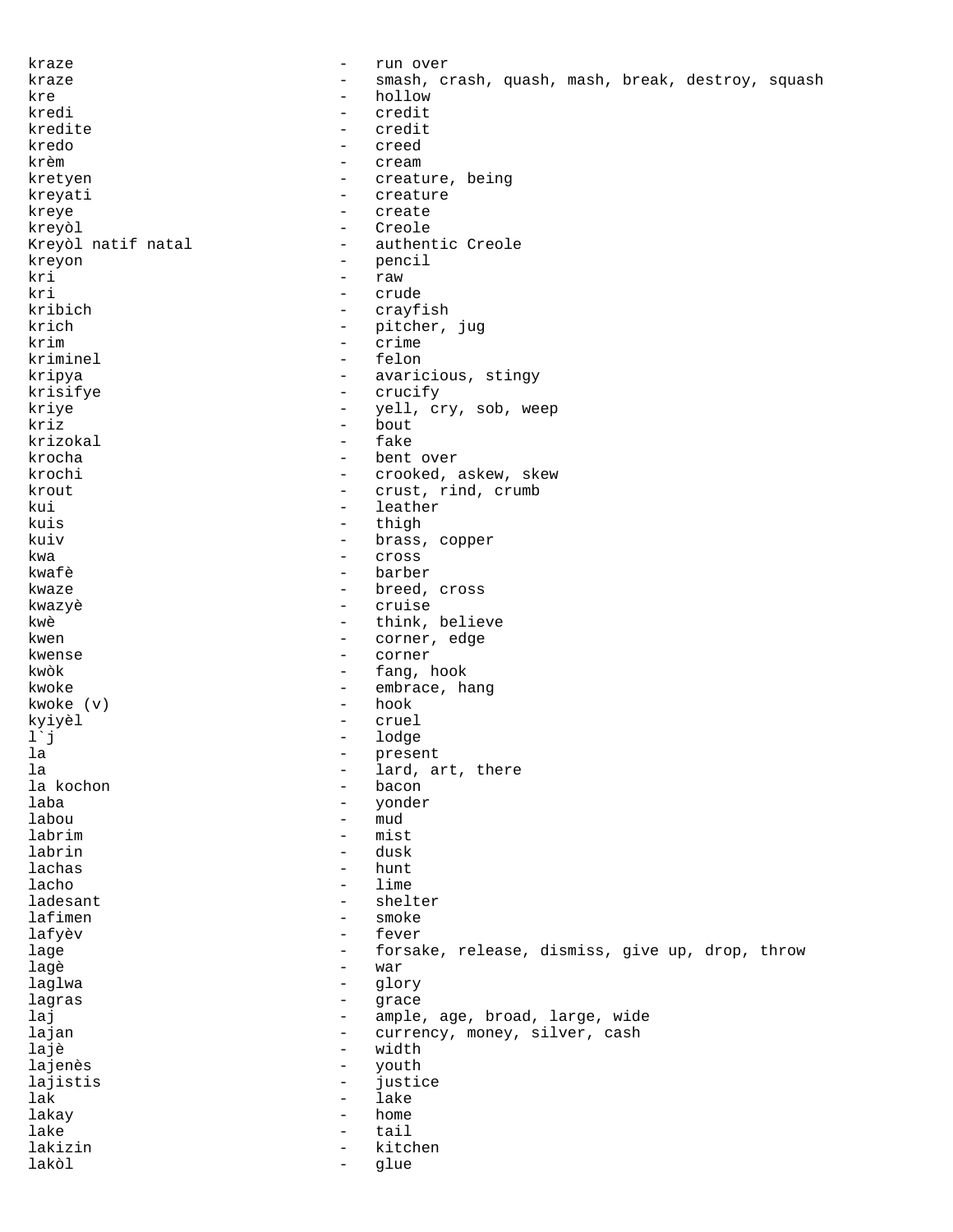kraze - run over
kraze - smash, crash, quash, mash, break, destroy, squash
kre - hollow
kredi - credit
kredite - credit
kredo - creed
krèm - cream
kretyen - creature, being
kreyati - creature
kreye - create
kreyòl - Creole
Kreyòl natif natal - authentic Creole
kreyon - pencil
kri - raw
kri - crude
kribich - crayfish
krich - pitcher, jug
krim - crime
kriminel - felon
kripya - avaricious, stingy
krisifye - crucify
kriye - yell, cry, sob, weep
kriz - bout
krizokal - fake
krocha - bent over
krochi - crooked, askew, skew
krout - crust, rind, crumb
kui - leather
kuis - thigh
kuiv - brass, copper
kwa - cross
kwafè - barber
kwaze - breed, cross
kwazyè - cruise
kwè - think, believe
kwen - corner, edge
kwense - corner
kwòk - fang, hook
kwoke - embrace, hang
kwoke (v) - hook
kyiyèl - cruel
l`j - lodge
la - present
la - lard, art, there
la kochon - bacon
laba - yonder
labou - mud
labrim - mist
labrin - dusk
lachas - hunt
lacho - lime
ladesant - shelter
lafimen - smoke
lafyèv - fever
lage - forsake, release, dismiss, give up, drop, throw
lagè - war
laglwa - glory
lagras - grace
laj - ample, age, broad, large, wide
lajan - currency, money, silver, cash
lajè - width
lajenès - youth
lajistis - justice
lak - lake
lakay - home
lake - tail
lakizin - kitchen
lakòl - glue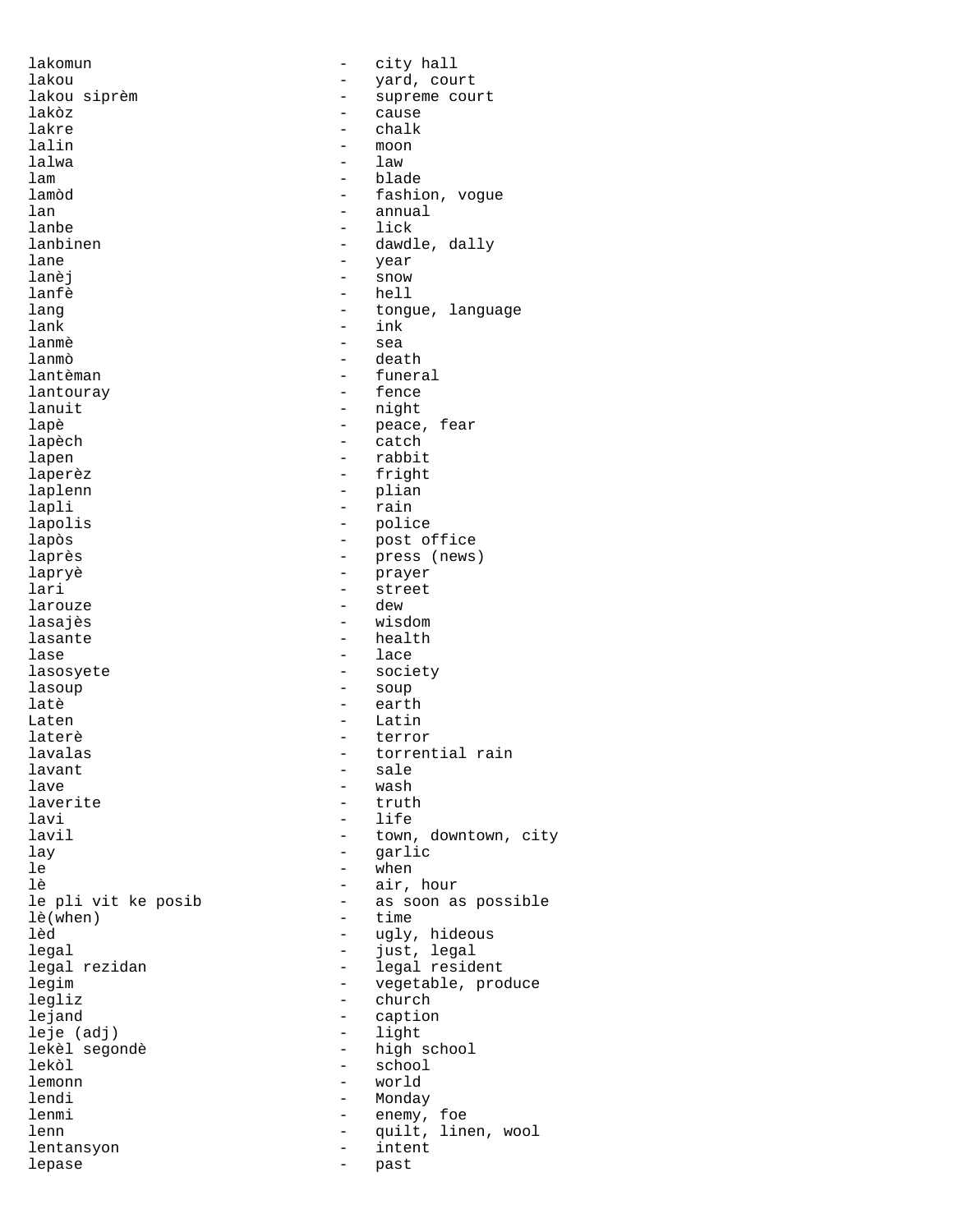lakomun - city hall
lakou - yard, court
lakou siprèm - supreme court
lakòz - cause
lakre - chalk
lalin - moon
lalwa - law
lam - blade
lamòd - fashion, vogue
lan - annual
lanbe - lick
lanbinen - dawdle, dally
lane - year
lanèj - snow
lanfè - hell
lang - tongue, language
lank - ink
lanmè - sea
lanmò - death
lantèman - funeral
lantouray - fence
lanuit - night
lapè - peace, fear
lapèch - catch
lapen - rabbit
laperèz - fright
laplenn - plian
lapli - rain
lapolis - police
lapòs - post office
laprès - press (news)
lapryè - prayer
lari - street
larouze - dew
lasajès - wisdom
lasante - health
lase - lace
lasosyete - society
lasoup - soup
latè - earth
Laten - Latin
laterè - terror
lavalas - torrential rain
lavant - sale
lave - wash
laverite - truth
lavi - life
lavil - town, downtown, city
lay - garlic
le - when
lè - air, hour
le pli vit ke posib - as soon as possible
lè(when) - time
lèd - ugly, hideous
legal - just, legal
legal rezidan - legal resident
legim - vegetable, produce
legliz - church
lejand - caption
leje (adj) - light
lekèl segondè - high school
lekòl - school
lemonn - world
lendi - Monday
lenmi - enemy, foe
lenn - quilt, linen, wool
lentansyon - intent
lepase - past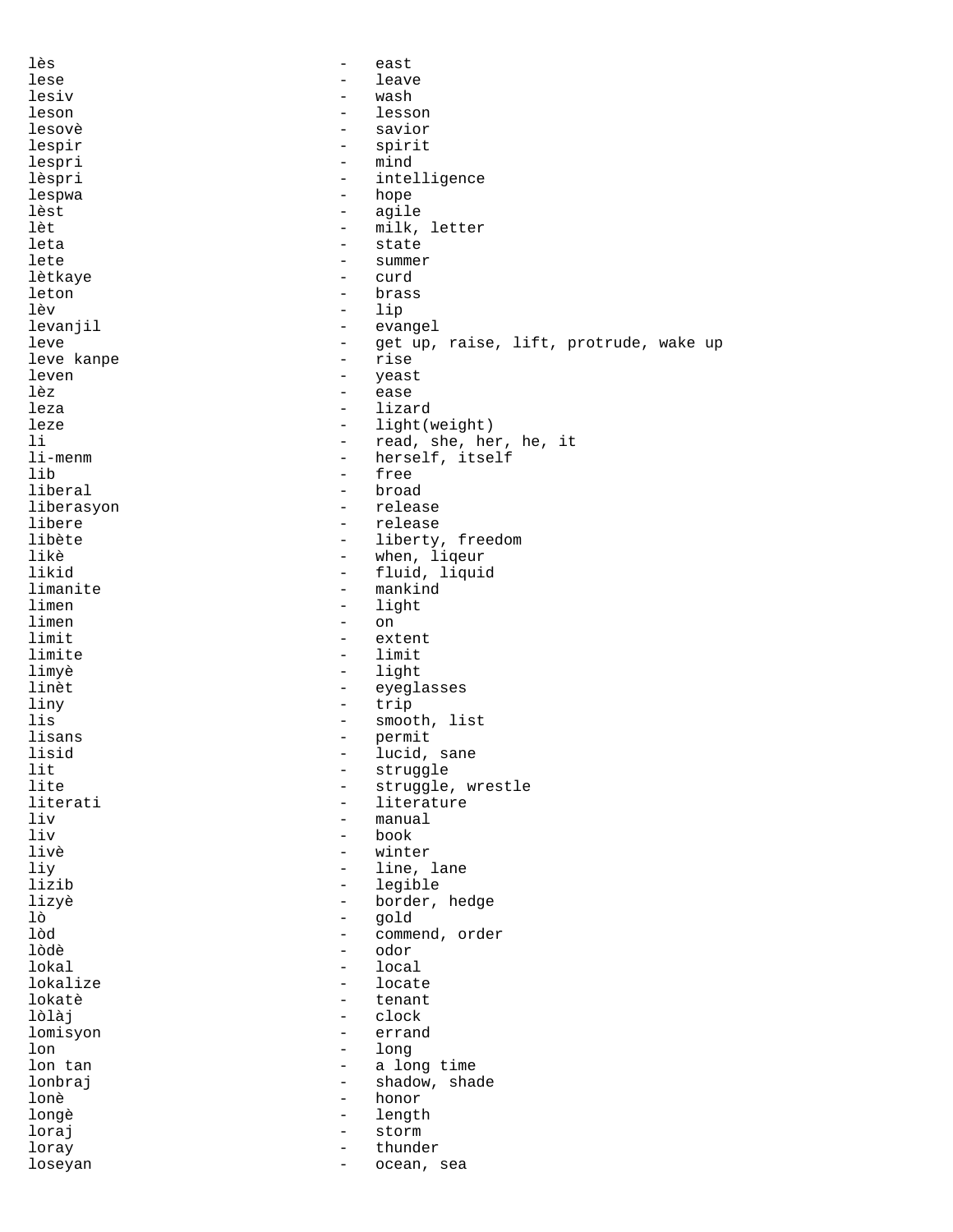lès - east
lese - leave
lesiv - wash
leson - lesson
lesovè - savior
lespir - spirit
lespri - mind
lèspri - intelligence
lespwa - hope
lèst - agile
lèt - milk, letter
leta - state
lete - summer
lètkaye - curd
leton - brass
lèv - lip
levanjil - evangel
leve - get up, raise, lift, protrude, wake up
leve kanpe - rise
leven - yeast
lèz - ease
leza - lizard
leze - light(weight)
li - read, she, her, he, it
li-menm - herself, itself
lib - free
liberal - broad
liberasyon - release
libere - release
libète - liberty, freedom
likè - when, liqeur
likid - fluid, liquid
limanite - mankind
limen - light
limen - on
limit - extent
limite - limit
limyè - light
linèt - eyeglasses
liny - trip
lis - smooth, list
lisans - permit
lisid - lucid, sane
lit - struggle
lite - struggle, wrestle
literati - literature
liv - manual
liv - book
livè - winter
liy - line, lane
lizib - legible
lizyè - border, hedge
lò - gold
lòd - commend, order
lòdè - odor
lokal - local
lokalize - locate
lokatè - tenant
lòlàj - clock
lomisyon - errand
lon - long
lon tan - a long time
lonbraj - shadow, shade
lonè - honor
longè - length
loraj - storm
loray - thunder
loseyan - ocean, sea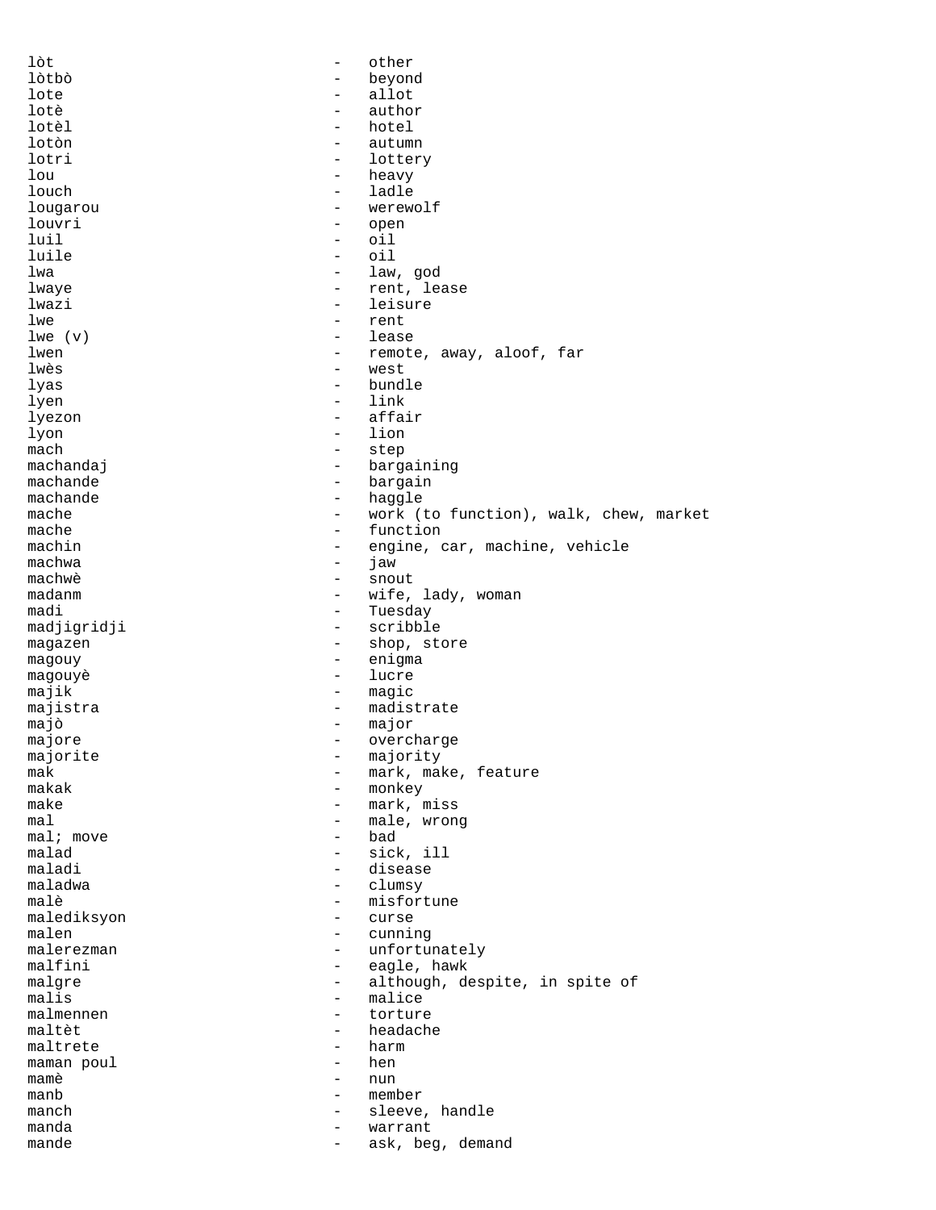lòt - other
lòtbò - beyond
lote - allot
lotè - author
lotèl - hotel
lotòn - autumn
lotri - lottery
lou - heavy
louch - ladle
lougarou - werewolf
louvri - open
luil - oil
luile - oil
lwa - law, god
lwaye - rent, lease
lwazi - leisure
lwe - rent
lwe (v) - lease
lwen - remote, away, aloof, far
lwès - west
lyas - bundle
lyen - link
lyezon - affair
lyon - lion
mach - step
machandaj - bargaining
machande - bargain
machande - haggle
mache - work (to function), walk, chew, market
mache - function
machin - engine, car, machine, vehicle
machwa - jaw
machwè - snout
madanm - wife, lady, woman
madi - Tuesday
madjigridji - scribble
magazen - shop, store
magouy - enigma
magouyè - lucre
majik - magic
majistra - madistrate
majò - major
majore - overcharge
majorite - majority
mak - mark, make, feature
makak - monkey
make - mark, miss
mal - male, wrong
mal; move - bad
malad - sick, ill
maladi - disease
maladwa - clumsy
malè - misfortune
malediksyon - curse
malen - cunning
malerezman - unfortunately
malfini - eagle, hawk
malgre - although, despite, in spite of
malis - malice
malmennen - torture
maltèt - headache
maltrete - harm
maman poul - hen
mamè - nun
manb - member
manch - sleeve, handle
manda - warrant
mande - ask, beg, demand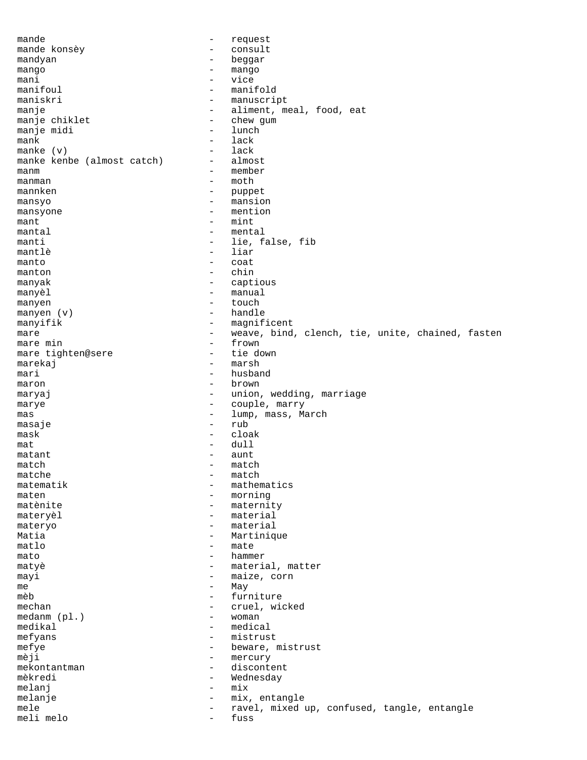mande - request
mande konsèy - consult
mandyan - beggar
mango - mango
mani - vice
manifoul - manifold
maniskri - manuscript
manje - aliment, meal, food, eat
manje chiklet - chew gum
manje midi - lunch
mank - lack
manke (v) - lack
manke kenbe (almost catch) - almost
manm - member
manman - moth
mannken - puppet
mansyo - mansion
mansyone - mention
mant - mint
mantal - mental
manti - lie, false, fib
mantlè - liar
manto - coat
manton - chin
manyak - captious
manyèl - manual
manyen - touch
manyen (v) - handle
manyifik - magnificent
mare - weave, bind, clench, tie, unite, chained, fasten
mare min - frown
mare tighten@sere - tie down
marekaj - marsh
mari - husband
maron - brown
maryaj - union, wedding, marriage
marye - couple, marry
mas - lump, mass, March
masaje - rub
mask - cloak
mat - dull
matant - aunt
match - match
matche - match
matematik - mathematics
maten - morning
matènite - maternity
materyèl - material
materyo - material
Matia - Martinique
matlo - mate
mato - hammer
matyè - material, matter
mayi - maize, corn
me - May
mèb - furniture
mechan - cruel, wicked
medanm (pl.) - woman
medikal - medical
mefyans - mistrust
mefye - beware, mistrust
mèji - mercury
mekontantman - discontent
mèkredi - Wednesday
melanj - mix
melanje - mix, entangle
mele - ravel, mixed up, confused, tangle, entangle
meli melo - fuss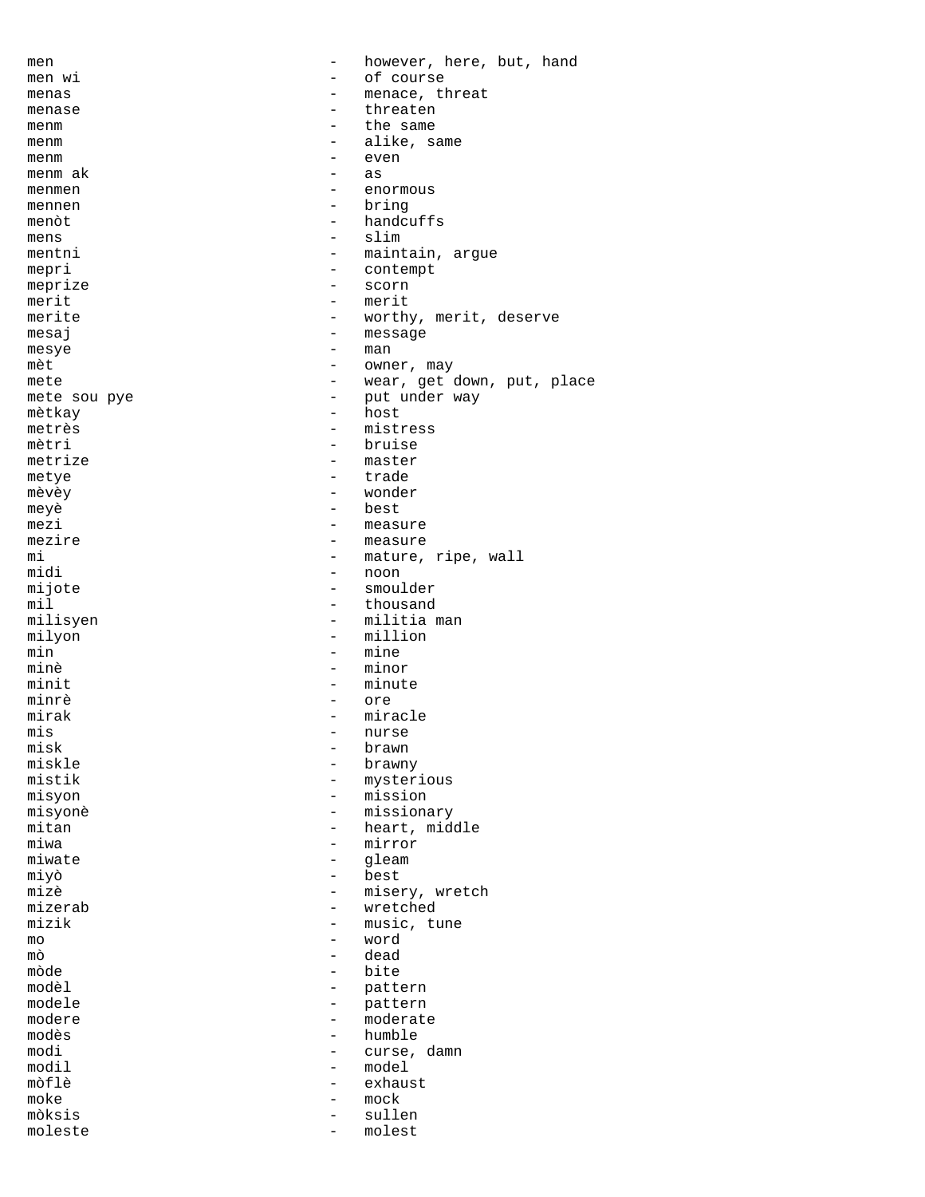men - however, here, but, hand
men wi - of course
menas - menace, threat
menase - threaten
menm - the same
menm - alike, same
menm - even
menm ak - as
menmen - enormous
mennen - bring
menòt - handcuffs
mens - slim
mentni - maintain, argue
mepri - contempt
meprize - scorn
merit - merit
merite - worthy, merit, deserve
mesaj - message
mesye - man
mèt - owner, may
mete - wear, get down, put, place
mete sou pye - put under way
mètkay - host
metrès - mistress
mètri - bruise
metrize - master
metye - trade
mèvèy - wonder
meyè - best
mezi - measure
mezire - measure
mi - mature, ripe, wall
midi - noon
mijote - smoulder
mil - thousand
milisyen - militia man
milyon - million
min - mine
minè - minor
minit - minute
minrè - ore
mirak - miracle
mis - nurse
misk - brawn
miskle - brawny
mistik - mysterious
misyon - mission
misyonè - missionary
mitan - heart, middle
miwa - mirror
miwate - gleam
miyò - best
mizè - misery, wretch
mizerab - wretched
mizik - music, tune
mo - word
mò - dead
mòde - bite
modèl - pattern
modele - pattern
modere - moderate
modès - humble
modi - curse, damn
modil - model
mòflè - exhaust
moke - mock
mòksis - sullen
moleste - molest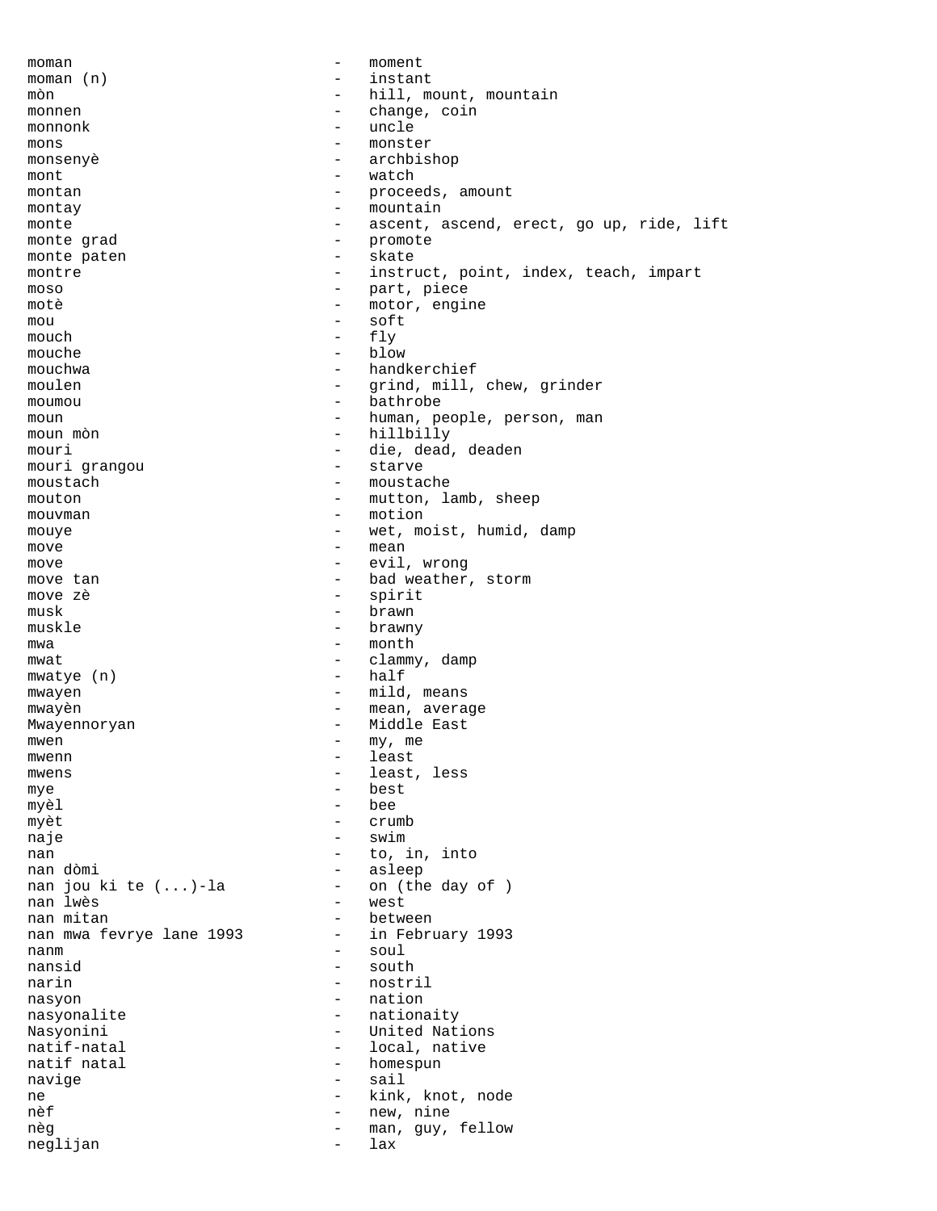moman - moment
moman (n) - instant
mòn - hill, mount, mountain
monnen - change, coin
monnonk - uncle
mons - monster
monsenyè - archbishop
mont - watch
montan - proceeds, amount
montay - mountain
monte - ascent, ascend, erect, go up, ride, lift
monte grad - promote
monte paten - skate
montre - instruct, point, index, teach, impart
moso - part, piece
motè - motor, engine
mou - soft
mouch - fly
mouche - blow
mouchwa - handkerchief
moulen - grind, mill, chew, grinder
moumou - bathrobe
moun - human, people, person, man
moun mòn - hillbilly
mouri - die, dead, deaden
mouri grangou - starve
moustach - moustache
mouton - mutton, lamb, sheep
mouvman - motion
mouye - wet, moist, humid, damp
move - mean
move - evil, wrong
move tan - bad weather, storm
move zè - spirit
musk - brawn
muskle - brawny
mwa - month
mwat - clammy, damp
mwatye (n) - half
mwayen - mild, means
mwayèn - mean, average
Mwayennoryan - Middle East
mwen - my, me
mwenn - least
mwens - least, less
mye - best
myèl - bee
myèt - crumb
naje - swim
nan - to, in, into
nan dòmi - asleep
nan jou ki te (...)-la - on (the day of )
nan lwès - west
nan mitan - between
nan mwa fevrye lane 1993 - in February 1993
nanm - soul
nansid - south
narin - nostril
nasyon - nation
nasyonalite - nationaity
Nasyonini - United Nations
natif-natal - local, native
natif natal - homespun
navige - sail
ne - kink, knot, node
nèf - new, nine
nèg - man, guy, fellow
neglijan - lax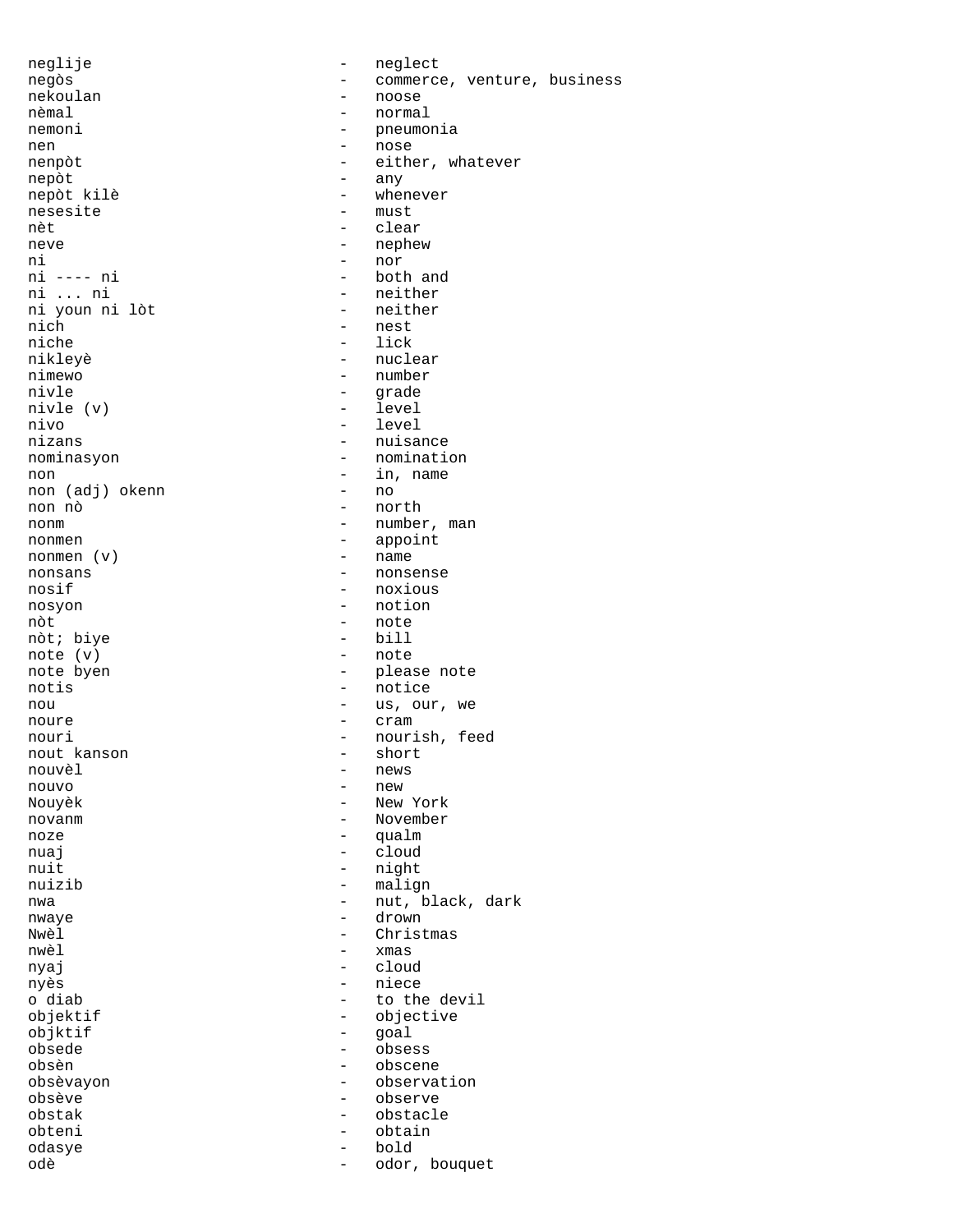neglije - neglect
negòs - commerce, venture, business
nekoulan - noose
nèmal - normal
nemoni - pneumonia
nen - nose
nenpòt - either, whatever
nepòt - any
nepòt kilè - whenever
nesesite - must
nèt - clear
neve - nephew
ni - nor
ni ---- ni - both and
ni ... ni - neither
ni youn ni lòt - neither
nich - nest
niche - lick
nikleyè - nuclear
nimewo - number
nivle - grade
nivle (v) - level
nivo - level
nizans - nuisance
nominasyon - nomination
non - in, name
non (adj) okenn - no
non nò - north
nonm - number, man
nonmen - appoint
nonmen (v) - name
nonsans - nonsense
nosif - noxious
nosyon - notion
nòt - note
nòt; biye - bill
note (v) - note
note byen - please note
notis - notice
nou - us, our, we
noure - cram
nouri - nourish, feed
nout kanson - short
nouvèl - news
nouvo - new
Nouyèk - New York
novanm - November
noze - qualm
nuaj - cloud
nuit - night
nuizib - malign
nwa - nut, black, dark
nwaye - drown
Nwèl - Christmas
nwèl - xmas
nyaj - cloud
nyès - niece
o diab - to the devil
objektif - objective
objktif - goal
obsede - obsess
obsèn - obscene
obsèvayon - observation
obsève - observe
obstak - obstacle
obteni - obtain
odasye - bold
odè - odor, bouquet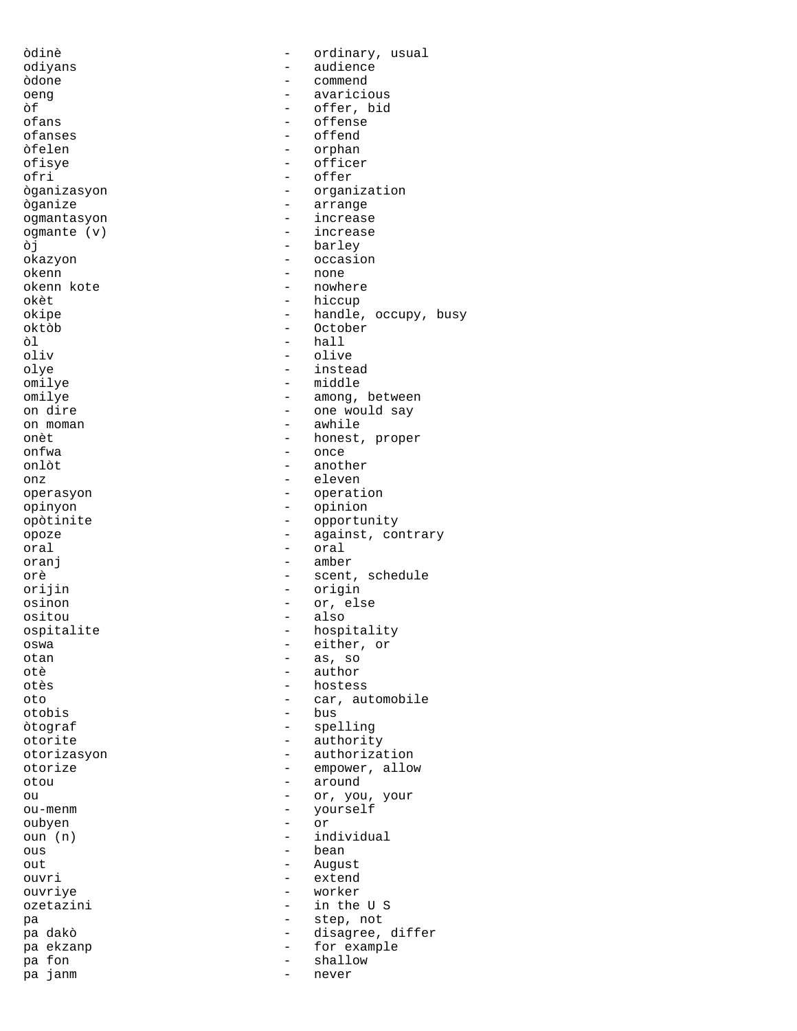òdinè - ordinary, usual
odiyans - audience
òdone - commend
oeng - avaricious
òf - offer, bid
ofans - offense
ofanses - offend
òfelen - orphan
ofisye - officer
ofri - offer
òganizasyon - organization
òganize - arrange
ogmantasyon - increase
ogmante (v) - increase
òj - barley
okazyon - occasion
okenn - none
okenn kote - nowhere
okèt - hiccup
okipe - handle, occupy, busy
oktòb - October
òl - hall
oliv - olive
olye - instead
omilye - middle
omilye - among, between
on dire - one would say
on moman - awhile
onèt - honest, proper
onfwa - once
onlòt - another
onz - eleven
operasyon - operation
opinyon - opinion
opòtinite - opportunity
opoze - against, contrary
oral - oral
oranj - amber
orè - scent, schedule
orijin - origin
osinon - or, else
ositou - also
ospitalite - hospitality
oswa - either, or
otan - as, so
otè - author
otès - hostess
oto - car, automobile
otobis - bus
òtograf - spelling
otorite - authority
otorizasyon - authorization
otorize - empower, allow
otou - around
ou - or, you, your
ou-menm - yourself
oubyen - or
oun (n) - individual
ous - bean
out - August
ouvri - extend
ouvriye - worker
ozetazini - in the U S
pa - step, not
pa dakò - disagree, differ
pa ekzanp - for example
pa fon - shallow
pa janm - never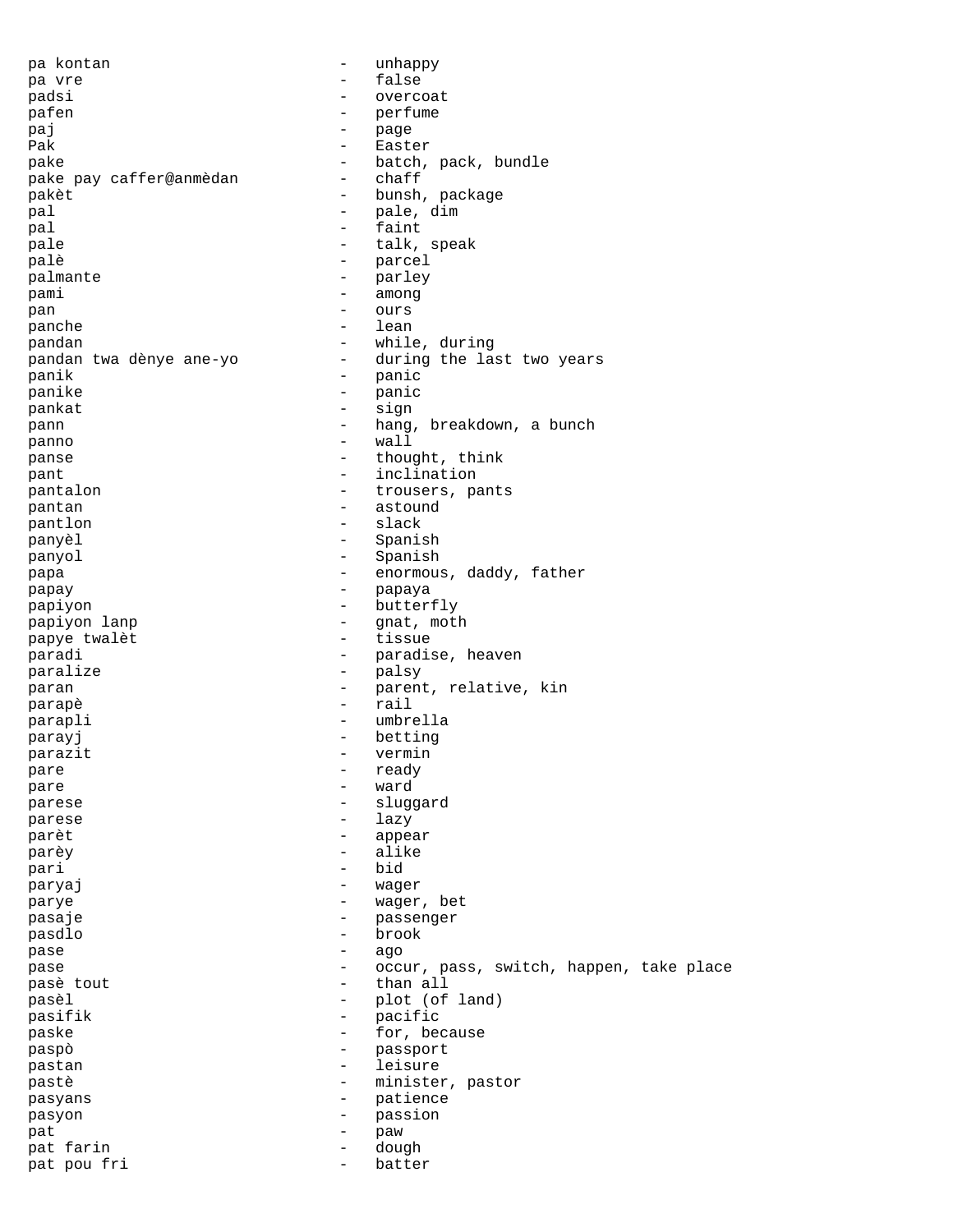pa kontan - unhappy
pa vre - false
padsi - overcoat
pafen - perfume
paj - page
Pak - Easter
pake - batch, pack, bundle
pake pay caffer@anmèdan - chaff
pakèt - bunsh, package
pal - pale, dim
pal - faint
pale - talk, speak
palè - parcel
palmante - parley
pami - among
pan - ours
panche - lean
pandan - while, during
pandan twa dènye ane-yo - during the last two years
panik - panic
panike - panic
pankat - sign
pann - hang, breakdown, a bunch
panno - wall
panse - thought, think
pant - inclination
pantalon - trousers, pants
pantan - astound
pantlon - slack
panyèl - Spanish
panyol - Spanish
papa - enormous, daddy, father
papay - papaya
papiyon - butterfly
papiyon lanp - gnat, moth
papye twalèt - tissue
paradi - paradise, heaven
paralize - palsy
paran - parent, relative, kin
parapè - rail
parapli - umbrella
parayj - betting
parazit - vermin
pare - ready
pare - ward
parese - sluggard
parese - lazy
parèt - appear
parèy - alike
pari - bid
paryaj - wager
parye - wager, bet
pasaje - passenger
pasdlo - brook
pase - ago
pase - occur, pass, switch, happen, take place
pasè tout - than all
pasèl - plot (of land)
pasifik - pacific
paske - for, because
paspò - passport
pastan - leisure
pastè - minister, pastor
pasyans - patience
pasyon - passion
pat - paw
pat farin - dough
pat pou fri - batter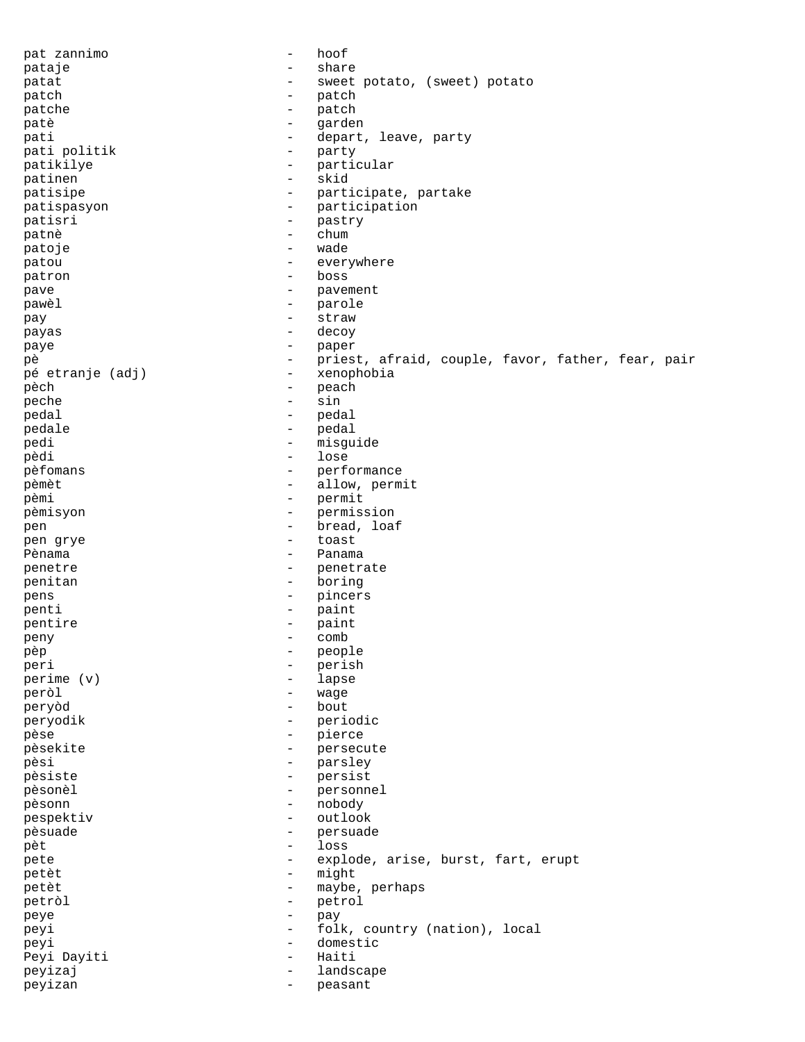pat zannimo - hoof
pataje - share
patat - sweet potato, (sweet) potato
patch - patch
patche - patch
patè - garden
pati - depart, leave, party
pati politik - party
patikilye - particular
patinen - skid
patisipe - participate, partake
patispasyon - participation
patisri - pastry
patnè - chum
patoje - wade
patou - everywhere
patron - boss
pave - pavement
pawèl - parole
pay - straw
payas - decoy
paye - paper
pè - priest, afraid, couple, favor, father, fear, pair
pé etranje (adj) - xenophobia
pèch - peach
peche - sin
pedal - pedal
pedale - pedal
pedi - misguide
pèdi - lose
pèfomans - performance
pèmèt - allow, permit
pèmi - permit
pèmisyon - permission
pen - bread, loaf
pen grye - toast
Pènama - Panama
penetre - penetrate
penitan - boring
pens - pincers
penti - paint
pentire - paint
peny - comb
pèp - people
peri - perish
perime (v) - lapse
peròl - wage
peryòd - bout
peryodik - periodic
pèse - pierce
pèsekite - persecute
pèsi - parsley
pèsiste - persist
pèsonèl - personnel
pèsonn - nobody
pespektiv - outlook
pèsuade - persuade
pèt - loss
pete - explode, arise, burst, fart, erupt
petèt - might
petèt - maybe, perhaps
petròl - petrol
peye - pay
peyi - folk, country (nation), local
peyi - domestic
Peyi Dayiti - Haiti
peyizaj - landscape
peyizan - peasant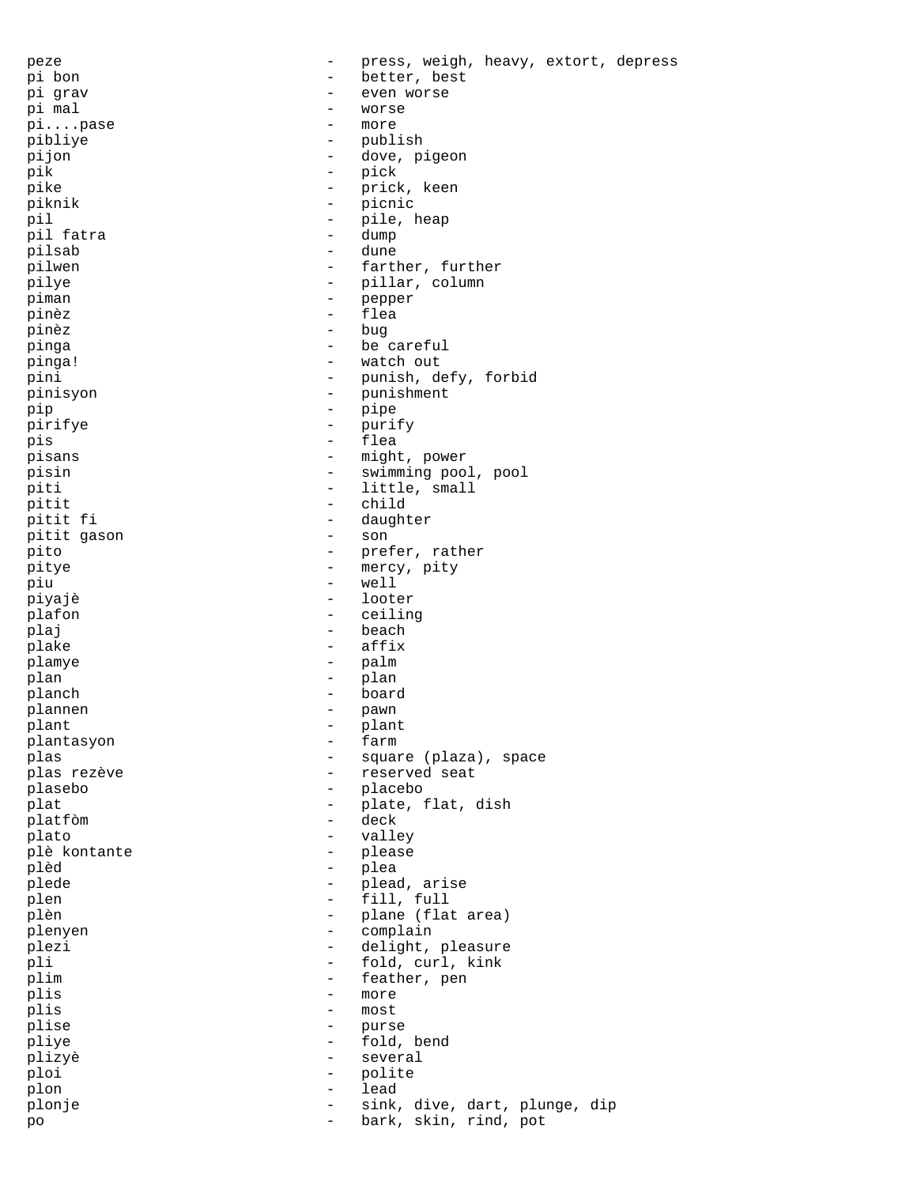peze - press, weigh, heavy, extort, depress
pi bon - better, best
pi grav - even worse
pi mal - worse
pi....pase - more
pibliye - publish
pijon - dove, pigeon
pik - pick
pike - prick, keen
piknik - picnic
pil - pile, heap
pil fatra - dump
pilsab - dune
pilwen - farther, further
pilye - pillar, column
piman - pepper
pinèz - flea
pinèz - bug
pinga - be careful
pinga! - watch out
pini - punish, defy, forbid
pinisyon - punishment
pip - pipe
pirifye - purify
pis - flea
pisans - might, power
pisin - swimming pool, pool
piti - little, small
pitit - child
pitit fi - daughter
pitit gason - son
pito - prefer, rather
pitye - mercy, pity
piu - well
piyajè - looter
plafon - ceiling
plaj - beach
plake - affix
plamye - palm
plan - plan
planch - board
plannen - pawn
plant - plant
plantasyon - farm
plas - square (plaza), space
plas rezève - reserved seat
plasebo - placebo
plat - plate, flat, dish
platfòm - deck
plato - valley
plè kontante - please
plèd - plea
plede - plead, arise
plen - fill, full
plèn - plane (flat area)
plenyen - complain
plezi - delight, pleasure
pli - fold, curl, kink
plim - feather, pen
plis - more
plis - most
plise - purse
pliye - fold, bend
plizyè - several
ploi - polite
plon - lead
plonje - sink, dive, dart, plunge, dip
po - bark, skin, rind, pot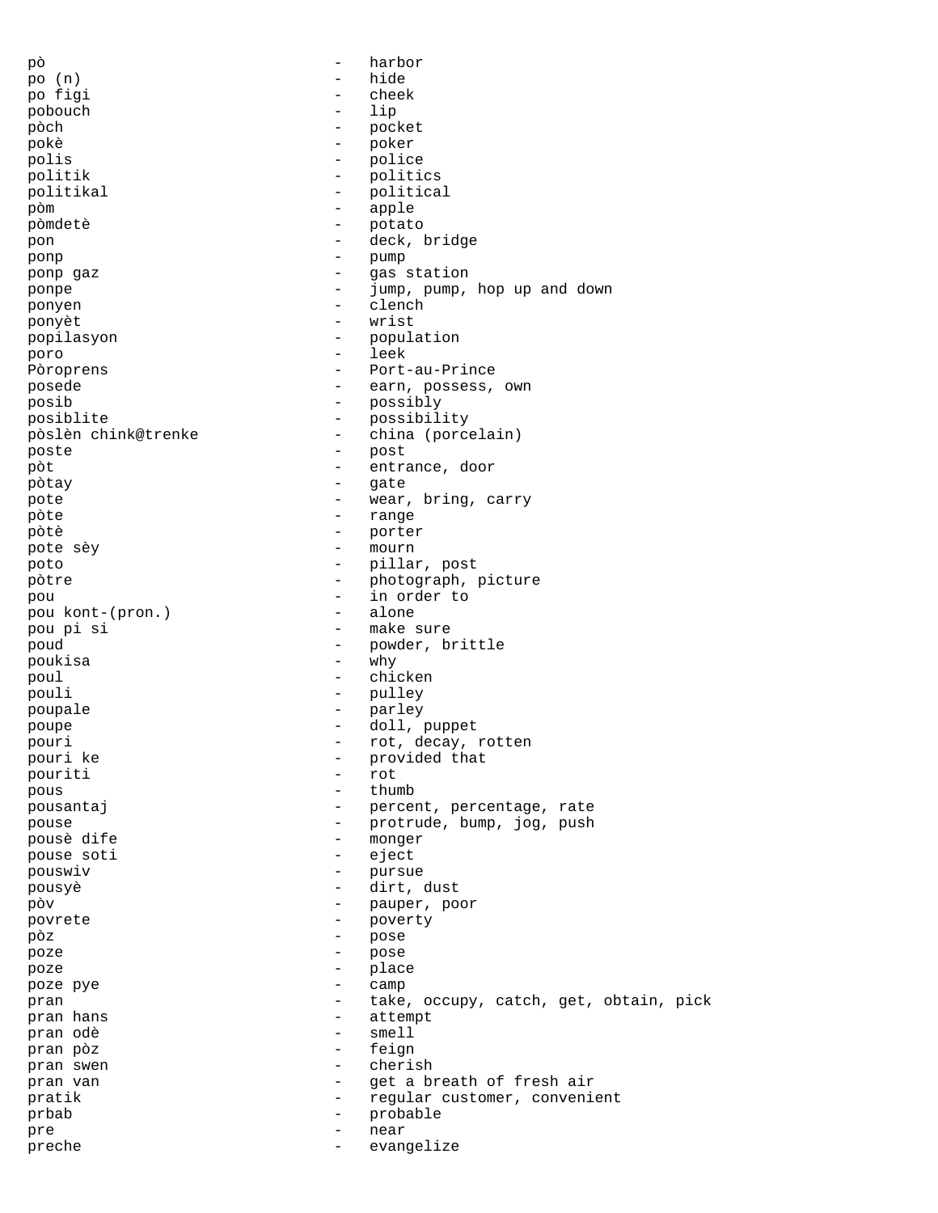pò - harbor
po (n) - hide
po figi - cheek
pobouch - lip
pòch - pocket
pokè - poker
polis - police
politik - politics
politikal - political
pòm - apple
pòmdetè - potato
pon - deck, bridge
ponp - pump
ponp gaz - gas station
ponpe - jump, pump, hop up and down
ponyen - clench
ponyèt - wrist
popilasyon - population
poro - leek
Pòroprens - Port-au-Prince
posede - earn, possess, own
posib - possibly
posiblite - possibility
pòslèn chink@trenke - china (porcelain)
poste - post
pòt - entrance, door
pòtay - gate
pote - wear, bring, carry
pòte - range
pòtè - porter
pote sèy - mourn
poto - pillar, post
pòtre - photograph, picture
pou - in order to
pou kont-(pron.) - alone
pou pi si - make sure
poud - powder, brittle
poukisa - why
poul - chicken
pouli - pulley
poupale - parley
poupe - doll, puppet
pouri - rot, decay, rotten
pouri ke - provided that
pouriti - rot
pous - thumb
pousantaj - percent, percentage, rate
pouse - protrude, bump, jog, push
pousè dife - monger
pouse soti - eject
pouswiv - pursue
pousyè - dirt, dust
pòv - pauper, poor
povrete - poverty
pòz - pose
poze - pose
poze - place
poze pye - camp
pran - take, occupy, catch, get, obtain, pick
pran hans - attempt
pran odè - smell
pran pòz - feign
pran swen - cherish
pran van - get a breath of fresh air
pratik - regular customer, convenient
prbab - probable
pre - near
preche - evangelize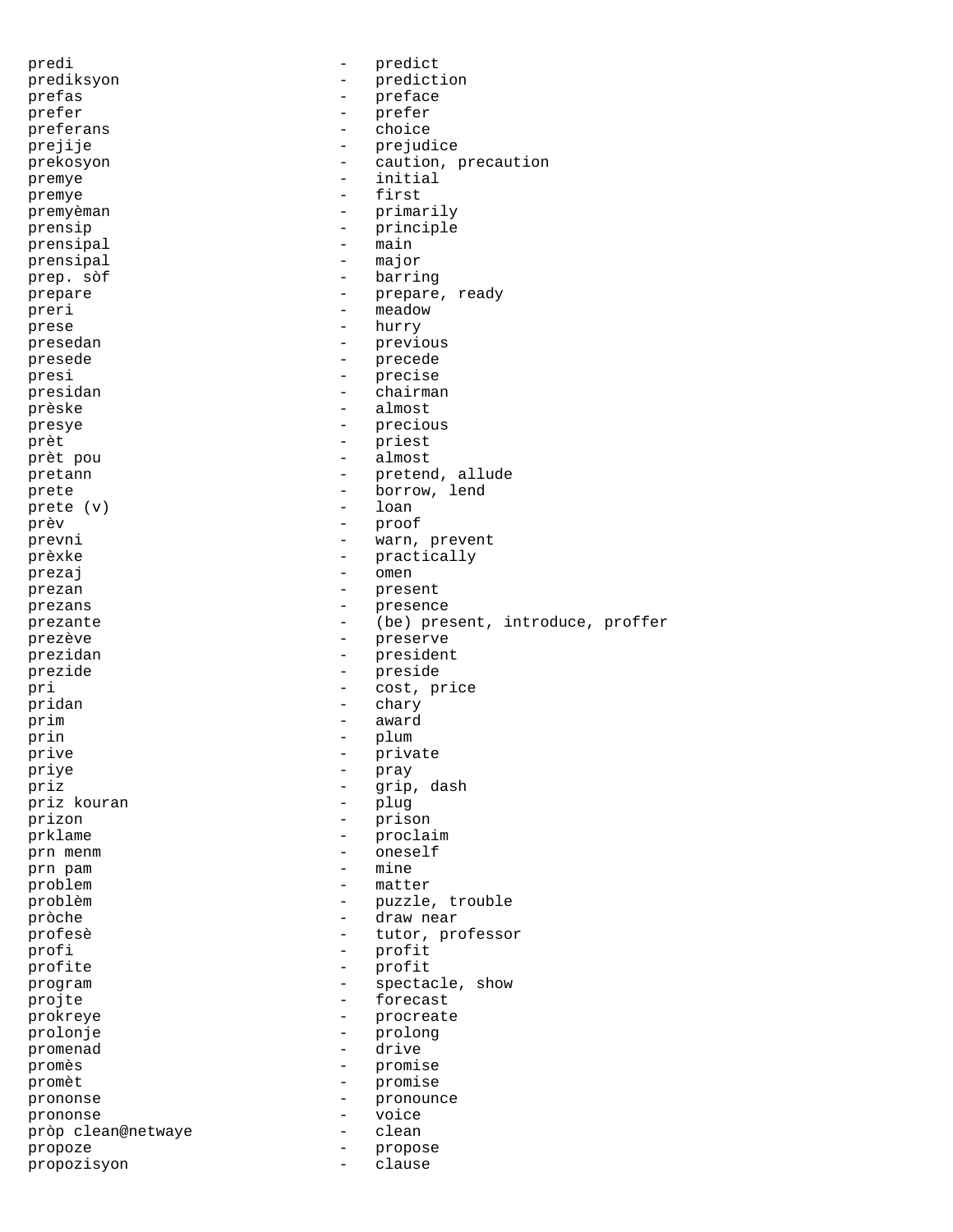predi - predict
prediksyon - prediction
prefas - preface
prefer - prefer
preferans - choice
prejije - prejudice
prekosyon - caution, precaution
premye - initial
premye - first
premyèman - primarily
prensip - principle
prensipal - main
prensipal - major
prep. sòf - barring
prepare - prepare, ready
preri - meadow
prese - hurry
presedan - previous
presede - precede
presi - precise
presidan - chairman
prèske - almost
presye - precious
prèt - priest
prèt pou - almost
pretann - pretend, allude
prete - borrow, lend
prete (v) - loan
prèv - proof
prevni - warn, prevent
prèxke - practically
prezaj - omen
prezan - present
prezans - presence
prezante - (be) present, introduce, proffer
prezève - preserve
prezidan - president
prezide - preside
pri - cost, price
pridan - chary
prim - award
prin - plum
prive - private
priye - pray
priz - grip, dash
priz kouran - plug
prizon - prison
prklame - proclaim
prn menm - oneself
prn pam - mine
problem - matter
problèm - puzzle, trouble
pròche - draw near
profesè - tutor, professor
profi - profit
profite - profit
program - spectacle, show
projte - forecast
prokreye - procreate
prolonje - prolong
promenad - drive
promès - promise
promèt - promise
prononse - pronounce
prononse - voice
pròp clean@netwaye - clean
propoze - propose
propozisyon - clause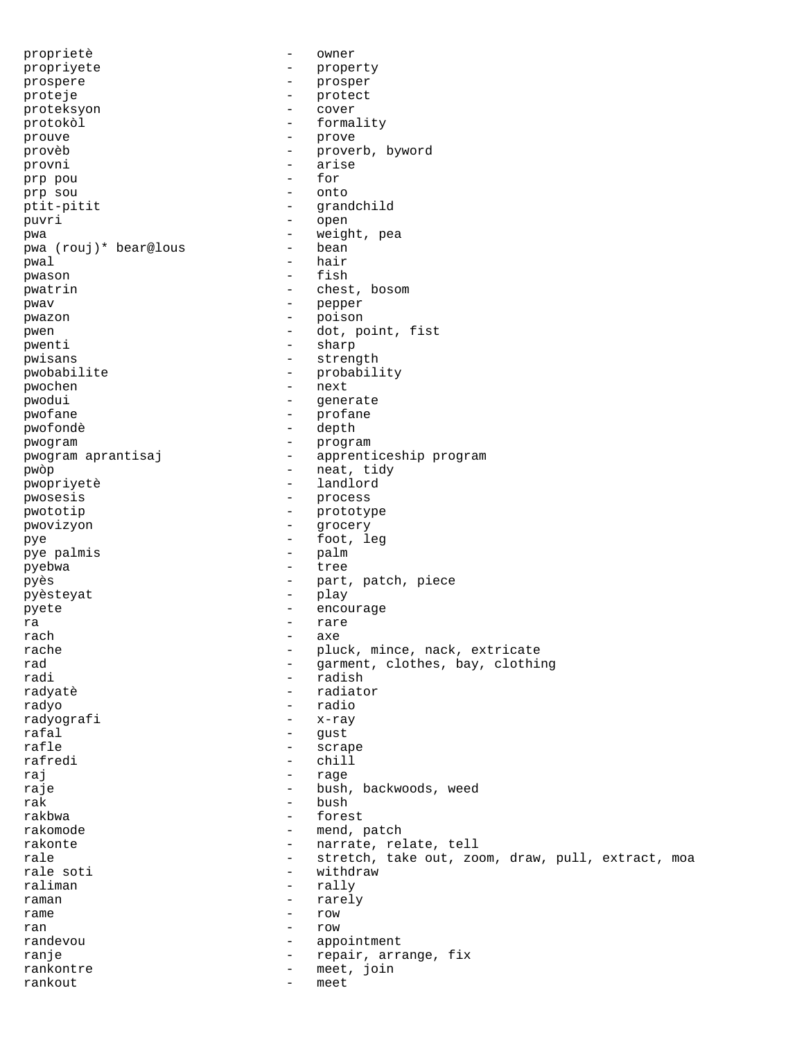proprietè - owner
propriyete - property
prospere - prosper
proteje - protect
proteksyon - cover
protokòl - formality
prouve - prove
provèb - proverb, byword
provni - arise
prp pou - for
prp sou - onto
ptit-pitit - grandchild
puvri - open
pwa - weight, pea
pwa (rouj)* bear@lous - bean
pwal - hair
pwason - fish
pwatrin - chest, bosom
pwav - pepper
pwazon - poison
pwen - dot, point, fist
pwenti - sharp
pwisans - strength
pwobabilite - probability
pwochen - next
pwodui - generate
pwofane - profane
pwofondè - depth
pwogram - program
pwogram aprantisaj - apprenticeship program
pwòp - neat, tidy
pwopriyetè - landlord
pwosesis - process
pwototip - prototype
pwovizyon - grocery
pye - foot, leg
pye palmis - palm
pyebwa - tree
pyès - part, patch, piece
pyèsteyat - play
pyete - encourage
ra - rare
rach - axe
rache - pluck, mince, nack, extricate
rad - garment, clothes, bay, clothing
radi - radish
radyatè - radiator
radyo - radio
radyografi - x-ray
rafal - gust
rafle - scrape
rafredi - chill
raj - rage
raje - bush, backwoods, weed
rak - bush
rakbwa - forest
rakomode - mend, patch
rakonte - narrate, relate, tell
rale - stretch, take out, zoom, draw, pull, extract, moa
rale soti - withdraw
raliman - rally
raman - rarely
rame - row
ran - row
randevou - appointment
ranje - repair, arrange, fix
rankontre - meet, join
rankout - meet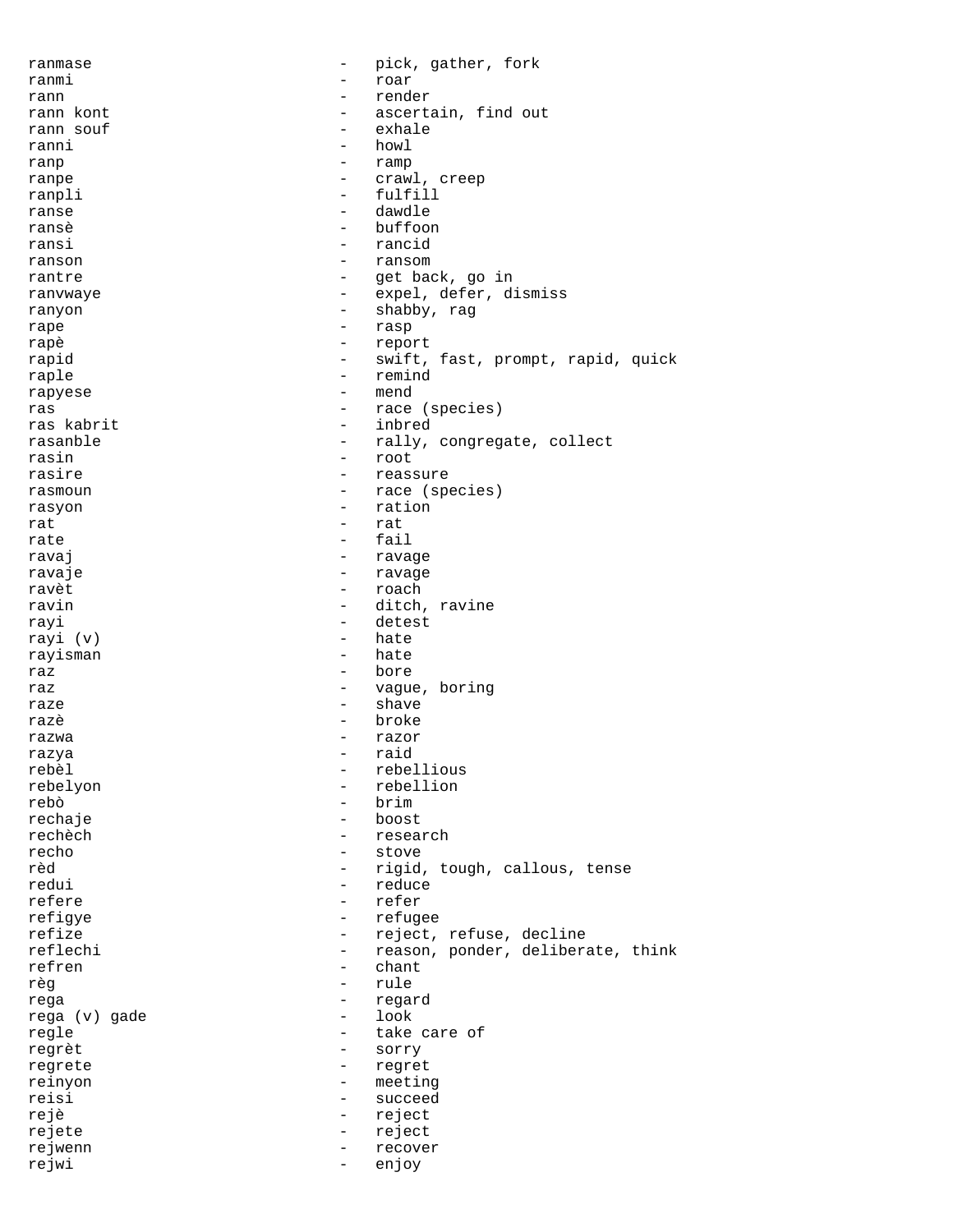ranmase - pick, gather, fork
ranmi - roar
rann - render
rann kont - ascertain, find out
rann souf - exhale
ranni - howl
ranp - ramp
ranpe - crawl, creep
ranpli - fulfill
ranse - dawdle
ransè - buffoon
ransi - rancid
ranson - ransom
rantre - get back, go in
ranvwaye - expel, defer, dismiss
ranyon - shabby, rag
rape - rasp
rapè - report
rapid - swift, fast, prompt, rapid, quick
raple - remind
rapyese - mend
ras - race (species)
ras kabrit - inbred
rasanble - rally, congregate, collect
rasin - root
rasire - reassure
rasmoun - race (species)
rasyon - ration
rat - rat
rate - fail
ravaj - ravage
ravaje - ravage
ravèt - roach
ravin - ditch, ravine
rayi - detest
rayi (v) - hate
rayisman - hate
raz - bore
raz - vague, boring
raze - shave
razè - broke
razwa - razor
razya - raid
rebèl - rebellious
rebelyon - rebellion
rebò - brim
rechaje - boost
rechèch - research
recho - stove
rèd - rigid, tough, callous, tense
redui - reduce
refere - refer
refigye - refugee
refize - reject, refuse, decline
reflechi - reason, ponder, deliberate, think
refren - chant
règ - rule
rega - regard
rega (v) gade - look
regle - take care of
regrèt - sorry
regrete - regret
reinyon - meeting
reisi - succeed
rejè - reject
rejete - reject
rejwenn - recover
rejwi - enjoy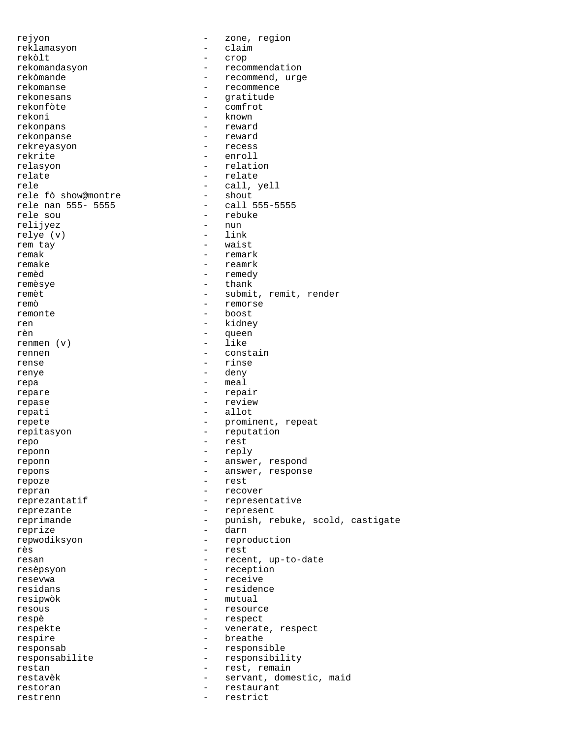rejyon - zone, region
reklamasyon - claim
rekòlt - crop
rekomandasyon - recommendation
rekòmande - recommend, urge
rekomanse - recommence
rekonesans - gratitude
rekonfòte - comfrot
rekoni - known
rekonpans - reward
rekonpanse - reward
rekreyasyon - recess
rekrite - enroll
relasyon - relation
relate - relate
rele - call, yell
rele fò show@montre - shout
rele nan 555- 5555 - call 555-5555
rele sou - rebuke
relijyez - nun
relye (v) - link
rem tay - waist
remak - remark
remake - reamrk
remèd - remedy
remèsye - thank
remèt - submit, remit, render
remò - remorse
remonte - boost
ren - kidney
rèn - queen
renmen (v) - like
rennen - constain
rense - rinse
renye - deny
repa - meal
repare - repair
repase - review
repati - allot
repete - prominent, repeat
repitasyon - reputation
repo - rest
reponn - reply
reponn - answer, respond
repons - answer, response
repoze - rest
repran - recover
reprezantatif - representative
reprezante - represent
reprimande - punish, rebuke, scold, castigate
reprize - darn
repwodiksyon - reproduction
rès - rest
resan - recent, up-to-date
resèpsyon - reception
resevwa - receive
residans - residence
resipwòk - mutual
resous - resource
respè - respect
respekte - venerate, respect
respire - breathe
responsab - responsible
responsabilite - responsibility
restan - rest, remain
restavèk - servant, domestic, maid
restoran - restaurant
restrenn - restrict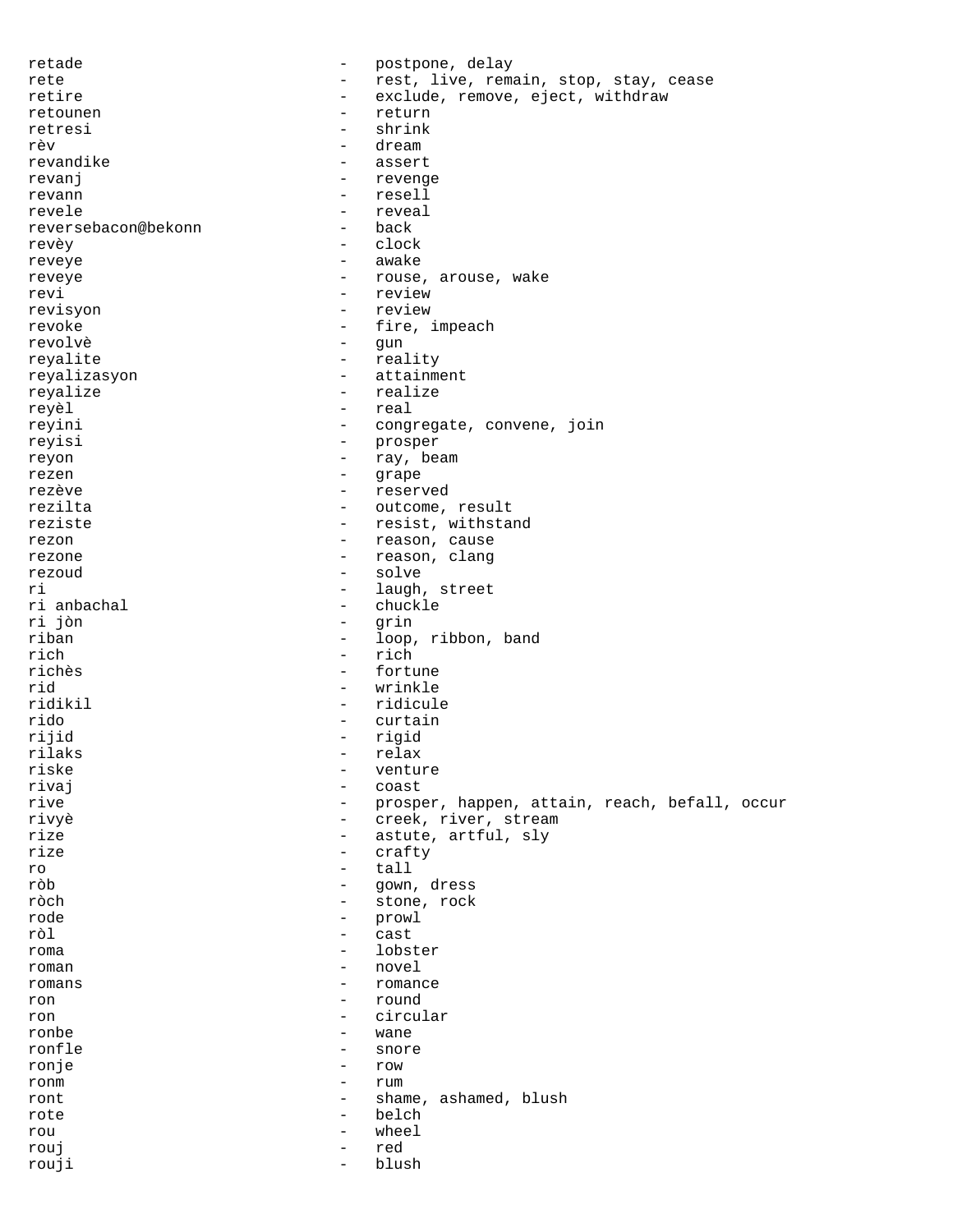retade - postpone, delay
rete - rest, live, remain, stop, stay, cease
retire - exclude, remove, eject, withdraw
retounen - return
retresi - shrink
rèv - dream
revandike - assert
revanj - revenge
revann - resell
revele - reveal
reversebacon@bekonn - back
revèy - clock
reveye - awake
reveye - rouse, arouse, wake
revi - review
revisyon - review
revoke - fire, impeach
revolvè - gun
reyalite - reality
reyalizasyon - attainment
reyalize - realize
reyèl - real
reyini - congregate, convene, join
reyisi - prosper
reyon - ray, beam
rezen - grape
rezève - reserved
rezilta - outcome, result
reziste - resist, withstand
rezon - reason, cause
rezone - reason, clang
rezoud - solve
ri - laugh, street
ri anbachal - chuckle
ri jòn - grin
riban - loop, ribbon, band
rich - rich
richès - fortune
rid - wrinkle
ridikil - ridicule
rido - curtain
rijid - rigid
rilaks - relax
riske - venture
rivaj - coast
rive - prosper, happen, attain, reach, befall, occur
rivyè - creek, river, stream
rize - astute, artful, sly
rize - crafty
ro - tall
ròb - gown, dress
ròch - stone, rock
rode - prowl
ròl - cast
roma - lobster
roman - novel
romans - romance
ron - round
ron - circular
ronbe - wane
ronfle - snore
ronje - row
ronm - rum
ront - shame, ashamed, blush
rote - belch
rou - wheel
rouj - red
rouji - blush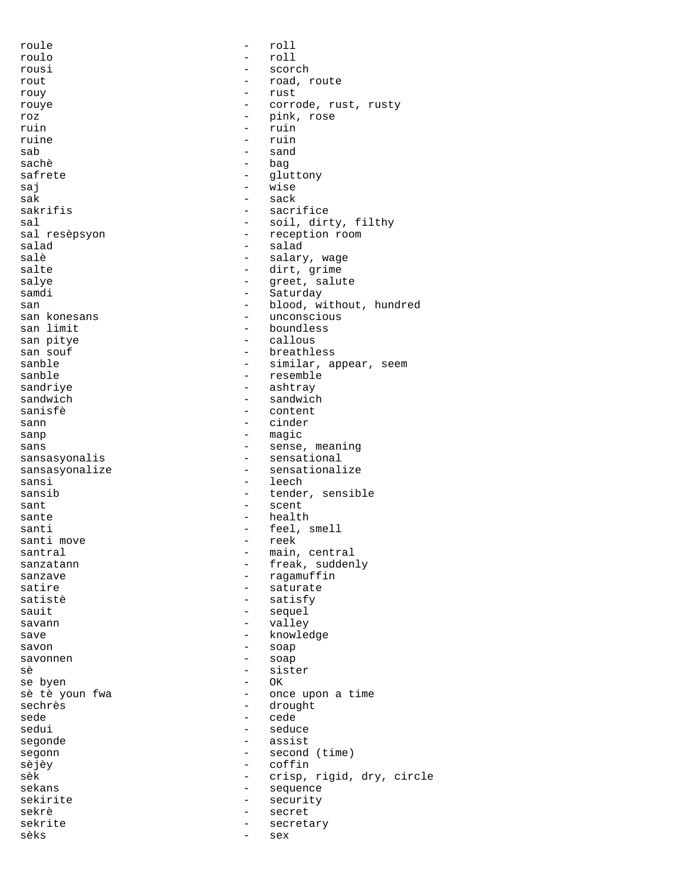roule - roll
roulo - roll
rousi - scorch
rout - road, route
rouy - rust
rouye - corrode, rust, rusty
roz - pink, rose
ruin - ruin
ruine - ruin
sab - sand
sachè - bag
safrete - gluttony
saj - wise
sak - sack
sakrifis - sacrifice
sal - soil, dirty, filthy
sal resèpsyon - reception room
salad - salad
salè - salary, wage
salte - dirt, grime
salye - greet, salute
samdi - Saturday
san - blood, without, hundred
san konesans - unconscious
san limit - boundless
san pitye - callous
san souf - breathless
sanble - similar, appear, seem
sanble - resemble
sandriye - ashtray
sandwich - sandwich
sanisfè - content
sann - cinder
sanp - magic
sans - sense, meaning
sansasyonalis - sensational
sansasyonalize - sensationalize
sansi - leech
sansib - tender, sensible
sant - scent
sante - health
santi - feel, smell
santi move - reek
santral - main, central
sanzatann - freak, suddenly
sanzave - ragamuffin
satire - saturate
satistè - satisfy
sauit - sequel
savann - valley
save - knowledge
savon - soap
savonnen - soap
sè - sister
se byen - OK
sè tè youn fwa - once upon a time
sechrès - drought
sede - cede
sedui - seduce
segonde - assist
segonn - second (time)
sèjèy - coffin
sèk - crisp, rigid, dry, circle
sekans - sequence
sekirite - security
sekrè - secret
sekrite - secretary
sèks - sex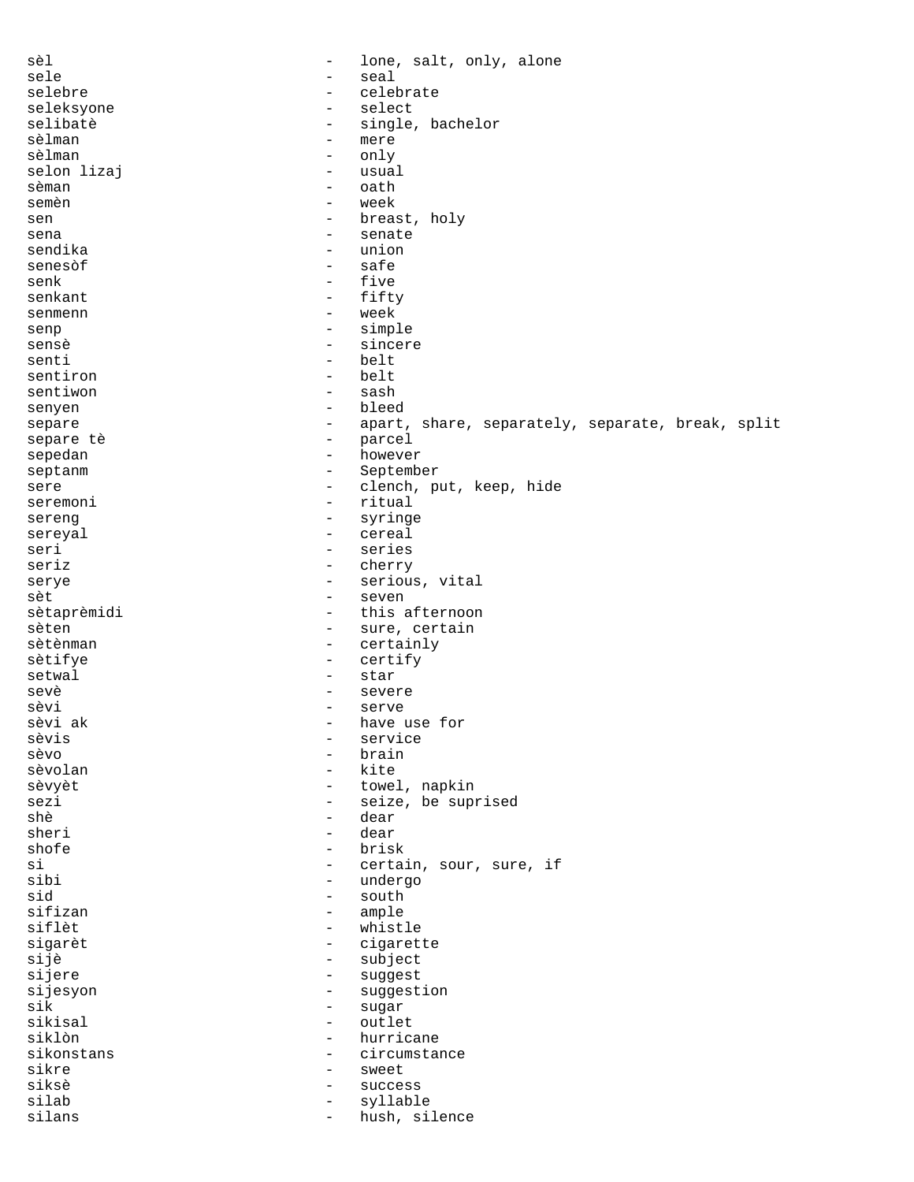sèl - lone, salt, only, alone
sele - seal
selebre - celebrate
seleksyone - select
selibatè - single, bachelor
sèlman - mere
sèlman - only
selon lizaj - usual
sèman - oath
semèn - week
sen - breast, holy
sena - senate
sendika - union
senesòf - safe
senk - five
senkant - fifty
senmenn - week
senp - simple
sensè - sincere
senti - belt
sentiron - belt
sentiwon - sash
senyen - bleed
separe - apart, share, separately, separate, break, split
separe tè - parcel
sepedan - however
septanm - September
sere - clench, put, keep, hide
seremoni - ritual
sereng - syringe
sereyal - cereal
seri - series
seriz - cherry
serye - serious, vital
sèt - seven
sètaprèmidi - this afternoon
sèten - sure, certain
sètènman - certainly
sètifye - certify
setwal - star
sevè - severe
sèvi - serve
sèvi ak - have use for
sèvis - service
sèvo - brain
sèvolan - kite
sèvyèt - towel, napkin
sezi - seize, be suprised
shè - dear
sheri - dear
shofe - brisk
si - certain, sour, sure, if
sibi - undergo
sid - south
sifizan - ample
siflèt - whistle
sigarèt - cigarette
sijè - subject
sijere - suggest
sijesyon - suggestion
sik - sugar
sikisal - outlet
siklòn - hurricane
sikonstans - circumstance
sikre - sweet
siksè - success
silab - syllable
silans - hush, silence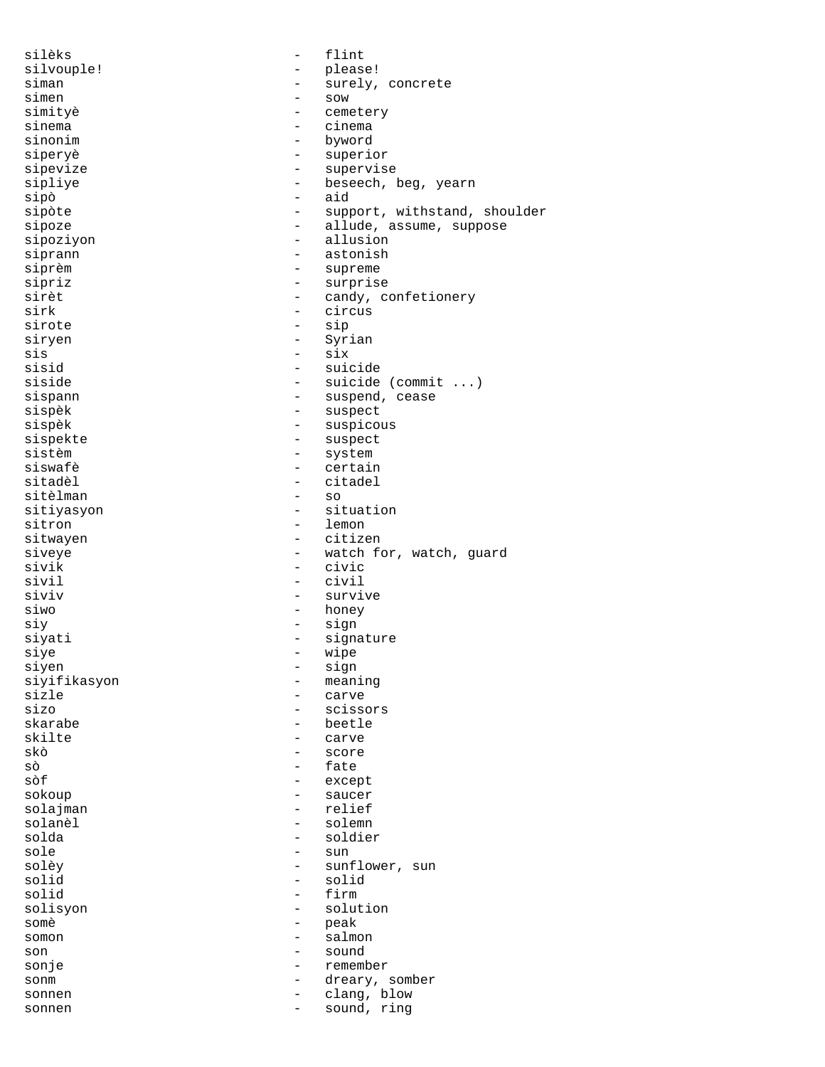silèks - flint
silvouple! - please!
siman - surely, concrete
simen - sow
simityè - cemetery
sinema - cinema
sinonim - byword
siperyè - superior
sipevize - supervise
sipliye - beseech, beg, yearn
sipò - aid
sipòte - support, withstand, shoulder
sipoze - allude, assume, suppose
sipoziyon - allusion
siprann - astonish
siprèm - supreme
sipriz - surprise
sirèt - candy, confetionery
sirk - circus
sirote - sip
siryen - Syrian
sis - six
sisid - suicide
siside - suicide (commit ...)
sispann - suspend, cease
sispèk - suspect
sispèk - suspicous
sispekte - suspect
sistèm - system
siswafè - certain
sitadèl - citadel
sitèlman - so
sitiyasyon - situation
sitron - lemon
sitwayen - citizen
siveye - watch for, watch, guard
sivik - civic
sivil - civil
siviv - survive
siwo - honey
siy - sign
siyati - signature
siye - wipe
siyen - sign
siyifikasyon - meaning
sizle - carve
sizo - scissors
skarabe - beetle
skilte - carve
skò - score
sò - fate
sòf - except
sokoup - saucer
solajman - relief
solanèl - solemn
solda - soldier
sole - sun
solèy - sunflower, sun
solid - solid
solid - firm
solisyon - solution
somè - peak
somon - salmon
son - sound
sonje - remember
sonm - dreary, somber
sonnen - clang, blow
sonnen - sound, ring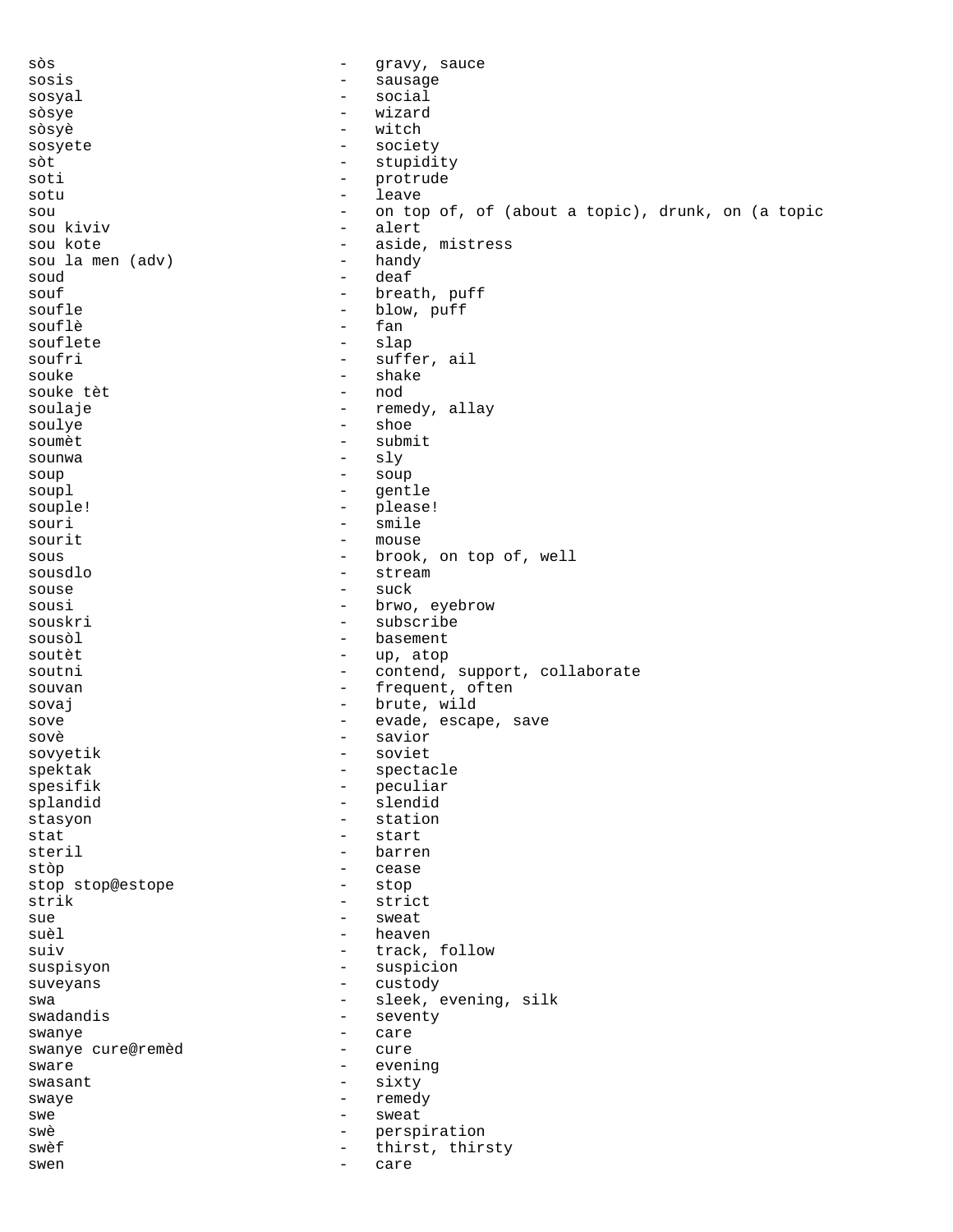sòs - gravy, sauce
sosis - sausage
sosyal - social
sòsye - wizard
sòsyè - witch
sosyete - society
sòt - stupidity
soti - protrude
sotu - leave
sou - on top of, of (about a topic), drunk, on (a topic
sou kiviv - alert
sou kote - aside, mistress
sou la men (adv) - handy
soud - deaf
souf - breath, puff
soufle - blow, puff
souflè - fan
souflete - slap
soufri - suffer, ail
souke - shake
souke tèt - nod
soulaje - remedy, allay
soulye - shoe
soumèt - submit
sounwa - sly
soup - soup
soupl - gentle
souple! - please!
souri - smile
sourit - mouse
sous - brook, on top of, well
sousdlo - stream
souse - suck
sousi - brwo, eyebrow
souskri - subscribe
sousòl - basement
soutèt - up, atop
soutni - contend, support, collaborate
souvan - frequent, often
sovaj - brute, wild
sove - evade, escape, save
sovè - savior
sovyetik - soviet
spektak - spectacle
spesifik - peculiar
splandid - slendid
stasyon - station
stat - start
steril - barren
stòp - cease
stop stop@estope - stop
strik - strict
sue - sweat
suèl - heaven
suiv - track, follow
suspisyon - suspicion
suveyans - custody
swa - sleek, evening, silk
swadandis - seventy
swanye - care
swanye cure@remèd - cure
sware - evening
swasant - sixty
swaye - remedy
swe - sweat
swè - perspiration
swèf - thirst, thirsty
swen - care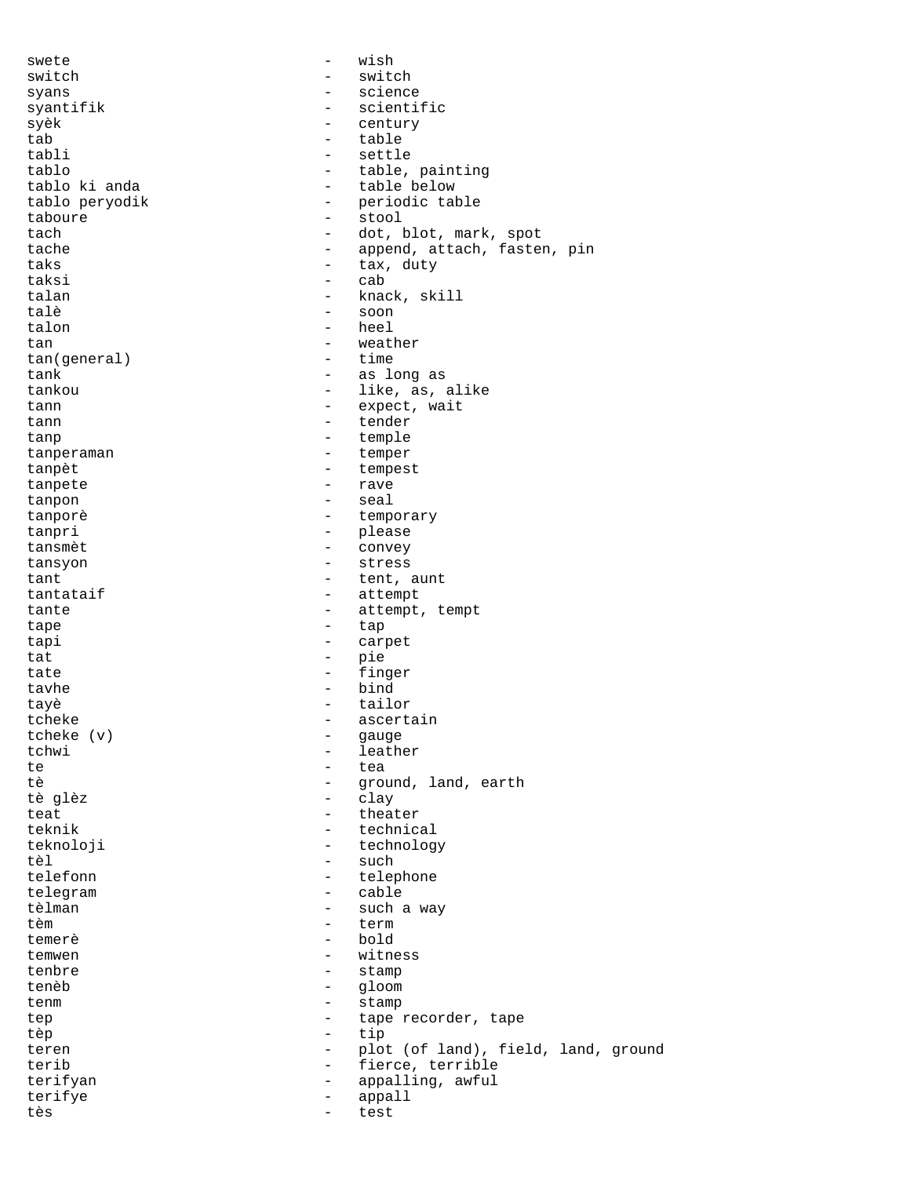swete - wish
switch - switch
syans - science
syantifik - scientific
syèk - century
tab - table
tabli - settle
tablo - table, painting
tablo ki anda - table below
tablo peryodik - periodic table
taboure - stool
tach - dot, blot, mark, spot
tache - append, attach, fasten, pin
taks - tax, duty
taksi - cab
talan - knack, skill
talè - soon
talon - heel
tan - weather
tan(general) - time
tank - as long as
tankou - like, as, alike
tann - expect, wait
tann - tender
tanp - temple
tanperaman - temper
tanpèt - tempest
tanpete - rave
tanpon - seal
tanporè - temporary
tanpri - please
tansmèt - convey
tansyon - stress
tant - tent, aunt
tantataif - attempt
tante - attempt, tempt
tape - tap
tapi - carpet
tat - pie
tate - finger
tavhe - bind
tayè - tailor
tcheke - ascertain
tcheke (v) - gauge
tchwi - leather
te - tea
tè - ground, land, earth
tè glèz - clay
teat - theater
teknik - technical
teknoloji - technology
tèl - such
telefonn - telephone
telegram - cable
tèlman - such a way
tèm - term
temerè - bold
temwen - witness
tenbre - stamp
tenèb - gloom
tenm - stamp
tep - tape recorder, tape
tèp - tip
teren - plot (of land), field, land, ground
terib - fierce, terrible
terifyan - appalling, awful
terifye - appall
tès - test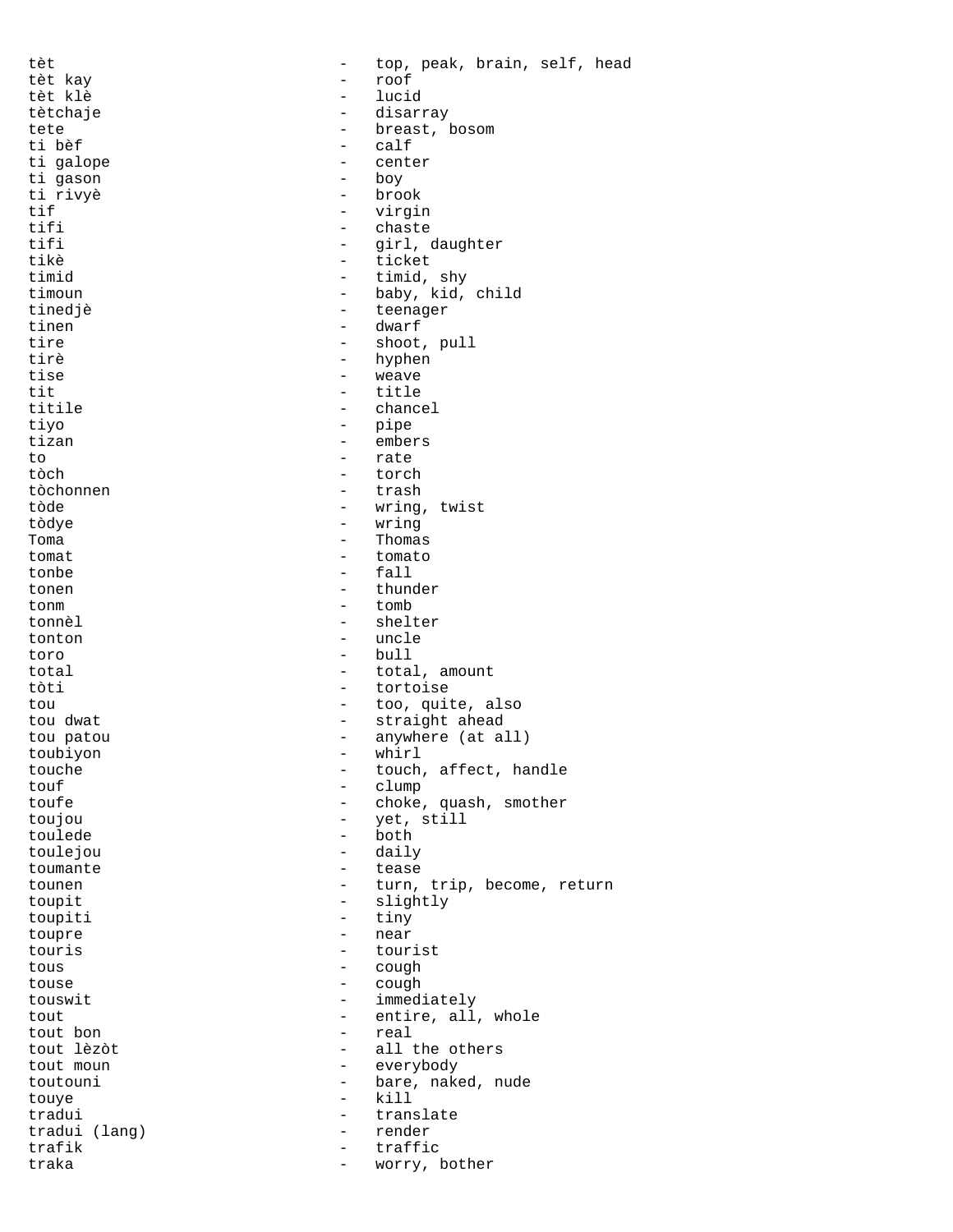tèt - top, peak, brain, self, head
tèt kay - roof
tèt klè - lucid
tètchaje - disarray
tete - breast, bosom
ti bèf - calf
ti galope - center
ti gason - boy
ti rivyè - brook
tif - virgin
tifi - chaste
tifi - girl, daughter
tikè - ticket
timid - timid, shy
timoun - baby, kid, child
tinedjè - teenager
tinen - dwarf
tire - shoot, pull
tirè - hyphen
tise - weave
tit - title
titile - chancel
tiyo - pipe
tizan - embers
to - rate
tòch - torch
tòchonnen - trash
tòde - wring, twist
tòdye - wring
Toma - Thomas
tomat - tomato
tonbe - fall
tonen - thunder
tonm - tomb
tonnèl - shelter
tonton - uncle
toro - bull
total - total, amount
tòti - tortoise
tou - too, quite, also
tou dwat - straight ahead
tou patou - anywhere (at all)
toubiyon - whirl
touche - touch, affect, handle
touf - clump
toufe - choke, quash, smother
toujou - yet, still
toulede - both
toulejou - daily
toumante - tease
tounen - turn, trip, become, return
toupit - slightly
toupiti - tiny
toupre - near
touris - tourist
tous - cough
touse - cough
touswit - immediately
tout - entire, all, whole
tout bon - real
tout lèzòt - all the others
tout moun - everybody
toutouni - bare, naked, nude
touye - kill
tradui - translate
tradui (lang) - render
trafik - traffic
traka - worry, bother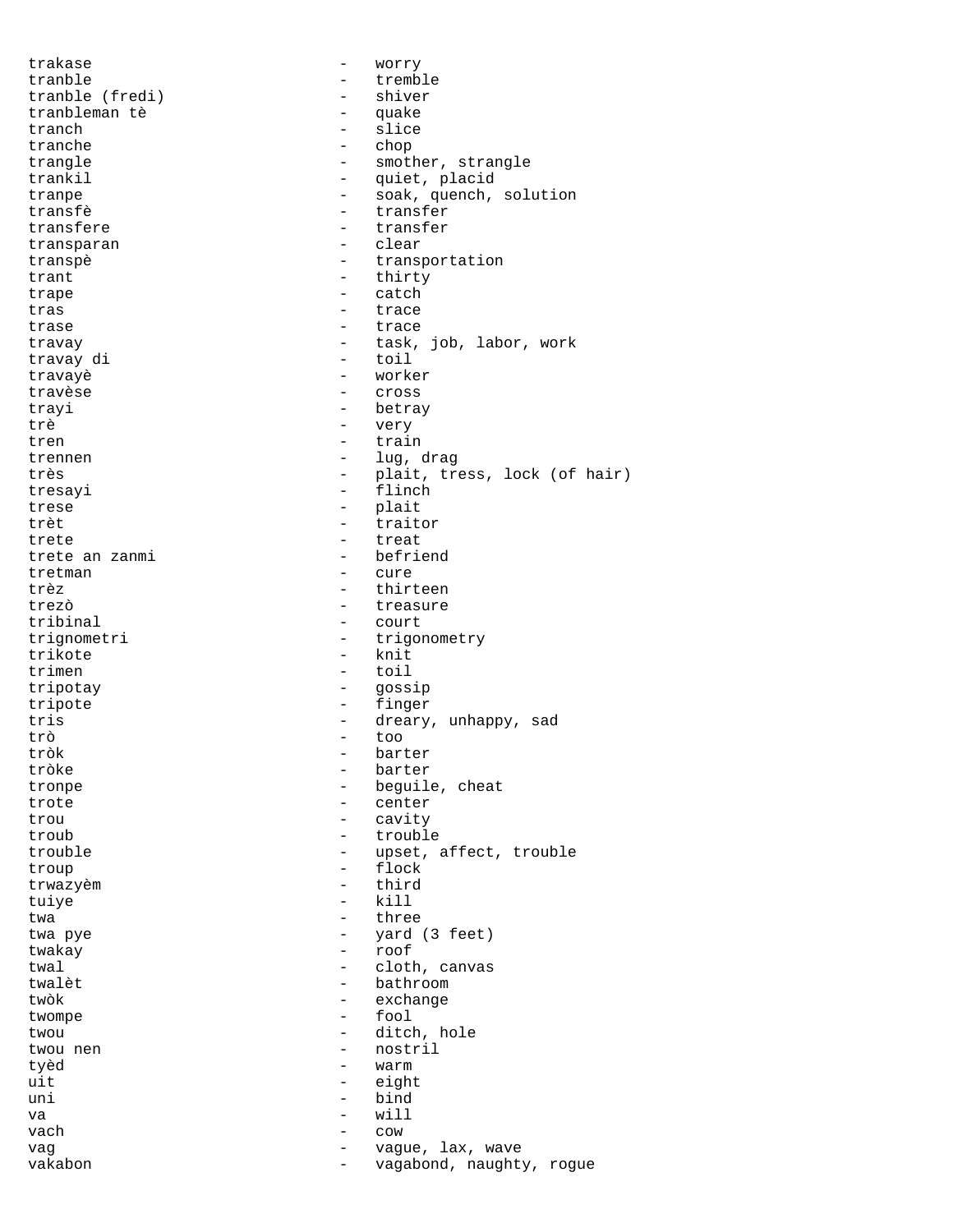trakase - worry
tranble - tremble
tranble (fredi) - shiver
tranbleman tè - quake
tranch - slice
tranche - chop
trangle - smother, strangle
trankil - quiet, placid
tranpe - soak, quench, solution
transfè - transfer
transfere - transfer
transparan - clear
transpè - transportation
trant - thirty
trape - catch
tras - trace
trase - trace
travay - task, job, labor, work
travay di - toil
travayè - worker
travèse - cross
trayi - betray
trè - very
tren - train
trennen - lug, drag
très - plait, tress, lock (of hair)
tresayi - flinch
trese - plait
trèt - traitor
trete - treat
trete an zanmi - befriend
tretman - cure
trèz - thirteen
trezò - treasure
tribinal - court
trignometri - trigonometry
trikote - knit
trimen - toil
tripotay - gossip
tripote - finger
tris - dreary, unhappy, sad
trò - too
tròk - barter
tròke - barter
tronpe - beguile, cheat
trote - center
trou - cavity
troub - trouble
trouble - upset, affect, trouble
troup - flock
trwazyèm - third
tuiye - kill
twa - three
twa pye - yard (3 feet)
twakay - roof
twal - cloth, canvas
twalèt - bathroom
twòk - exchange
twompe - fool
twou - ditch, hole
twou nen - nostril
tyèd - warm
uit - eight
uni - bind
va - will
vach - cow
vag - vague, lax, wave
vakabon - vagabond, naughty, rogue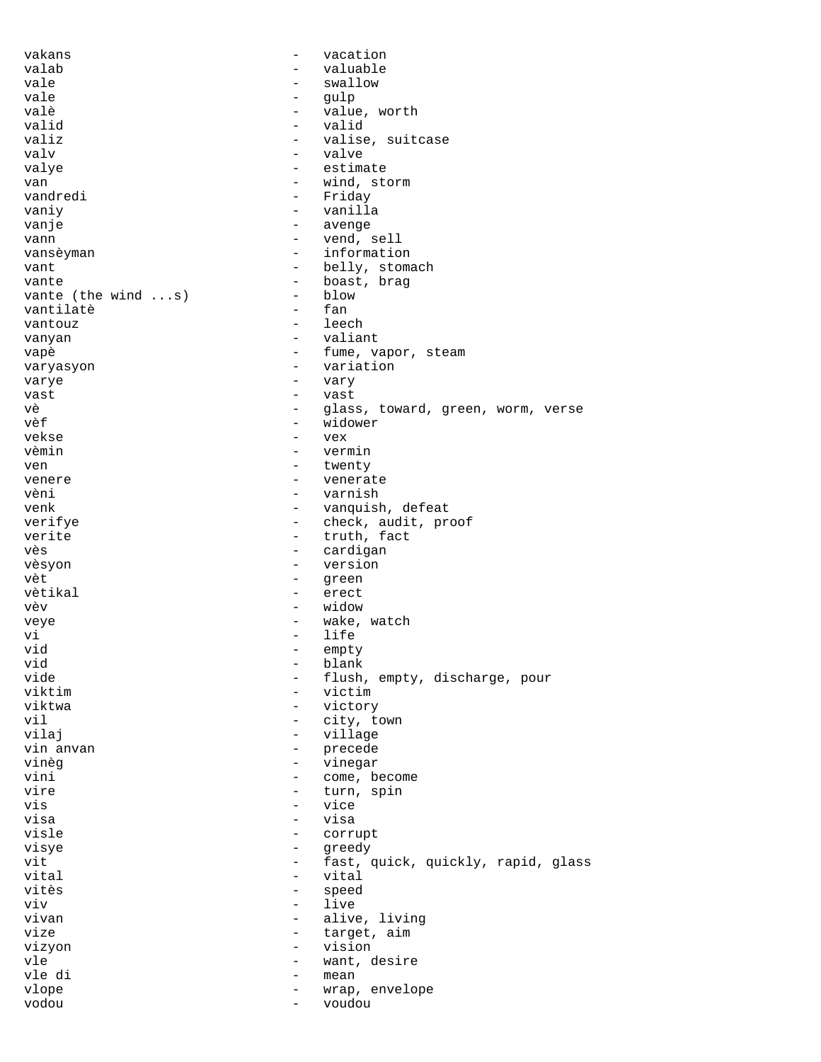vakans - vacation
valab - valuable
vale - swallow
vale - gulp
valè - value, worth
valid - valid
valiz - valise, suitcase
valv - valve
valye - estimate
van - wind, storm
vandredi - Friday
vaniy - vanilla
vanje - avenge
vann - vend, sell
vansèyman - information
vant - belly, stomach
vante - boast, brag
vante (the wind ...s) - blow
vantilatè - fan
vantouz - leech
vanyan - valiant
vapè - fume, vapor, steam
varyasyon - variation
varye - vary
vast - vast
vè - glass, toward, green, worm, verse
vèf - widower
vekse - vex
vèmin - vermin
ven - twenty
venere - venerate
vèni - varnish
venk - vanquish, defeat
verifye - check, audit, proof
verite - truth, fact
vès - cardigan
vèsyon - version
vèt - green
vètikal - erect
vèv - widow
veye - wake, watch
vi - life
vid - empty
vid - blank
vide - flush, empty, discharge, pour
viktim - victim
viktwa - victory
vil - city, town
vilaj - village
vin anvan - precede
vinèg - vinegar
vini - come, become
vire - turn, spin
vis - vice
visa - visa
visle - corrupt
visye - greedy
vit - fast, quick, quickly, rapid, glass
vital - vital
vitès - speed
viv - live
vivan - alive, living
vize - target, aim
vizyon - vision
vle - want, desire
vle di - mean
vlope - wrap, envelope
vodou - voudou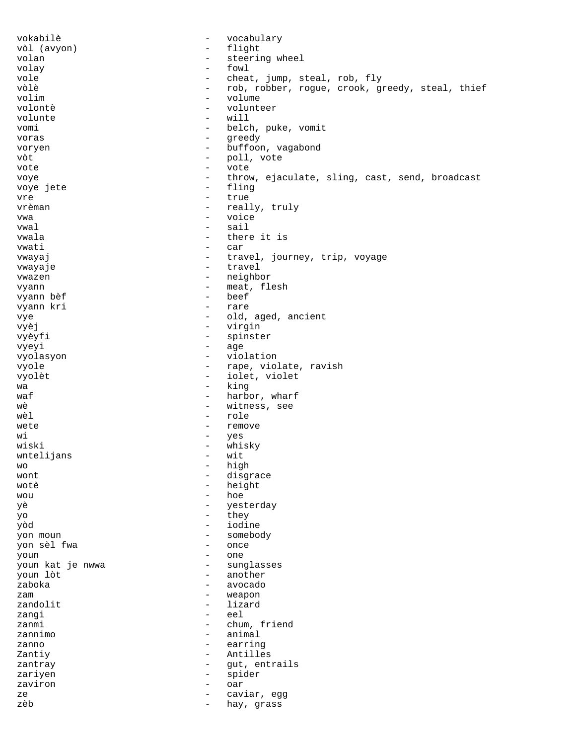vokabilè - vocabulary
vòl (avyon) - flight
volan - steering wheel
volay - fowl
vole - cheat, jump, steal, rob, fly
vòlè - rob, robber, rogue, crook, greedy, steal, thief
volim - volume
volontè - volunteer
volunte - will
vomi - belch, puke, vomit
voras - greedy
voryen - buffoon, vagabond
vòt - poll, vote
vote - vote
voye - throw, ejaculate, sling, cast, send, broadcast
voye jete - fling
vre - true
vrèman - really, truly
vwa - voice
vwal - sail
vwala - there it is
vwati - car
vwayaj - travel, journey, trip, voyage
vwayaje - travel
vwazen - neighbor
vyann - meat, flesh
vyann bèf - beef
vyann kri - rare
vye - old, aged, ancient
vyèj - virgin
vyèyfi - spinster
vyeyi - age
vyolasyon - violation
vyole - rape, violate, ravish
vyolèt - iolet, violet
wa - king
waf - harbor, wharf
wè - witness, see
wèl - role
wete - remove
wi - yes
wiski - whisky
wntelijans - wit
wo - high
wont - disgrace
wotè - height
wou - hoe
yè - yesterday
yo - they
yòd - iodine
yon moun - somebody
yon sèl fwa - once
youn - one
youn kat je nwwa - sunglasses
youn lòt - another
zaboka - avocado
zam - weapon
zandolit - lizard
zangi - eel
zanmi - chum, friend
zannimo - animal
zanno - earring
Zantiy - Antilles
zantray - gut, entrails
zariyen - spider
zaviron - oar
ze - caviar, egg
zèb - hay, grass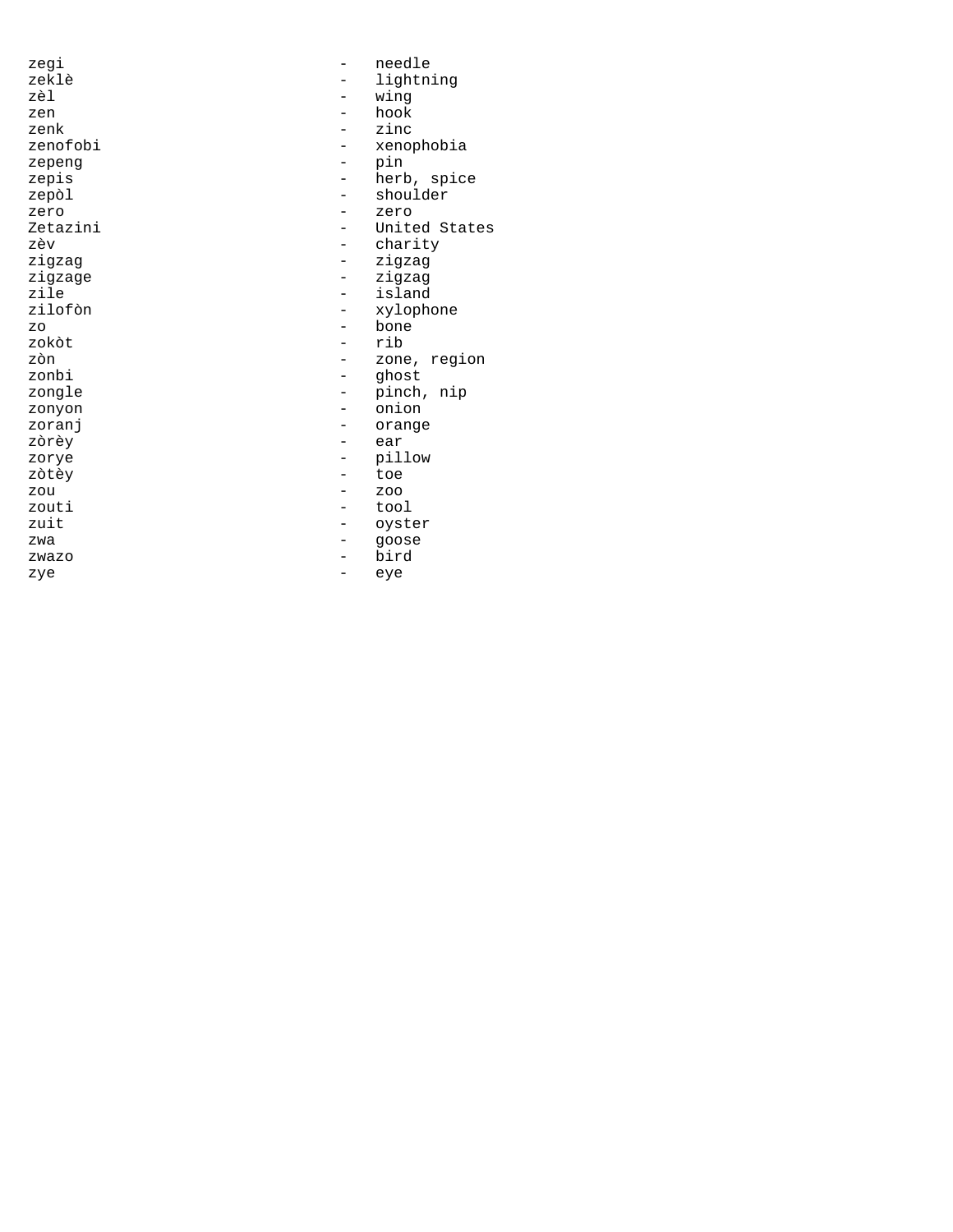zegi - needle
zeklè - lightning
zèl - wing
zen - hook
zenk - zinc
zenofobi - xenophobia
zepeng - pin
zepis - herb, spice
zepòl - shoulder
zero - zero
Zetazini - United States
zèv - charity
zigzag - zigzag
zigzage - zigzag
zile - island
zilofòn - xylophone
zo - bone
zokòt - rib
zòn - zone, region
zonbi - ghost
zongle - pinch, nip
zonyon - onion
zoranj - orange
zòrèy - ear
zorye - pillow
zòtèy - toe
zou - zoo
zouti - tool
zuit - oyster
zwa - goose
zwazo - bird
zye - eye